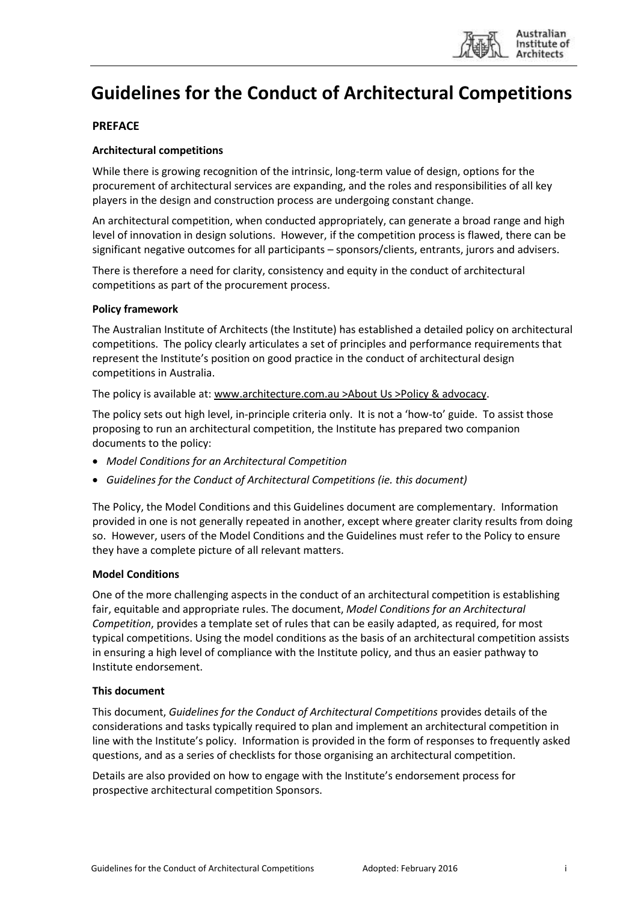# Guidelines for the Conduct of Architectural Competitions

## PREFACE

### Architectural competitions

While there is growing recognition of the intrinsic, long-term value of design, options for the procurement of architectural services are expanding, and the roles and responsibilities of all key players in the design and construction process are undergoing constant change.

An architectural competition, when conducted appropriately, can generate a broad range and high level of innovation in design solutions. However, if the competition process is flawed, there can be significant negative outcomes for all participants – sponsors/clients, entrants, jurors and advisers.

There is therefore a need for clarity, consistency and equity in the conduct of architectural competitions as part of the procurement process.

### Policy framework

The Australian Institute of Architects (the Institute) has established a detailed policy on architectural competitions. The policy clearly articulates a set of principles and performance requirements that represent the Institute's position on good practice in the conduct of architectural design competitions in Australia.

The policy is available at: www.architecture.com.au >About Us >Policy & advocacy.

The policy sets out high level, in-principle criteria only. It is not a 'how-to' guide. To assist those proposing to run an architectural competition, the Institute has prepared two companion documents to the policy:

- *Model Conditions for an Architectural Competition*
- *Guidelines for the Conduct of Architectural Competitions (ie. this document)*

The Policy, the Model Conditions and this Guidelines document are complementary. Information provided in one is not generally repeated in another, except where greater clarity results from doing so. However, users of the Model Conditions and the Guidelines must refer to the Policy to ensure they have a complete picture of all relevant matters.

### Model Conditions

One of the more challenging aspects in the conduct of an architectural competition is establishing fair, equitable and appropriate rules. The document, *Model Conditions for an Architectural Competition*, provides a template set of rules that can be easily adapted, as required, for most typical competitions. Using the model conditions as the basis of an architectural competition assists in ensuring a high level of compliance with the Institute policy, and thus an easier pathway to Institute endorsement.

### This document

This document, *Guidelines for the Conduct of Architectural Competitions* provides details of the considerations and tasks typically required to plan and implement an architectural competition in line with the Institute's policy. Information is provided in the form of responses to frequently asked questions, and as a series of checklists for those organising an architectural competition.

Details are also provided on how to engage with the Institute's endorsement process for prospective architectural competition Sponsors.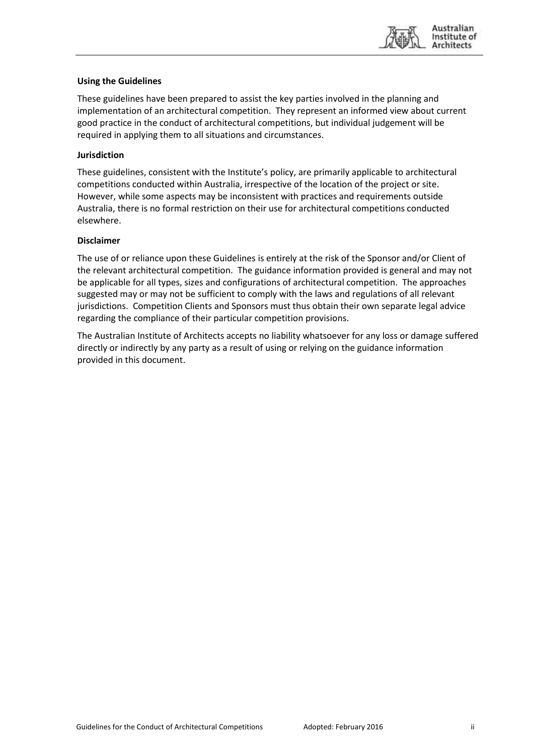**Using the Guidelines**

These guidelines have been prepared to assist the key parties involved in the planning and implementation of an architectural competition. They represent an informed view about current good practice in the conduct of architectural competitions, but individual judgement will be required in applying them to all situations and circumstances.

**Jurisdiction**

These guidelines, consistent with the Institute's policy, are primarily applicable to architectural competitions conducted within Australia, irrespective of the location of the project or site. However, while some aspects may be inconsistent with practices and requirements outside Australia, there is no formal restriction on their use for architectural competitions conducted elsewhere.

**Disclaimer**

The use of or reliance upon these Guidelines is entirely at the risk of the Sponsor and/or Client of the relevant architectural competition. The guidance information provided is general and may not be applicable for all types, sizes and configurations of architectural competition. The approaches suggested may or may not be sufficient to comply with the laws and regulations of all relevant jurisdictions. Competition Clients and Sponsors must thus obtain their own separate legal advice regarding the compliance of their particular competition provisions.

The Australian Institute of Architects accepts no liability whatsoever for any loss or damage suffered directly or indirectly by any party as a result of using or relying on the guidance information provided in this document.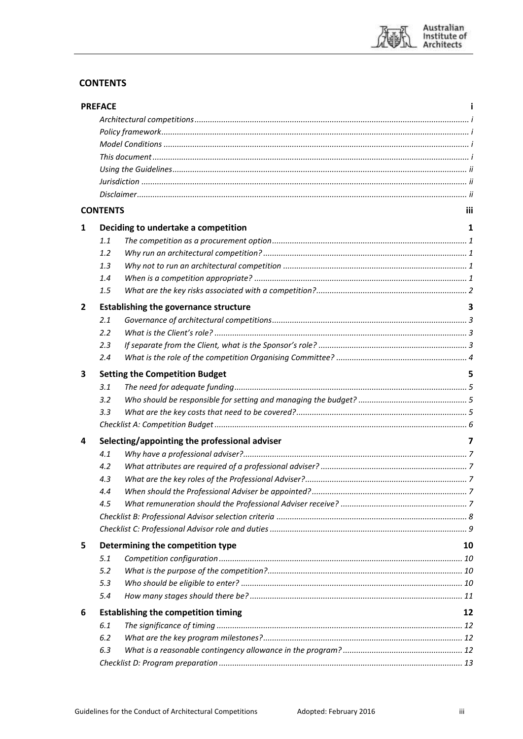## CONTENTS

**PREFACE** i

- *Architectural competitions* i
- *Policy framework* i
- *Model Conditions* i
- *This document* i
- *Using the Guidelines* ii
- *Jurisdiction* ii
- *Disclaimer* ii

**CONTENTS** iii

**1 Deciding to undertake a competition** 1

- 1.1 *The competition as a procurement option* 1
- 1.2 *Why run an architectural competition?* 1
- 1.3 *Why not to run an architectural competition* 1
- 1.4 *When is a competition appropriate?* 1
- 1.5 *What are the key risks associated with a competition?* 2

**2 Establishing the governance structure** 3

- 2.1 *Governance of architectural competitions* 3
- 2.2 *What is the Client's role?* 3
- 2.3 *If separate from the Client, what is the Sponsor's role?* 3
- 2.4 *What is the role of the competition Organising Committee?* 4

**3 Setting the Competition Budget** 5

- 3.1 *The need for adequate funding* 5
- 3.2 *Who should be responsible for setting and managing the budget?* 5
- 3.3 *What are the key costs that need to be covered?* 5
- *Checklist A: Competition Budget* 6

**4 Selecting/appointing the professional adviser** 7

- 4.1 *Why have a professional adviser?* 7
- 4.2 *What attributes are required of a professional adviser?* 7
- 4.3 *What are the key roles of the Professional Adviser?* 7
- 4.4 *When should the Professional Adviser be appointed?* 7
- 4.5 *What remuneration should the Professional Adviser receive?* 7
- *Checklist B: Professional Advisor selection criteria* 8
- *Checklist C: Professional Advisor role and duties* 9

**5 Determining the competition type** 10

- 5.1 *Competition configuration* 10
- 5.2 *What is the purpose of the competition?* 10
- 5.3 *Who should be eligible to enter?* 10
- 5.4 *How many stages should there be?* 11

**6 Establishing the competition timing** 12

- 6.1 *The significance of timing* 12
- 6.2 *What are the key program milestones?* 12
- 6.3 *What is a reasonable contingency allowance in the program?* 12
- *Checklist D: Program preparation* 13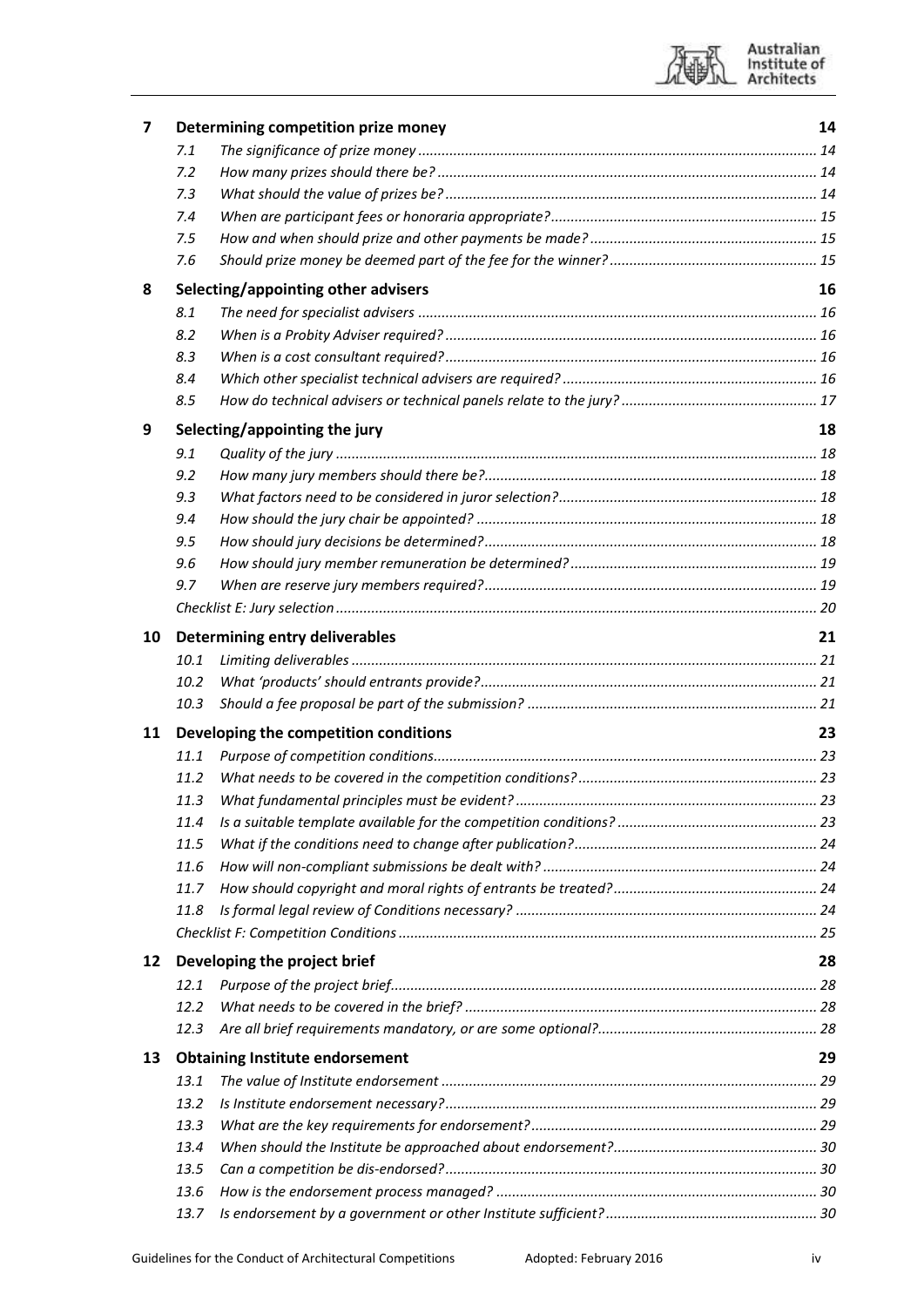| | | |
|---|---|---|
| **7** | **Determining competition prize money** | **14** |
| 7.1 | *The significance of prize money* | *14* |
| 7.2 | *How many prizes should there be?* | *14* |
| 7.3 | *What should the value of prizes be?* | *14* |
| 7.4 | *When are participant fees or honoraria appropriate?* | *15* |
| 7.5 | *How and when should prize and other payments be made?* | *15* |
| 7.6 | *Should prize money be deemed part of the fee for the winner?* | *15* |
| **8** | **Selecting/appointing other advisers** | **16** |
| 8.1 | *The need for specialist advisers* | *16* |
| 8.2 | *When is a Probity Adviser required?* | *16* |
| 8.3 | *When is a cost consultant required?* | *16* |
| 8.4 | *Which other specialist technical advisers are required?* | *16* |
| 8.5 | *How do technical advisers or technical panels relate to the jury?* | *17* |
| **9** | **Selecting/appointing the jury** | **18** |
| 9.1 | *Quality of the jury* | *18* |
| 9.2 | *How many jury members should there be?* | *18* |
| 9.3 | *What factors need to be considered in juror selection?* | *18* |
| 9.4 | *How should the jury chair be appointed?* | *18* |
| 9.5 | *How should jury decisions be determined?* | *18* |
| 9.6 | *How should jury member remuneration be determined?* | *19* |
| 9.7 | *When are reserve jury members required?* | *19* |
| | *Checklist E: Jury selection* | *20* |
| **10** | **Determining entry deliverables** | **21** |
| 10.1 | *Limiting deliverables* | *21* |
| 10.2 | *What 'products' should entrants provide?* | *21* |
| 10.3 | *Should a fee proposal be part of the submission?* | *21* |
| **11** | **Developing the competition conditions** | **23** |
| 11.1 | *Purpose of competition conditions* | *23* |
| 11.2 | *What needs to be covered in the competition conditions?* | *23* |
| 11.3 | *What fundamental principles must be evident?* | *23* |
| 11.4 | *Is a suitable template available for the competition conditions?* | *23* |
| 11.5 | *What if the conditions need to change after publication?* | *24* |
| 11.6 | *How will non-compliant submissions be dealt with?* | *24* |
| 11.7 | *How should copyright and moral rights of entrants be treated?* | *24* |
| 11.8 | *Is formal legal review of Conditions necessary?* | *24* |
| | *Checklist F: Competition Conditions* | *25* |
| **12** | **Developing the project brief** | **28** |
| 12.1 | *Purpose of the project brief* | *28* |
| 12.2 | *What needs to be covered in the brief?* | *28* |
| 12.3 | *Are all brief requirements mandatory, or are some optional?* | *28* |
| **13** | **Obtaining Institute endorsement** | **29** |
| 13.1 | *The value of Institute endorsement* | *29* |
| 13.2 | *Is Institute endorsement necessary?* | *29* |
| 13.3 | *What are the key requirements for endorsement?* | *29* |
| 13.4 | *When should the Institute be approached about endorsement?* | *30* |
| 13.5 | *Can a competition be dis-endorsed?* | *30* |
| 13.6 | *How is the endorsement process managed?* | *30* |
| 13.7 | *Is endorsement by a government or other Institute sufficient?* | *30* |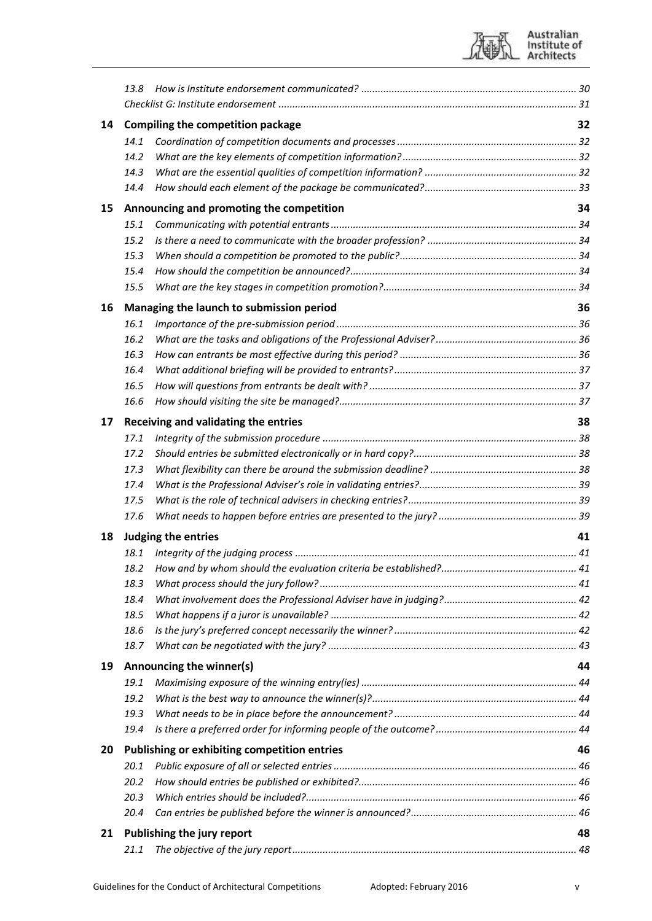13.8 *How is Institute endorsement communicated?* ........ 30

*Checklist G: Institute endorsement* ........ 31

**14 Compiling the competition package** ........ **32**

14.1 *Coordination of competition documents and processes* ........ 32

14.2 *What are the key elements of competition information?* ........ 32

14.3 *What are the essential qualities of competition information?* ........ 32

14.4 *How should each element of the package be communicated?* ........ 33

**15 Announcing and promoting the competition** ........ **34**

15.1 *Communicating with potential entrants* ........ 34

15.2 *Is there a need to communicate with the broader profession?* ........ 34

15.3 *When should a competition be promoted to the public?* ........ 34

15.4 *How should the competition be announced?* ........ 34

15.5 *What are the key stages in competition promotion?* ........ 34

**16 Managing the launch to submission period** ........ **36**

16.1 *Importance of the pre-submission period* ........ 36

16.2 *What are the tasks and obligations of the Professional Adviser?* ........ 36

16.3 *How can entrants be most effective during this period?* ........ 36

16.4 *What additional briefing will be provided to entrants?* ........ 37

16.5 *How will questions from entrants be dealt with?* ........ 37

16.6 *How should visiting the site be managed?* ........ 37

**17 Receiving and validating the entries** ........ **38**

17.1 *Integrity of the submission procedure* ........ 38

17.2 *Should entries be submitted electronically or in hard copy?* ........ 38

17.3 *What flexibility can there be around the submission deadline?* ........ 38

17.4 *What is the Professional Adviser's role in validating entries?* ........ 39

17.5 *What is the role of technical advisers in checking entries?* ........ 39

17.6 *What needs to happen before entries are presented to the jury?* ........ 39

**18 Judging the entries** ........ **41**

18.1 *Integrity of the judging process* ........ 41

18.2 *How and by whom should the evaluation criteria be established?* ........ 41

18.3 *What process should the jury follow?* ........ 41

18.4 *What involvement does the Professional Adviser have in judging?* ........ 42

18.5 *What happens if a juror is unavailable?* ........ 42

18.6 *Is the jury's preferred concept necessarily the winner?* ........ 42

18.7 *What can be negotiated with the jury?* ........ 43

**19 Announcing the winner(s)** ........ **44**

19.1 *Maximising exposure of the winning entry(ies)* ........ 44

19.2 *What is the best way to announce the winner(s)?* ........ 44

19.3 *What needs to be in place before the announcement?* ........ 44

19.4 *Is there a preferred order for informing people of the outcome?* ........ 44

**20 Publishing or exhibiting competition entries** ........ **46**

20.1 *Public exposure of all or selected entries* ........ 46

20.2 *How should entries be published or exhibited?* ........ 46

20.3 *Which entries should be included?* ........ 46

20.4 *Can entries be published before the winner is announced?* ........ 46

**21 Publishing the jury report** ........ **48**

21.1 *The objective of the jury report* ........ 48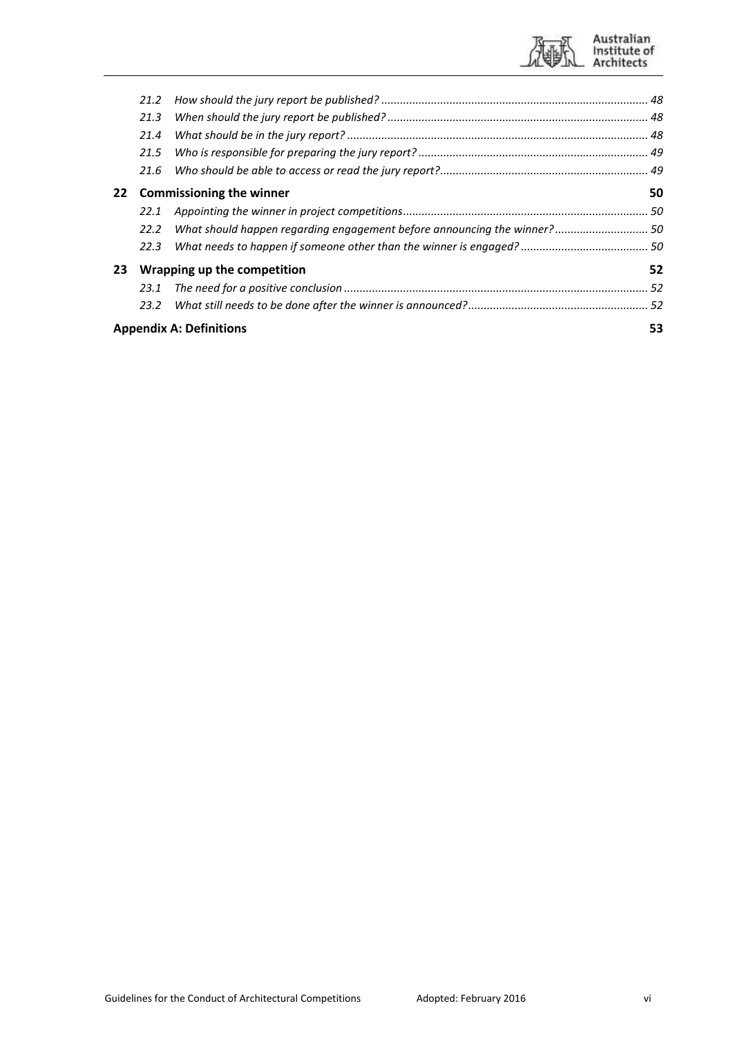*21.2 How should the jury report be published? ..................................................................................... 48*

*21.3 When should the jury report be published? ................................................................................... 48*

*21.4 What should be in the jury report? ................................................................................................ 48*

*21.5 Who is responsible for preparing the jury report? .......................................................................... 49*

*21.6 Who should be able to access or read the jury report?................................................................... 49*

**22 Commissioning the winner 50**

*22.1 Appointing the winner in project competitions............................................................................... 50*

*22.2 What should happen regarding engagement before announcing the winner? .............................. 50*

*22.3 What needs to happen if someone other than the winner is engaged? ......................................... 50*

**23 Wrapping up the competition 52**

*23.1 The need for a positive conclusion ................................................................................................. 52*

*23.2 What still needs to be done after the winner is announced?......................................................... 52*

**Appendix A: Definitions 53**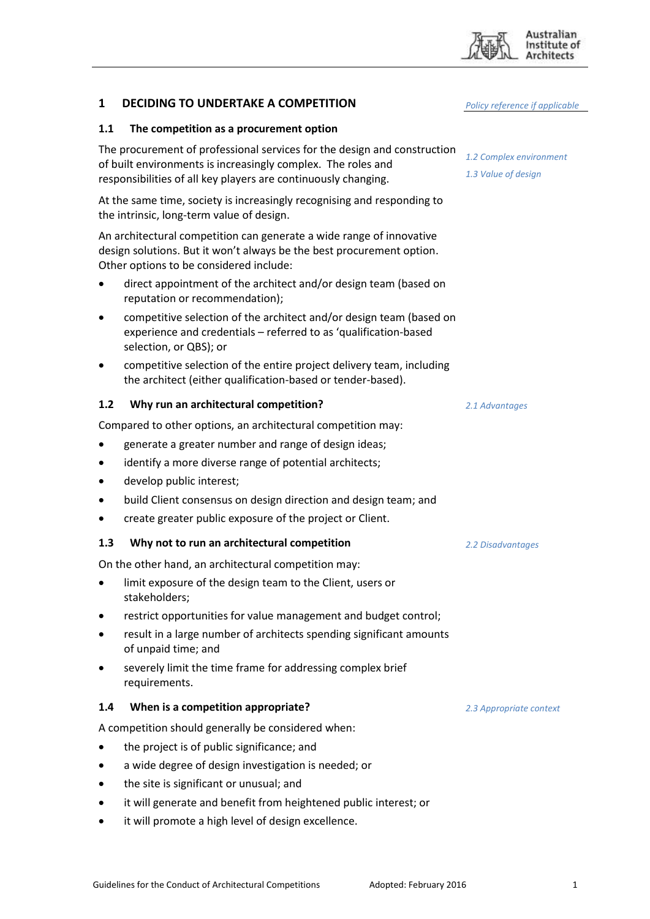## 1 DECIDING TO UNDERTAKE A COMPETITION

*Policy reference if applicable*

### 1.1 The competition as a procurement option

*1.2 Complex environment*

*1.3 Value of design*

The procurement of professional services for the design and construction of built environments is increasingly complex. The roles and responsibilities of all key players are continuously changing.

At the same time, society is increasingly recognising and responding to the intrinsic, long-term value of design.

An architectural competition can generate a wide range of innovative design solutions. But it won't always be the best procurement option. Other options to be considered include:

- direct appointment of the architect and/or design team (based on reputation or recommendation);
- competitive selection of the architect and/or design team (based on experience and credentials – referred to as 'qualification-based selection, or QBS); or
- competitive selection of the entire project delivery team, including the architect (either qualification-based or tender-based).

### 1.2 Why run an architectural competition?

*2.1 Advantages*

Compared to other options, an architectural competition may:

- generate a greater number and range of design ideas;
- identify a more diverse range of potential architects;
- develop public interest;
- build Client consensus on design direction and design team; and
- create greater public exposure of the project or Client.

### 1.3 Why not to run an architectural competition

*2.2 Disadvantages*

On the other hand, an architectural competition may:

- limit exposure of the design team to the Client, users or stakeholders;
- restrict opportunities for value management and budget control;
- result in a large number of architects spending significant amounts of unpaid time; and
- severely limit the time frame for addressing complex brief requirements.

### 1.4 When is a competition appropriate?

*2.3 Appropriate context*

A competition should generally be considered when:

- the project is of public significance; and
- a wide degree of design investigation is needed; or
- the site is significant or unusual; and
- it will generate and benefit from heightened public interest; or
- it will promote a high level of design excellence.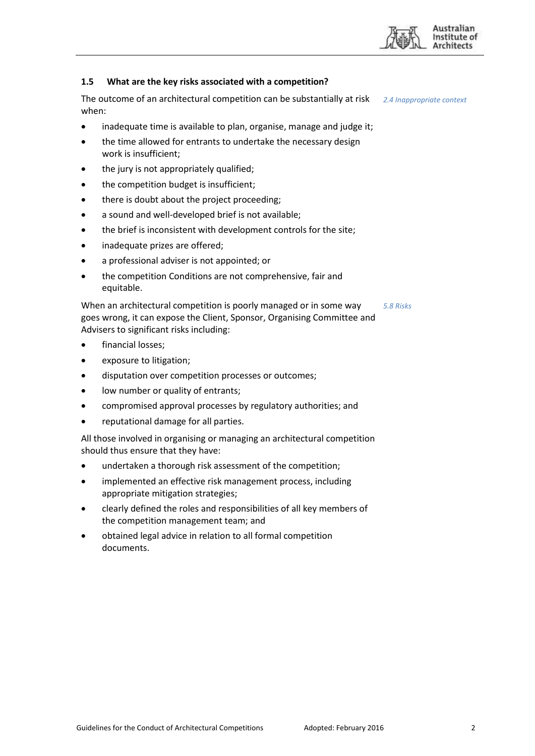### 1.5 What are the key risks associated with a competition?

The outcome of an architectural competition can be substantially at risk when:

*2.4 Inappropriate context*

- inadequate time is available to plan, organise, manage and judge it;
- the time allowed for entrants to undertake the necessary design work is insufficient;
- the jury is not appropriately qualified;
- the competition budget is insufficient;
- there is doubt about the project proceeding;
- a sound and well-developed brief is not available;
- the brief is inconsistent with development controls for the site;
- inadequate prizes are offered;
- a professional adviser is not appointed; or
- the competition Conditions are not comprehensive, fair and equitable.

When an architectural competition is poorly managed or in some way goes wrong, it can expose the Client, Sponsor, Organising Committee and Advisers to significant risks including:

*5.8 Risks*

- financial losses;
- exposure to litigation;
- disputation over competition processes or outcomes;
- low number or quality of entrants;
- compromised approval processes by regulatory authorities; and
- reputational damage for all parties.

All those involved in organising or managing an architectural competition should thus ensure that they have:

- undertaken a thorough risk assessment of the competition;
- implemented an effective risk management process, including appropriate mitigation strategies;
- clearly defined the roles and responsibilities of all key members of the competition management team; and
- obtained legal advice in relation to all formal competition documents.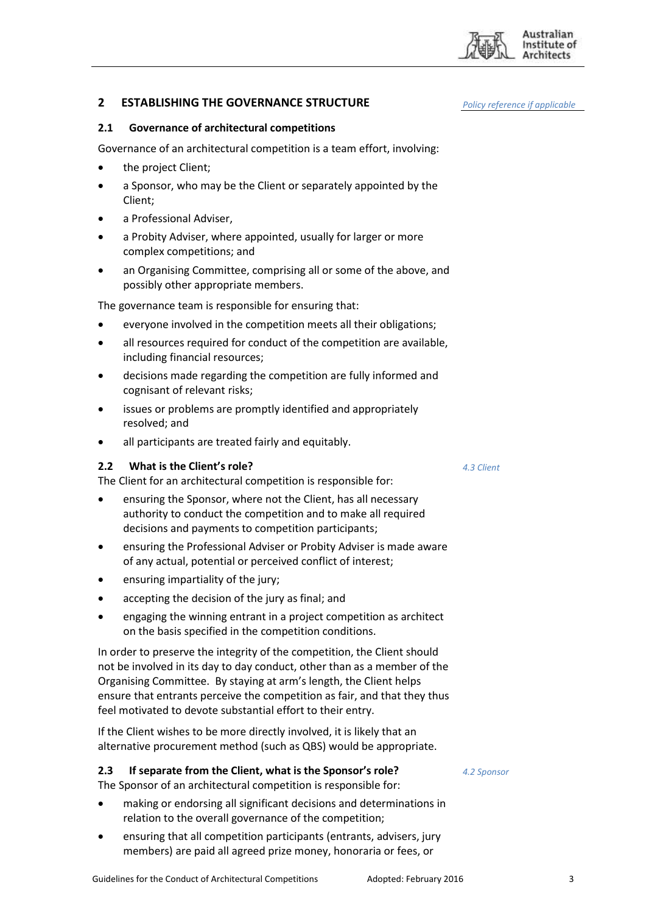## 2 ESTABLISHING THE GOVERNANCE STRUCTURE

*Policy reference if applicable*

### 2.1 Governance of architectural competitions

Governance of an architectural competition is a team effort, involving:

- the project Client;
- a Sponsor, who may be the Client or separately appointed by the Client;
- a Professional Adviser,
- a Probity Adviser, where appointed, usually for larger or more complex competitions; and
- an Organising Committee, comprising all or some of the above, and possibly other appropriate members.

The governance team is responsible for ensuring that:

- everyone involved in the competition meets all their obligations;
- all resources required for conduct of the competition are available, including financial resources;
- decisions made regarding the competition are fully informed and cognisant of relevant risks;
- issues or problems are promptly identified and appropriately resolved; and
- all participants are treated fairly and equitably.

### 2.2 What is the Client's role?

*4.3 Client*

The Client for an architectural competition is responsible for:

- ensuring the Sponsor, where not the Client, has all necessary authority to conduct the competition and to make all required decisions and payments to competition participants;
- ensuring the Professional Adviser or Probity Adviser is made aware of any actual, potential or perceived conflict of interest;
- ensuring impartiality of the jury;
- accepting the decision of the jury as final; and
- engaging the winning entrant in a project competition as architect on the basis specified in the competition conditions.

In order to preserve the integrity of the competition, the Client should not be involved in its day to day conduct, other than as a member of the Organising Committee. By staying at arm's length, the Client helps ensure that entrants perceive the competition as fair, and that they thus feel motivated to devote substantial effort to their entry.

If the Client wishes to be more directly involved, it is likely that an alternative procurement method (such as QBS) would be appropriate.

### 2.3 If separate from the Client, what is the Sponsor's role?

*4.2 Sponsor*

The Sponsor of an architectural competition is responsible for:

- making or endorsing all significant decisions and determinations in relation to the overall governance of the competition;
- ensuring that all competition participants (entrants, advisers, jury members) are paid all agreed prize money, honoraria or fees, or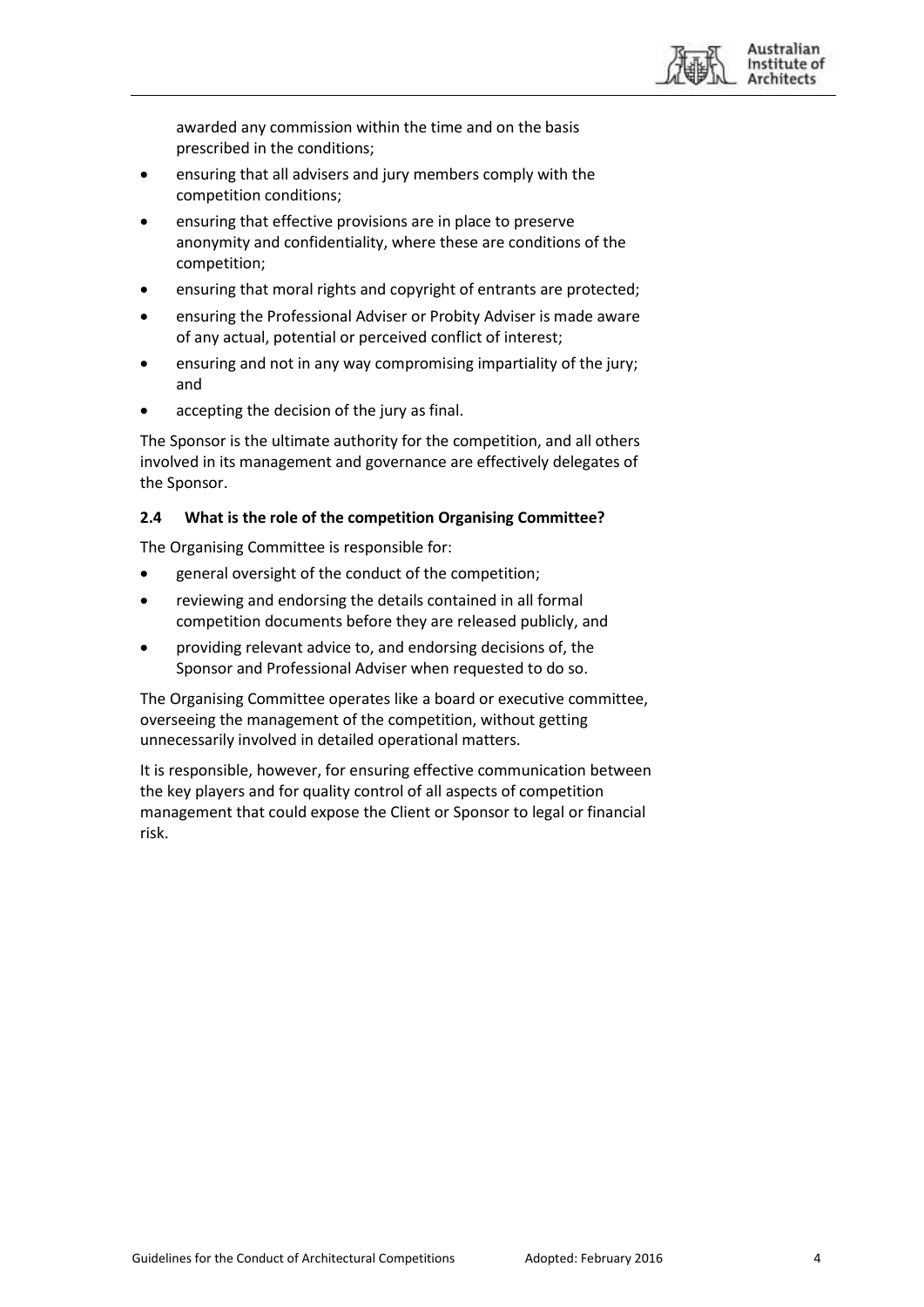awarded any commission within the time and on the basis prescribed in the conditions;

- ensuring that all advisers and jury members comply with the competition conditions;
- ensuring that effective provisions are in place to preserve anonymity and confidentiality, where these are conditions of the competition;
- ensuring that moral rights and copyright of entrants are protected;
- ensuring the Professional Adviser or Probity Adviser is made aware of any actual, potential or perceived conflict of interest;
- ensuring and not in any way compromising impartiality of the jury; and
- accepting the decision of the jury as final.

The Sponsor is the ultimate authority for the competition, and all others involved in its management and governance are effectively delegates of the Sponsor.

### 2.4 What is the role of the competition Organising Committee?

The Organising Committee is responsible for:

- general oversight of the conduct of the competition;
- reviewing and endorsing the details contained in all formal competition documents before they are released publicly, and
- providing relevant advice to, and endorsing decisions of, the Sponsor and Professional Adviser when requested to do so.

The Organising Committee operates like a board or executive committee, overseeing the management of the competition, without getting unnecessarily involved in detailed operational matters.

It is responsible, however, for ensuring effective communication between the key players and for quality control of all aspects of competition management that could expose the Client or Sponsor to legal or financial risk.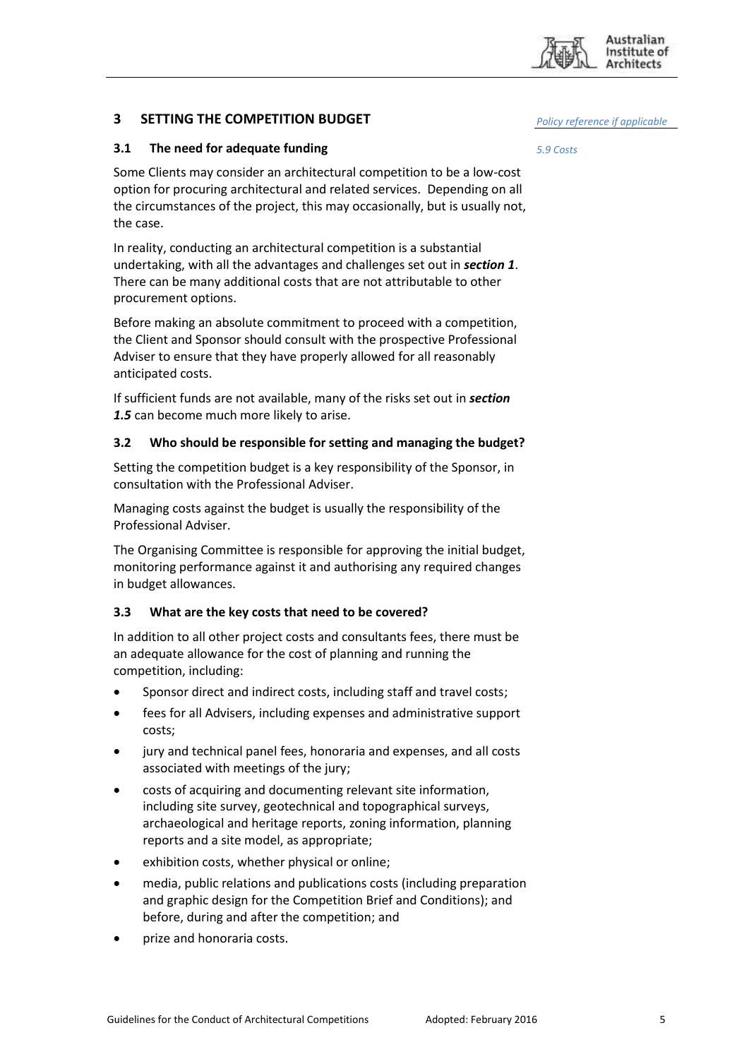## 3 SETTING THE COMPETITION BUDGET

*Policy reference if applicable*

### 3.1 The need for adequate funding

*5.9 Costs*

Some Clients may consider an architectural competition to be a low-cost option for procuring architectural and related services. Depending on all the circumstances of the project, this may occasionally, but is usually not, the case.

In reality, conducting an architectural competition is a substantial undertaking, with all the advantages and challenges set out in ***section 1***. There can be many additional costs that are not attributable to other procurement options.

Before making an absolute commitment to proceed with a competition, the Client and Sponsor should consult with the prospective Professional Adviser to ensure that they have properly allowed for all reasonably anticipated costs.

If sufficient funds are not available, many of the risks set out in ***section 1.5*** can become much more likely to arise.

### 3.2 Who should be responsible for setting and managing the budget?

Setting the competition budget is a key responsibility of the Sponsor, in consultation with the Professional Adviser.

Managing costs against the budget is usually the responsibility of the Professional Adviser.

The Organising Committee is responsible for approving the initial budget, monitoring performance against it and authorising any required changes in budget allowances.

### 3.3 What are the key costs that need to be covered?

In addition to all other project costs and consultants fees, there must be an adequate allowance for the cost of planning and running the competition, including:

- Sponsor direct and indirect costs, including staff and travel costs;
- fees for all Advisers, including expenses and administrative support costs;
- jury and technical panel fees, honoraria and expenses, and all costs associated with meetings of the jury;
- costs of acquiring and documenting relevant site information, including site survey, geotechnical and topographical surveys, archaeological and heritage reports, zoning information, planning reports and a site model, as appropriate;
- exhibition costs, whether physical or online;
- media, public relations and publications costs (including preparation and graphic design for the Competition Brief and Conditions); and before, during and after the competition; and
- prize and honoraria costs.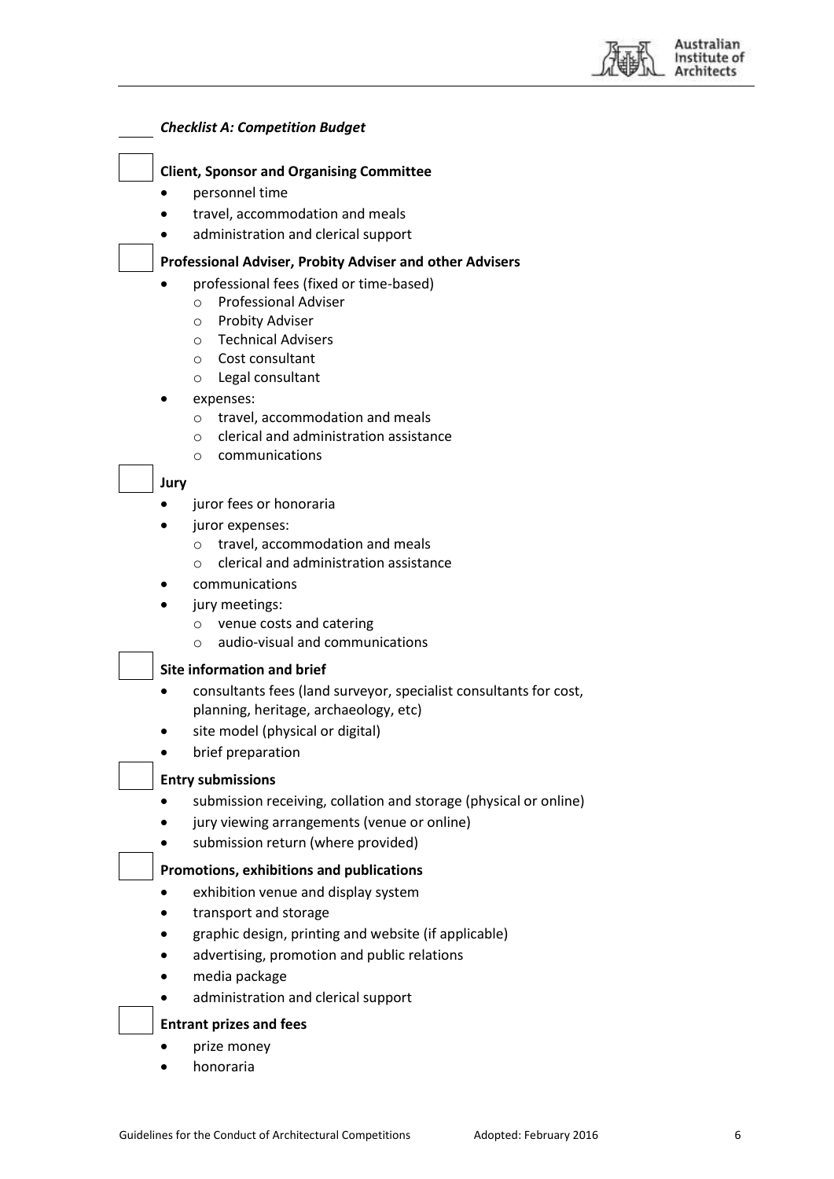### *Checklist A: Competition Budget*

**Client, Sponsor and Organising Committee**

- personnel time
- travel, accommodation and meals
- administration and clerical support

**Professional Adviser, Probity Adviser and other Advisers**

- professional fees (fixed or time-based)
  - Professional Adviser
  - Probity Adviser
  - Technical Advisers
  - Cost consultant
  - Legal consultant
- expenses:
  - travel, accommodation and meals
  - clerical and administration assistance
  - communications

**Jury**

- juror fees or honoraria
- juror expenses:
  - travel, accommodation and meals
  - clerical and administration assistance
- communications
- jury meetings:
  - venue costs and catering
  - audio-visual and communications

**Site information and brief**

- consultants fees (land surveyor, specialist consultants for cost, planning, heritage, archaeology, etc)
- site model (physical or digital)
- brief preparation

**Entry submissions**

- submission receiving, collation and storage (physical or online)
- jury viewing arrangements (venue or online)
- submission return (where provided)

**Promotions, exhibitions and publications**

- exhibition venue and display system
- transport and storage
- graphic design, printing and website (if applicable)
- advertising, promotion and public relations
- media package
- administration and clerical support

**Entrant prizes and fees**

- prize money
- honoraria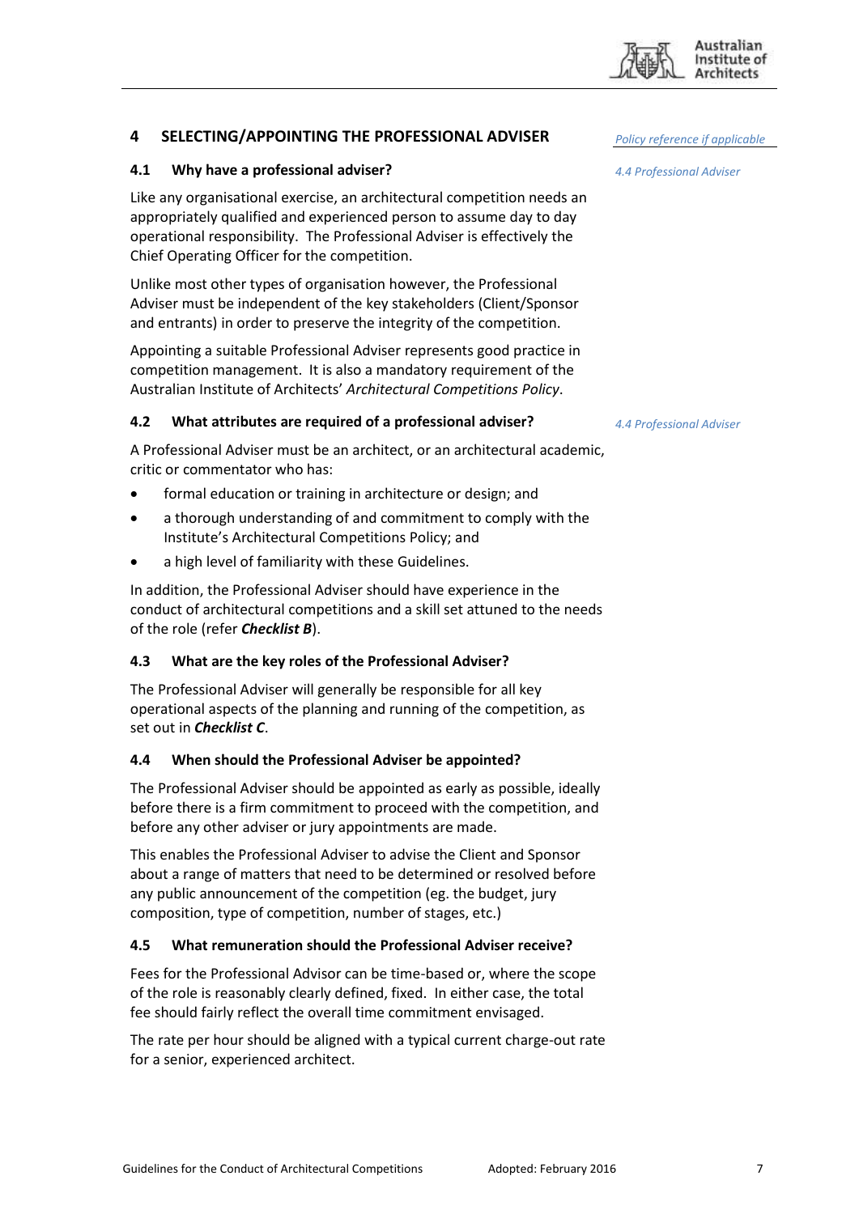## 4 SELECTING/APPOINTING THE PROFESSIONAL ADVISER

*Policy reference if applicable*

### 4.1 Why have a professional adviser?

*4.4 Professional Adviser*

Like any organisational exercise, an architectural competition needs an appropriately qualified and experienced person to assume day to day operational responsibility. The Professional Adviser is effectively the Chief Operating Officer for the competition.

Unlike most other types of organisation however, the Professional Adviser must be independent of the key stakeholders (Client/Sponsor and entrants) in order to preserve the integrity of the competition.

Appointing a suitable Professional Adviser represents good practice in competition management. It is also a mandatory requirement of the Australian Institute of Architects' *Architectural Competitions Policy*.

### 4.2 What attributes are required of a professional adviser?

*4.4 Professional Adviser*

A Professional Adviser must be an architect, or an architectural academic, critic or commentator who has:

- formal education or training in architecture or design; and
- a thorough understanding of and commitment to comply with the Institute's Architectural Competitions Policy; and
- a high level of familiarity with these Guidelines.

In addition, the Professional Adviser should have experience in the conduct of architectural competitions and a skill set attuned to the needs of the role (refer ***Checklist B***).

### 4.3 What are the key roles of the Professional Adviser?

The Professional Adviser will generally be responsible for all key operational aspects of the planning and running of the competition, as set out in ***Checklist C***.

### 4.4 When should the Professional Adviser be appointed?

The Professional Adviser should be appointed as early as possible, ideally before there is a firm commitment to proceed with the competition, and before any other adviser or jury appointments are made.

This enables the Professional Adviser to advise the Client and Sponsor about a range of matters that need to be determined or resolved before any public announcement of the competition (eg. the budget, jury composition, type of competition, number of stages, etc.)

### 4.5 What remuneration should the Professional Adviser receive?

Fees for the Professional Advisor can be time-based or, where the scope of the role is reasonably clearly defined, fixed. In either case, the total fee should fairly reflect the overall time commitment envisaged.

The rate per hour should be aligned with a typical current charge-out rate for a senior, experienced architect.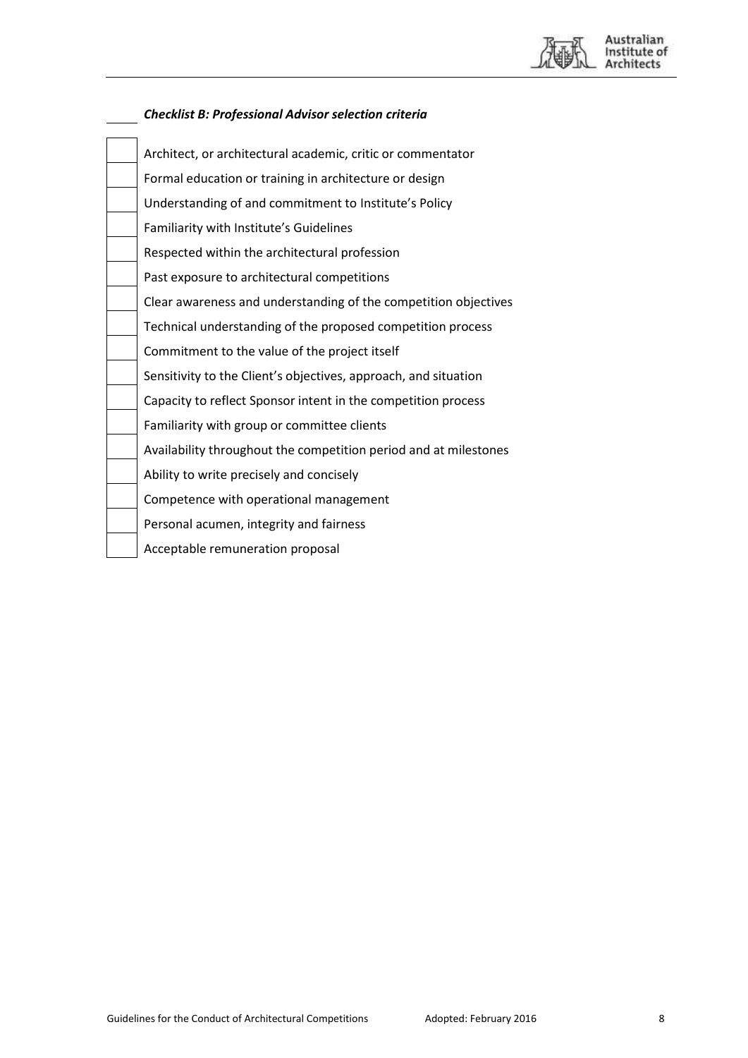***Checklist B: Professional Advisor selection criteria***

- [ ] Architect, or architectural academic, critic or commentator
- [ ] Formal education or training in architecture or design
- [ ] Understanding of and commitment to Institute's Policy
- [ ] Familiarity with Institute's Guidelines
- [ ] Respected within the architectural profession
- [ ] Past exposure to architectural competitions
- [ ] Clear awareness and understanding of the competition objectives
- [ ] Technical understanding of the proposed competition process
- [ ] Commitment to the value of the project itself
- [ ] Sensitivity to the Client's objectives, approach, and situation
- [ ] Capacity to reflect Sponsor intent in the competition process
- [ ] Familiarity with group or committee clients
- [ ] Availability throughout the competition period and at milestones
- [ ] Ability to write precisely and concisely
- [ ] Competence with operational management
- [ ] Personal acumen, integrity and fairness
- [ ] Acceptable remuneration proposal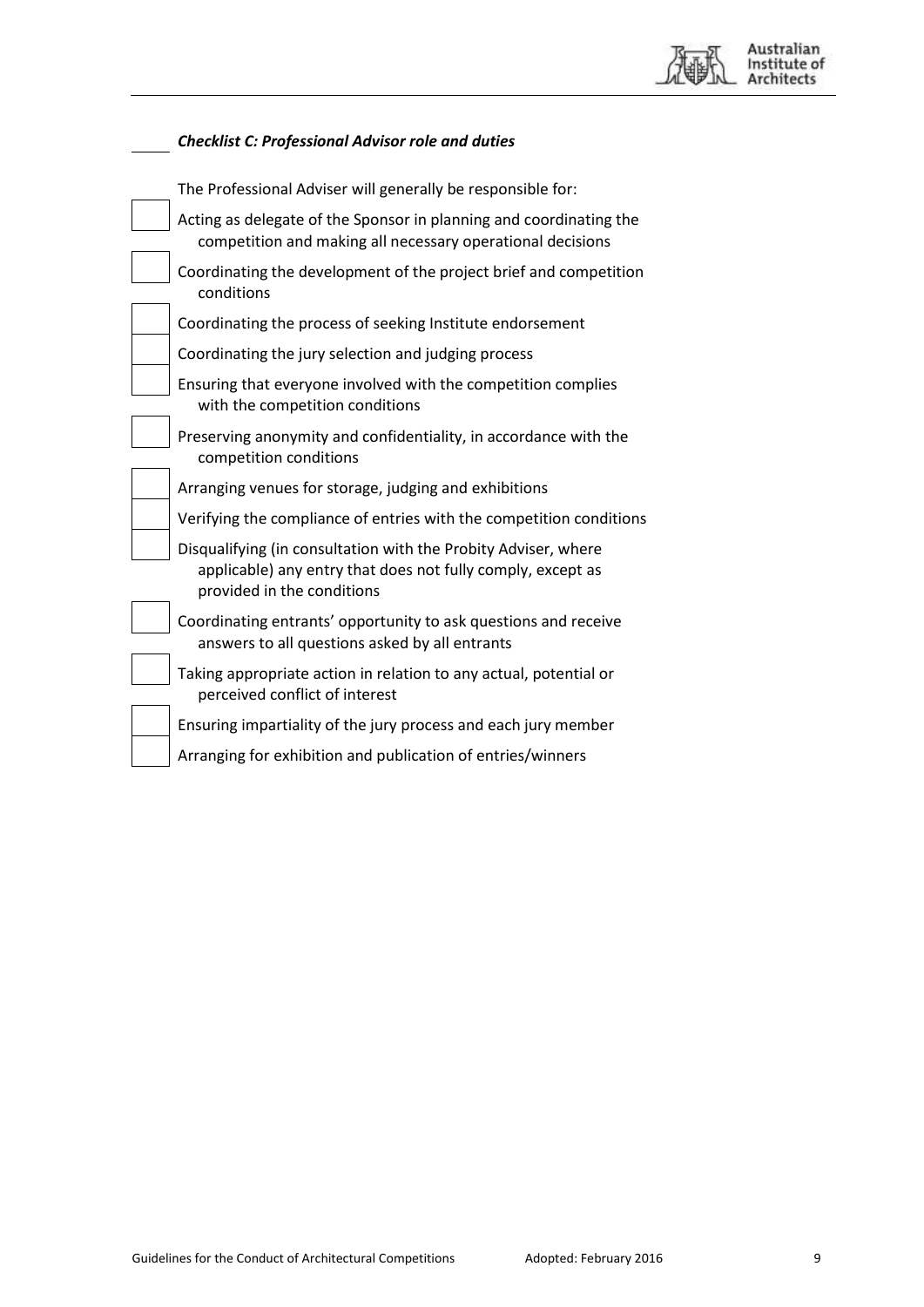***Checklist C: Professional Advisor role and duties***

The Professional Adviser will generally be responsible for:

- [ ] Acting as delegate of the Sponsor in planning and coordinating the competition and making all necessary operational decisions
- [ ] Coordinating the development of the project brief and competition conditions
- [ ] Coordinating the process of seeking Institute endorsement
- [ ] Coordinating the jury selection and judging process
- [ ] Ensuring that everyone involved with the competition complies with the competition conditions
- [ ] Preserving anonymity and confidentiality, in accordance with the competition conditions
- [ ] Arranging venues for storage, judging and exhibitions
- [ ] Verifying the compliance of entries with the competition conditions
- [ ] Disqualifying (in consultation with the Probity Adviser, where applicable) any entry that does not fully comply, except as provided in the conditions
- [ ] Coordinating entrants' opportunity to ask questions and receive answers to all questions asked by all entrants
- [ ] Taking appropriate action in relation to any actual, potential or perceived conflict of interest
- [ ] Ensuring impartiality of the jury process and each jury member
- [ ] Arranging for exhibition and publication of entries/winners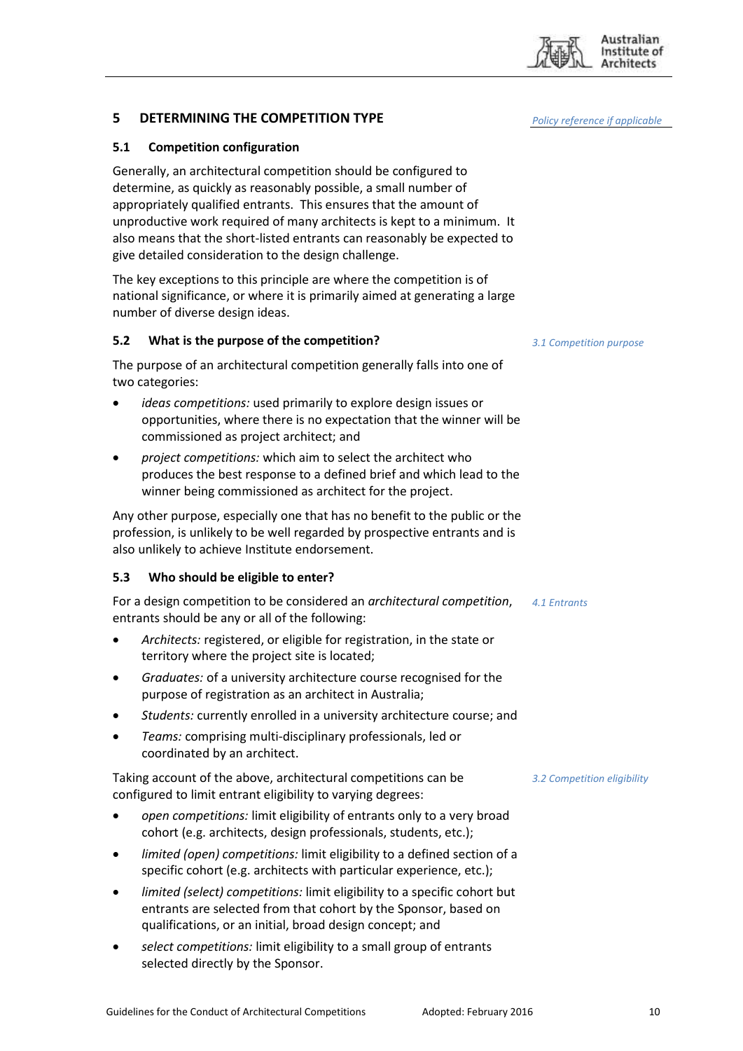## 5 DETERMINING THE COMPETITION TYPE

*Policy reference if applicable*

### 5.1 Competition configuration

Generally, an architectural competition should be configured to determine, as quickly as reasonably possible, a small number of appropriately qualified entrants. This ensures that the amount of unproductive work required of many architects is kept to a minimum. It also means that the short-listed entrants can reasonably be expected to give detailed consideration to the design challenge.

The key exceptions to this principle are where the competition is of national significance, or where it is primarily aimed at generating a large number of diverse design ideas.

### 5.2 What is the purpose of the competition?

*3.1 Competition purpose*

The purpose of an architectural competition generally falls into one of two categories:

- *ideas competitions:* used primarily to explore design issues or opportunities, where there is no expectation that the winner will be commissioned as project architect; and
- *project competitions:* which aim to select the architect who produces the best response to a defined brief and which lead to the winner being commissioned as architect for the project.

Any other purpose, especially one that has no benefit to the public or the profession, is unlikely to be well regarded by prospective entrants and is also unlikely to achieve Institute endorsement.

### 5.3 Who should be eligible to enter?

For a design competition to be considered an *architectural competition*, entrants should be any or all of the following:

*4.1 Entrants*

- *Architects:* registered, or eligible for registration, in the state or territory where the project site is located;
- *Graduates:* of a university architecture course recognised for the purpose of registration as an architect in Australia;
- *Students:* currently enrolled in a university architecture course; and
- *Teams:* comprising multi-disciplinary professionals, led or coordinated by an architect.

Taking account of the above, architectural competitions can be configured to limit entrant eligibility to varying degrees:

*3.2 Competition eligibility*

- *open competitions:* limit eligibility of entrants only to a very broad cohort (e.g. architects, design professionals, students, etc.);
- *limited (open) competitions:* limit eligibility to a defined section of a specific cohort (e.g. architects with particular experience, etc.);
- *limited (select) competitions:* limit eligibility to a specific cohort but entrants are selected from that cohort by the Sponsor, based on qualifications, or an initial, broad design concept; and
- *select competitions:* limit eligibility to a small group of entrants selected directly by the Sponsor.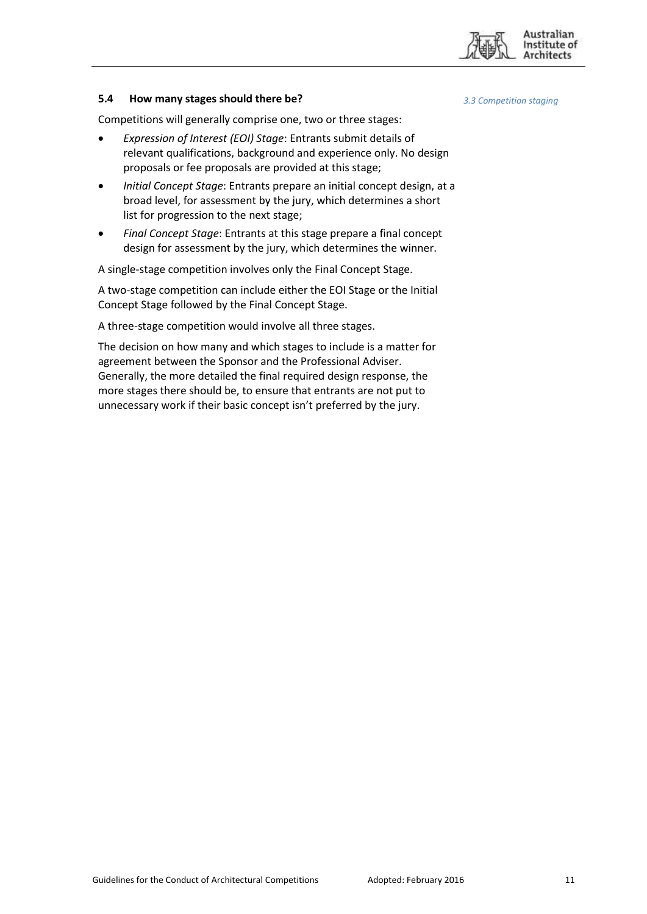### 5.4 How many stages should there be?

*3.3 Competition staging*

Competitions will generally comprise one, two or three stages:

- *Expression of Interest (EOI) Stage*: Entrants submit details of relevant qualifications, background and experience only. No design proposals or fee proposals are provided at this stage;
- *Initial Concept Stage*: Entrants prepare an initial concept design, at a broad level, for assessment by the jury, which determines a short list for progression to the next stage;
- *Final Concept Stage*: Entrants at this stage prepare a final concept design for assessment by the jury, which determines the winner.

A single-stage competition involves only the Final Concept Stage.

A two-stage competition can include either the EOI Stage or the Initial Concept Stage followed by the Final Concept Stage.

A three-stage competition would involve all three stages.

The decision on how many and which stages to include is a matter for agreement between the Sponsor and the Professional Adviser. Generally, the more detailed the final required design response, the more stages there should be, to ensure that entrants are not put to unnecessary work if their basic concept isn't preferred by the jury.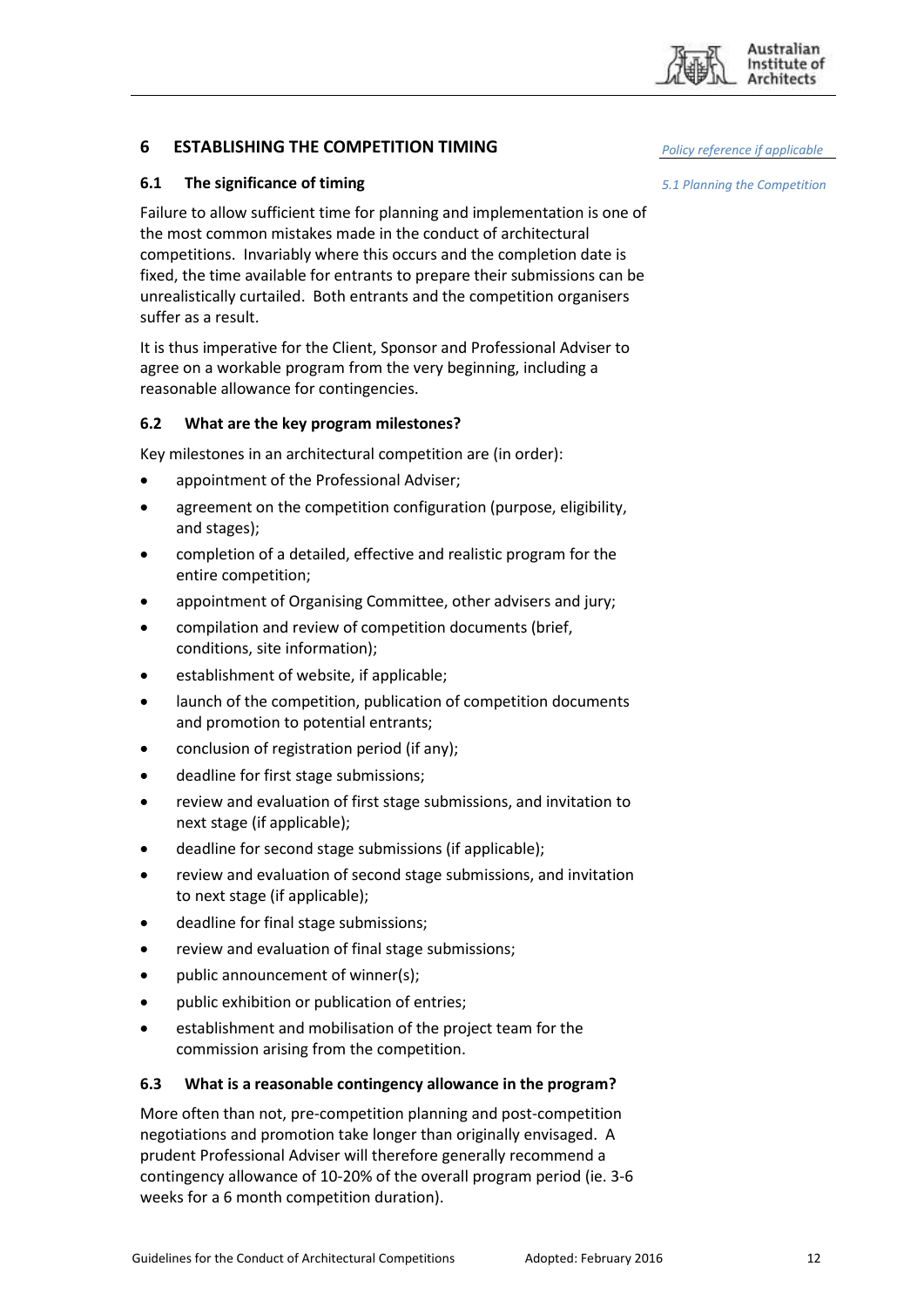## 6 ESTABLISHING THE COMPETITION TIMING

*Policy reference if applicable*

### 6.1 The significance of timing

*5.1 Planning the Competition*

Failure to allow sufficient time for planning and implementation is one of the most common mistakes made in the conduct of architectural competitions. Invariably where this occurs and the completion date is fixed, the time available for entrants to prepare their submissions can be unrealistically curtailed. Both entrants and the competition organisers suffer as a result.

It is thus imperative for the Client, Sponsor and Professional Adviser to agree on a workable program from the very beginning, including a reasonable allowance for contingencies.

### 6.2 What are the key program milestones?

Key milestones in an architectural competition are (in order):

- appointment of the Professional Adviser;
- agreement on the competition configuration (purpose, eligibility, and stages);
- completion of a detailed, effective and realistic program for the entire competition;
- appointment of Organising Committee, other advisers and jury;
- compilation and review of competition documents (brief, conditions, site information);
- establishment of website, if applicable;
- launch of the competition, publication of competition documents and promotion to potential entrants;
- conclusion of registration period (if any);
- deadline for first stage submissions;
- review and evaluation of first stage submissions, and invitation to next stage (if applicable);
- deadline for second stage submissions (if applicable);
- review and evaluation of second stage submissions, and invitation to next stage (if applicable);
- deadline for final stage submissions;
- review and evaluation of final stage submissions;
- public announcement of winner(s);
- public exhibition or publication of entries;
- establishment and mobilisation of the project team for the commission arising from the competition.

### 6.3 What is a reasonable contingency allowance in the program?

More often than not, pre-competition planning and post-competition negotiations and promotion take longer than originally envisaged. A prudent Professional Adviser will therefore generally recommend a contingency allowance of 10-20% of the overall program period (ie. 3-6 weeks for a 6 month competition duration).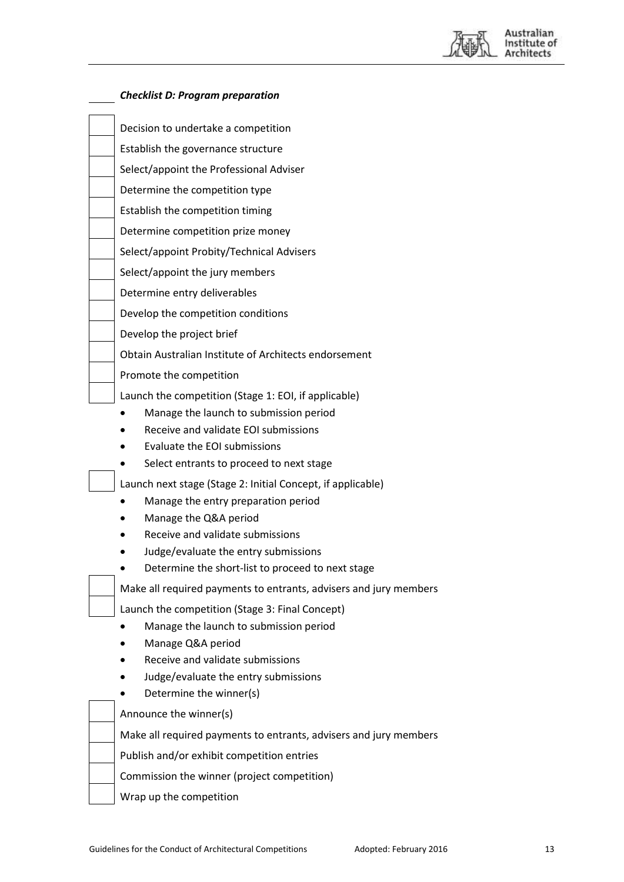### *Checklist D: Program preparation*

- [ ] Decision to undertake a competition
- [ ] Establish the governance structure
- [ ] Select/appoint the Professional Adviser
- [ ] Determine the competition type
- [ ] Establish the competition timing
- [ ] Determine competition prize money
- [ ] Select/appoint Probity/Technical Advisers
- [ ] Select/appoint the jury members
- [ ] Determine entry deliverables
- [ ] Develop the competition conditions
- [ ] Develop the project brief
- [ ] Obtain Australian Institute of Architects endorsement
- [ ] Promote the competition
- [ ] Launch the competition (Stage 1: EOI, if applicable)
    - Manage the launch to submission period
    - Receive and validate EOI submissions
    - Evaluate the EOI submissions
    - Select entrants to proceed to next stage
- [ ] Launch next stage (Stage 2: Initial Concept, if applicable)
    - Manage the entry preparation period
    - Manage the Q&A period
    - Receive and validate submissions
    - Judge/evaluate the entry submissions
    - Determine the short-list to proceed to next stage
- [ ] Make all required payments to entrants, advisers and jury members
- [ ] Launch the competition (Stage 3: Final Concept)
    - Manage the launch to submission period
    - Manage Q&A period
    - Receive and validate submissions
    - Judge/evaluate the entry submissions
    - Determine the winner(s)
- [ ] Announce the winner(s)
- [ ] Make all required payments to entrants, advisers and jury members
- [ ] Publish and/or exhibit competition entries
- [ ] Commission the winner (project competition)
- [ ] Wrap up the competition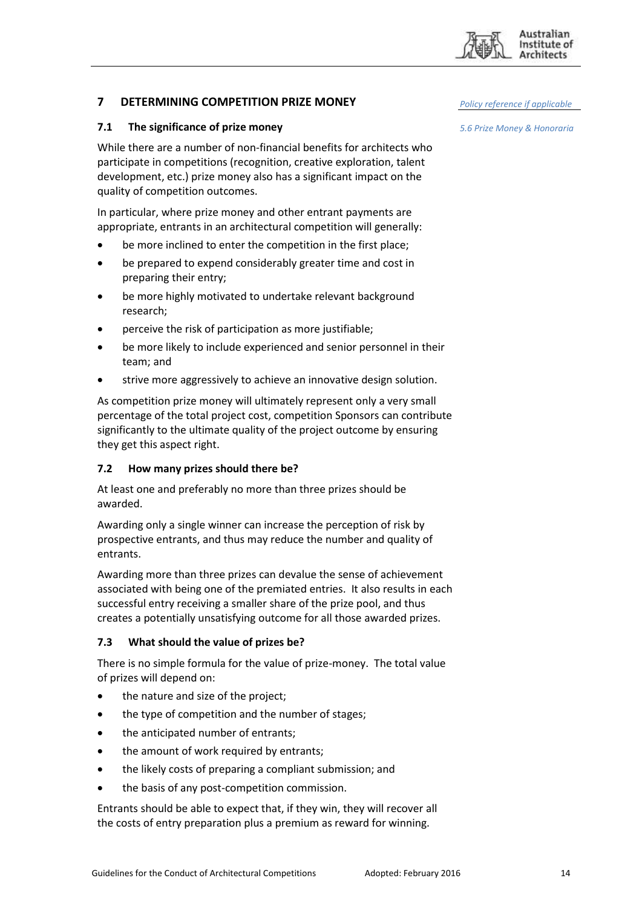## 7 DETERMINING COMPETITION PRIZE MONEY

*Policy reference if applicable*

### 7.1 The significance of prize money

*5.6 Prize Money & Honoraria*

While there are a number of non-financial benefits for architects who participate in competitions (recognition, creative exploration, talent development, etc.) prize money also has a significant impact on the quality of competition outcomes.

In particular, where prize money and other entrant payments are appropriate, entrants in an architectural competition will generally:

- be more inclined to enter the competition in the first place;
- be prepared to expend considerably greater time and cost in preparing their entry;
- be more highly motivated to undertake relevant background research;
- perceive the risk of participation as more justifiable;
- be more likely to include experienced and senior personnel in their team; and
- strive more aggressively to achieve an innovative design solution.

As competition prize money will ultimately represent only a very small percentage of the total project cost, competition Sponsors can contribute significantly to the ultimate quality of the project outcome by ensuring they get this aspect right.

### 7.2 How many prizes should there be?

At least one and preferably no more than three prizes should be awarded.

Awarding only a single winner can increase the perception of risk by prospective entrants, and thus may reduce the number and quality of entrants.

Awarding more than three prizes can devalue the sense of achievement associated with being one of the premiated entries. It also results in each successful entry receiving a smaller share of the prize pool, and thus creates a potentially unsatisfying outcome for all those awarded prizes.

### 7.3 What should the value of prizes be?

There is no simple formula for the value of prize-money. The total value of prizes will depend on:

- the nature and size of the project;
- the type of competition and the number of stages;
- the anticipated number of entrants;
- the amount of work required by entrants;
- the likely costs of preparing a compliant submission; and
- the basis of any post-competition commission.

Entrants should be able to expect that, if they win, they will recover all the costs of entry preparation plus a premium as reward for winning.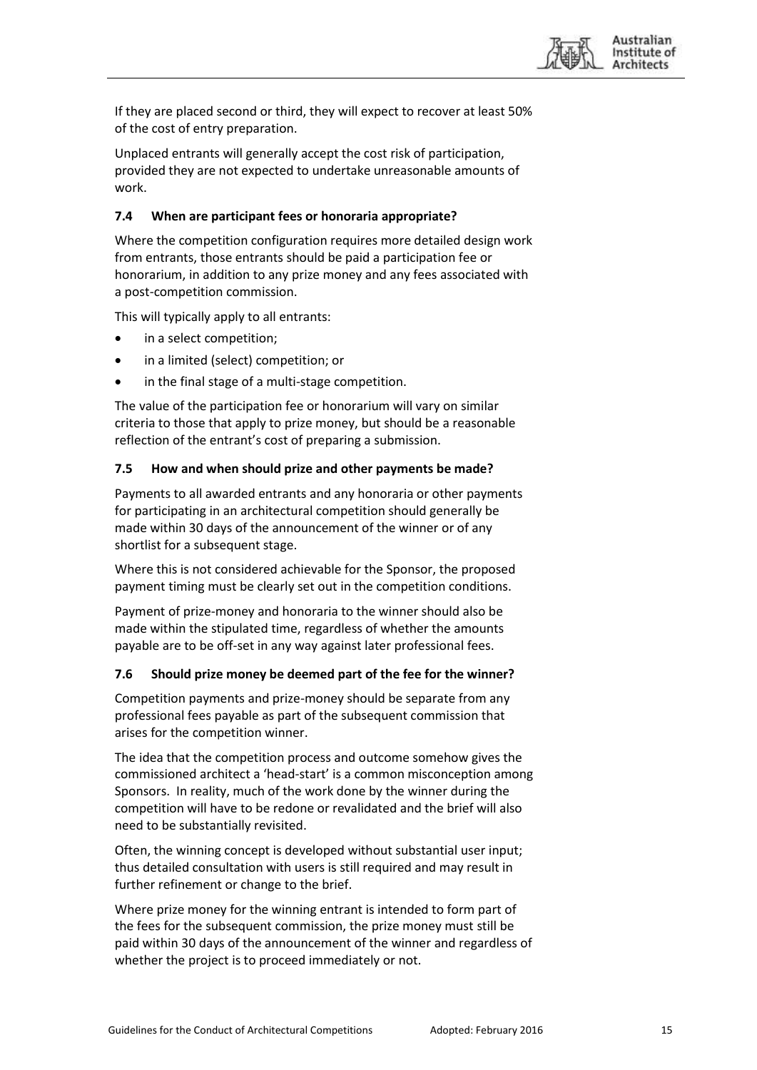If they are placed second or third, they will expect to recover at least 50% of the cost of entry preparation.

Unplaced entrants will generally accept the cost risk of participation, provided they are not expected to undertake unreasonable amounts of work.

### 7.4 When are participant fees or honoraria appropriate?

Where the competition configuration requires more detailed design work from entrants, those entrants should be paid a participation fee or honorarium, in addition to any prize money and any fees associated with a post-competition commission.

This will typically apply to all entrants:

- in a select competition;
- in a limited (select) competition; or
- in the final stage of a multi-stage competition.

The value of the participation fee or honorarium will vary on similar criteria to those that apply to prize money, but should be a reasonable reflection of the entrant's cost of preparing a submission.

### 7.5 How and when should prize and other payments be made?

Payments to all awarded entrants and any honoraria or other payments for participating in an architectural competition should generally be made within 30 days of the announcement of the winner or of any shortlist for a subsequent stage.

Where this is not considered achievable for the Sponsor, the proposed payment timing must be clearly set out in the competition conditions.

Payment of prize-money and honoraria to the winner should also be made within the stipulated time, regardless of whether the amounts payable are to be off-set in any way against later professional fees.

### 7.6 Should prize money be deemed part of the fee for the winner?

Competition payments and prize-money should be separate from any professional fees payable as part of the subsequent commission that arises for the competition winner.

The idea that the competition process and outcome somehow gives the commissioned architect a 'head-start' is a common misconception among Sponsors. In reality, much of the work done by the winner during the competition will have to be redone or revalidated and the brief will also need to be substantially revisited.

Often, the winning concept is developed without substantial user input; thus detailed consultation with users is still required and may result in further refinement or change to the brief.

Where prize money for the winning entrant is intended to form part of the fees for the subsequent commission, the prize money must still be paid within 30 days of the announcement of the winner and regardless of whether the project is to proceed immediately or not.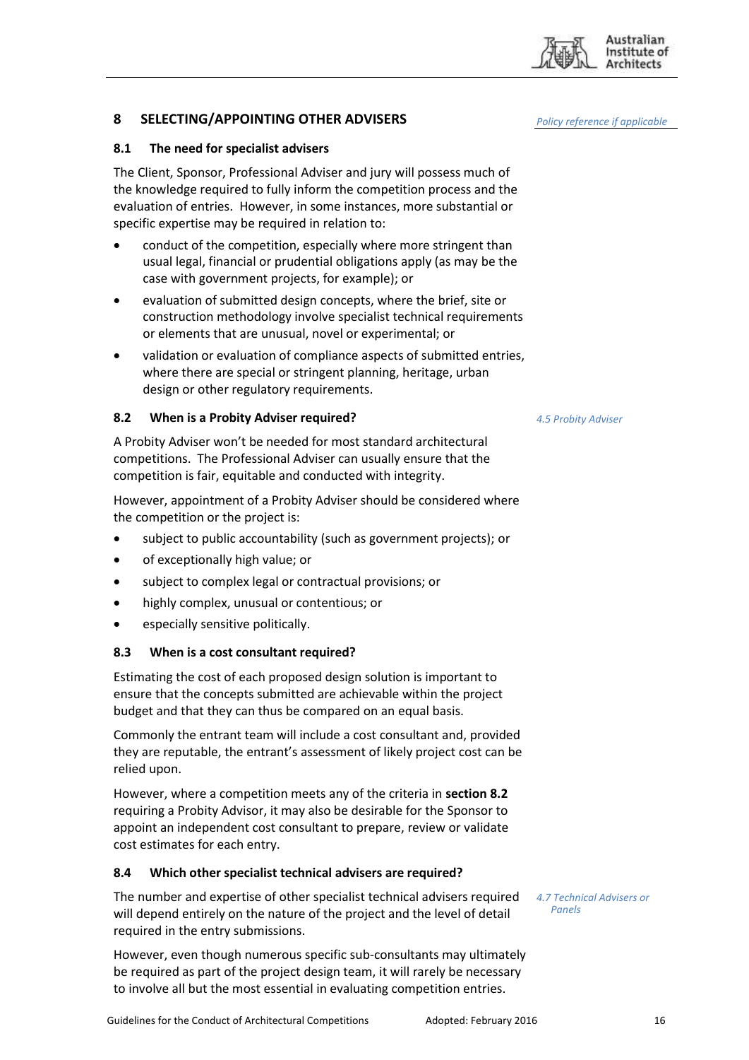## 8 SELECTING/APPOINTING OTHER ADVISERS

*Policy reference if applicable*

### 8.1 The need for specialist advisers

The Client, Sponsor, Professional Adviser and jury will possess much of the knowledge required to fully inform the competition process and the evaluation of entries. However, in some instances, more substantial or specific expertise may be required in relation to:

- conduct of the competition, especially where more stringent than usual legal, financial or prudential obligations apply (as may be the case with government projects, for example); or
- evaluation of submitted design concepts, where the brief, site or construction methodology involve specialist technical requirements or elements that are unusual, novel or experimental; or
- validation or evaluation of compliance aspects of submitted entries, where there are special or stringent planning, heritage, urban design or other regulatory requirements.

### 8.2 When is a Probity Adviser required?

*4.5 Probity Adviser*

A Probity Adviser won't be needed for most standard architectural competitions. The Professional Adviser can usually ensure that the competition is fair, equitable and conducted with integrity.

However, appointment of a Probity Adviser should be considered where the competition or the project is:

- subject to public accountability (such as government projects); or
- of exceptionally high value; or
- subject to complex legal or contractual provisions; or
- highly complex, unusual or contentious; or
- especially sensitive politically.

### 8.3 When is a cost consultant required?

Estimating the cost of each proposed design solution is important to ensure that the concepts submitted are achievable within the project budget and that they can thus be compared on an equal basis.

Commonly the entrant team will include a cost consultant and, provided they are reputable, the entrant's assessment of likely project cost can be relied upon.

However, where a competition meets any of the criteria in **section 8.2** requiring a Probity Advisor, it may also be desirable for the Sponsor to appoint an independent cost consultant to prepare, review or validate cost estimates for each entry.

### 8.4 Which other specialist technical advisers are required?

*4.7 Technical Advisers or Panels*

The number and expertise of other specialist technical advisers required will depend entirely on the nature of the project and the level of detail required in the entry submissions.

However, even though numerous specific sub-consultants may ultimately be required as part of the project design team, it will rarely be necessary to involve all but the most essential in evaluating competition entries.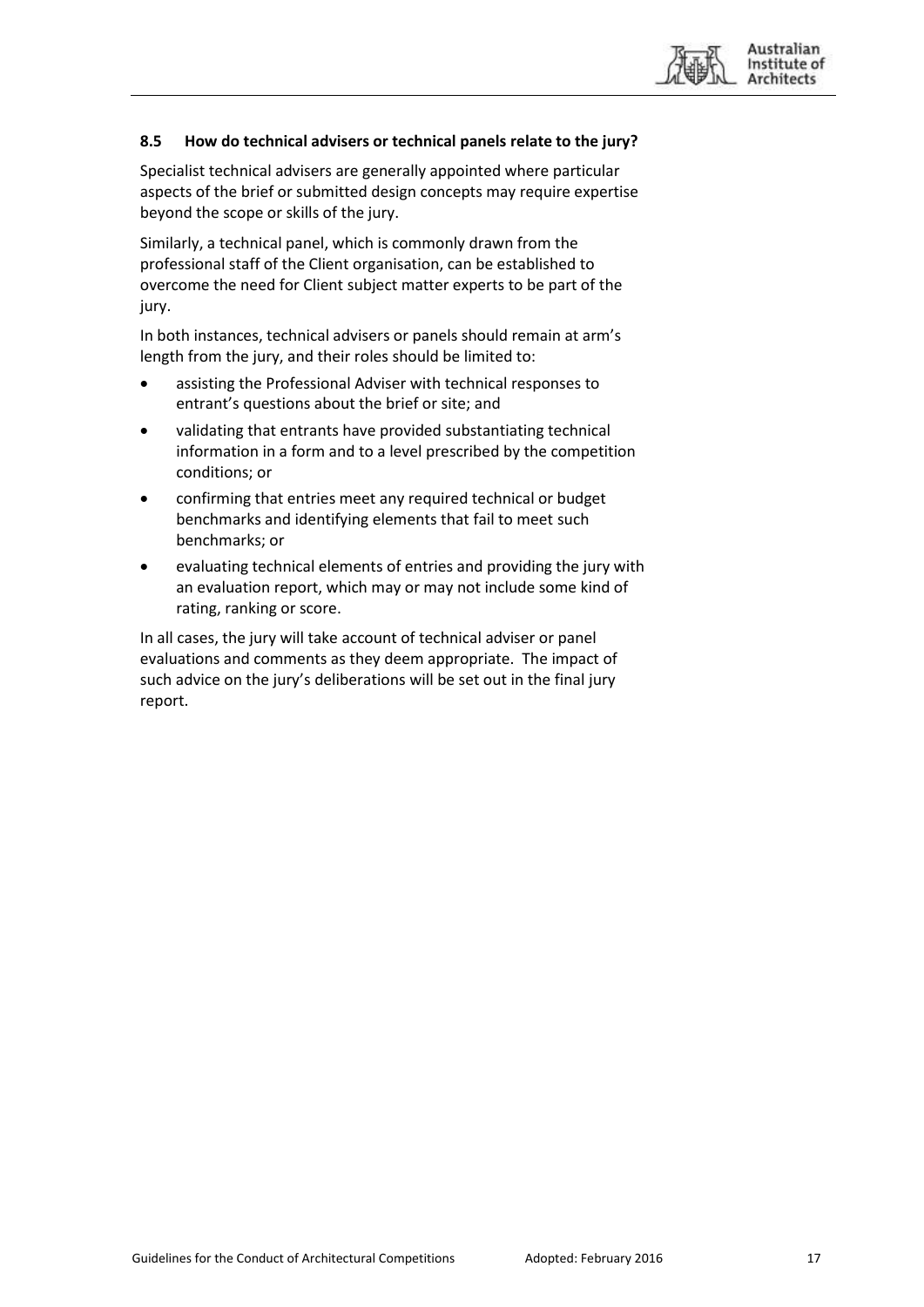### 8.5 How do technical advisers or technical panels relate to the jury?

Specialist technical advisers are generally appointed where particular aspects of the brief or submitted design concepts may require expertise beyond the scope or skills of the jury.

Similarly, a technical panel, which is commonly drawn from the professional staff of the Client organisation, can be established to overcome the need for Client subject matter experts to be part of the jury.

In both instances, technical advisers or panels should remain at arm's length from the jury, and their roles should be limited to:

- assisting the Professional Adviser with technical responses to entrant's questions about the brief or site; and
- validating that entrants have provided substantiating technical information in a form and to a level prescribed by the competition conditions; or
- confirming that entries meet any required technical or budget benchmarks and identifying elements that fail to meet such benchmarks; or
- evaluating technical elements of entries and providing the jury with an evaluation report, which may or may not include some kind of rating, ranking or score.

In all cases, the jury will take account of technical adviser or panel evaluations and comments as they deem appropriate. The impact of such advice on the jury's deliberations will be set out in the final jury report.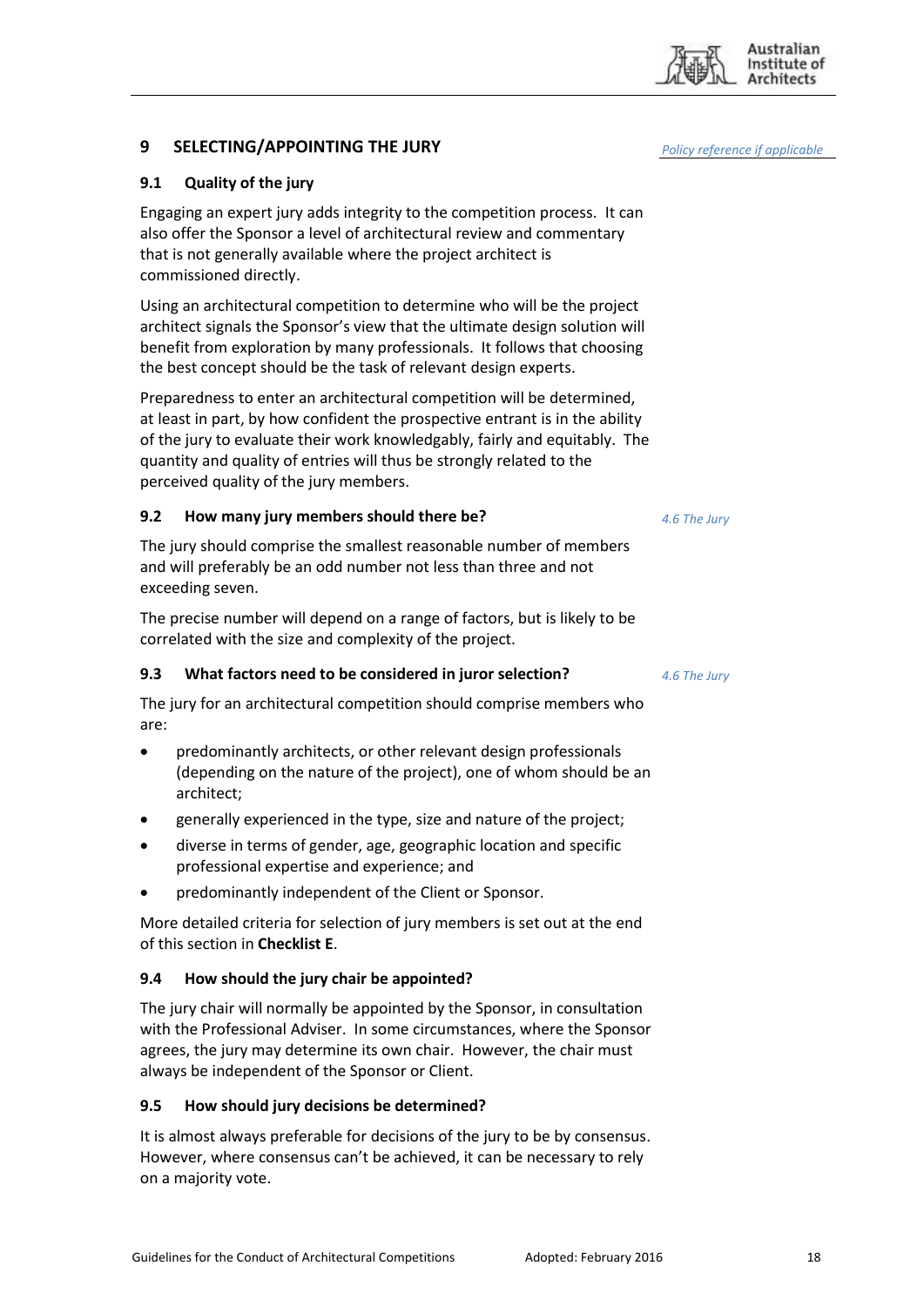## 9 SELECTING/APPOINTING THE JURY

*Policy reference if applicable*

### 9.1 Quality of the jury

Engaging an expert jury adds integrity to the competition process. It can also offer the Sponsor a level of architectural review and commentary that is not generally available where the project architect is commissioned directly.

Using an architectural competition to determine who will be the project architect signals the Sponsor's view that the ultimate design solution will benefit from exploration by many professionals. It follows that choosing the best concept should be the task of relevant design experts.

Preparedness to enter an architectural competition will be determined, at least in part, by how confident the prospective entrant is in the ability of the jury to evaluate their work knowledgably, fairly and equitably. The quantity and quality of entries will thus be strongly related to the perceived quality of the jury members.

### 9.2 How many jury members should there be?

*4.6 The Jury*

The jury should comprise the smallest reasonable number of members and will preferably be an odd number not less than three and not exceeding seven.

The precise number will depend on a range of factors, but is likely to be correlated with the size and complexity of the project.

### 9.3 What factors need to be considered in juror selection?

*4.6 The Jury*

The jury for an architectural competition should comprise members who are:

- predominantly architects, or other relevant design professionals (depending on the nature of the project), one of whom should be an architect;
- generally experienced in the type, size and nature of the project;
- diverse in terms of gender, age, geographic location and specific professional expertise and experience; and
- predominantly independent of the Client or Sponsor.

More detailed criteria for selection of jury members is set out at the end of this section in **Checklist E**.

### 9.4 How should the jury chair be appointed?

The jury chair will normally be appointed by the Sponsor, in consultation with the Professional Adviser. In some circumstances, where the Sponsor agrees, the jury may determine its own chair. However, the chair must always be independent of the Sponsor or Client.

### 9.5 How should jury decisions be determined?

It is almost always preferable for decisions of the jury to be by consensus. However, where consensus can't be achieved, it can be necessary to rely on a majority vote.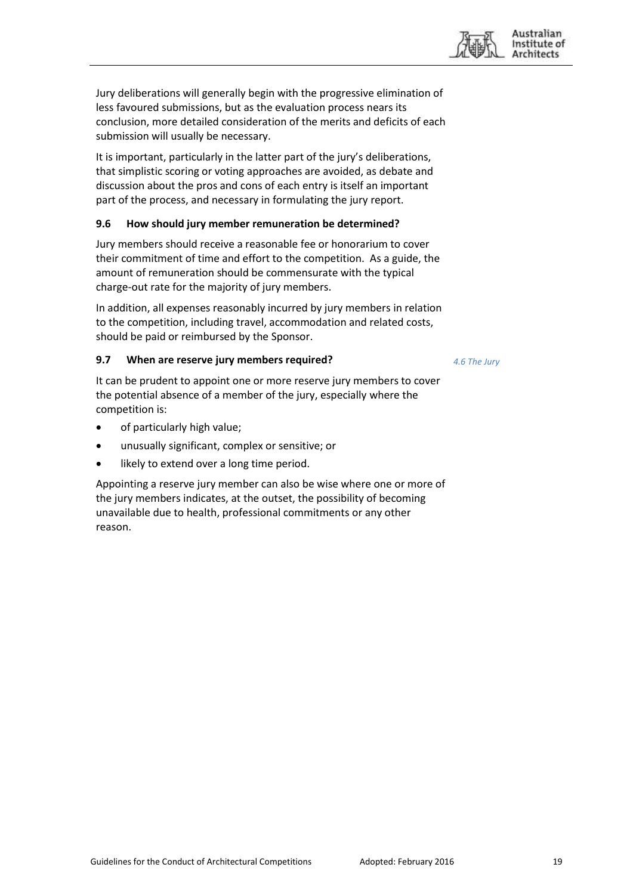Jury deliberations will generally begin with the progressive elimination of less favoured submissions, but as the evaluation process nears its conclusion, more detailed consideration of the merits and deficits of each submission will usually be necessary.

It is important, particularly in the latter part of the jury's deliberations, that simplistic scoring or voting approaches are avoided, as debate and discussion about the pros and cons of each entry is itself an important part of the process, and necessary in formulating the jury report.

### 9.6 How should jury member remuneration be determined?

Jury members should receive a reasonable fee or honorarium to cover their commitment of time and effort to the competition. As a guide, the amount of remuneration should be commensurate with the typical charge-out rate for the majority of jury members.

In addition, all expenses reasonably incurred by jury members in relation to the competition, including travel, accommodation and related costs, should be paid or reimbursed by the Sponsor.

### 9.7 When are reserve jury members required?

*4.6 The Jury*

It can be prudent to appoint one or more reserve jury members to cover the potential absence of a member of the jury, especially where the competition is:

- of particularly high value;
- unusually significant, complex or sensitive; or
- likely to extend over a long time period.

Appointing a reserve jury member can also be wise where one or more of the jury members indicates, at the outset, the possibility of becoming unavailable due to health, professional commitments or any other reason.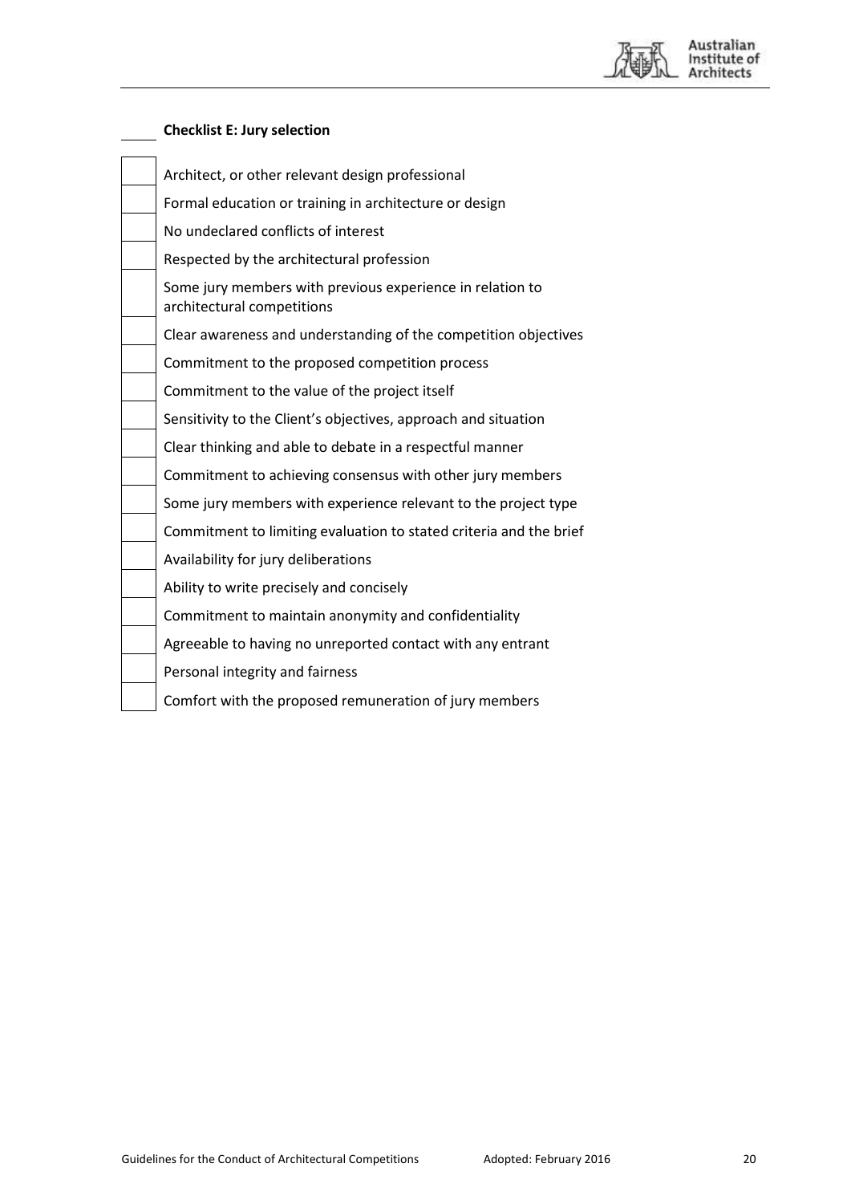**Checklist E: Jury selection**

- [ ] Architect, or other relevant design professional
- [ ] Formal education or training in architecture or design
- [ ] No undeclared conflicts of interest
- [ ] Respected by the architectural profession
- [ ] Some jury members with previous experience in relation to architectural competitions
- [ ] Clear awareness and understanding of the competition objectives
- [ ] Commitment to the proposed competition process
- [ ] Commitment to the value of the project itself
- [ ] Sensitivity to the Client's objectives, approach and situation
- [ ] Clear thinking and able to debate in a respectful manner
- [ ] Commitment to achieving consensus with other jury members
- [ ] Some jury members with experience relevant to the project type
- [ ] Commitment to limiting evaluation to stated criteria and the brief
- [ ] Availability for jury deliberations
- [ ] Ability to write precisely and concisely
- [ ] Commitment to maintain anonymity and confidentiality
- [ ] Agreeable to having no unreported contact with any entrant
- [ ] Personal integrity and fairness
- [ ] Comfort with the proposed remuneration of jury members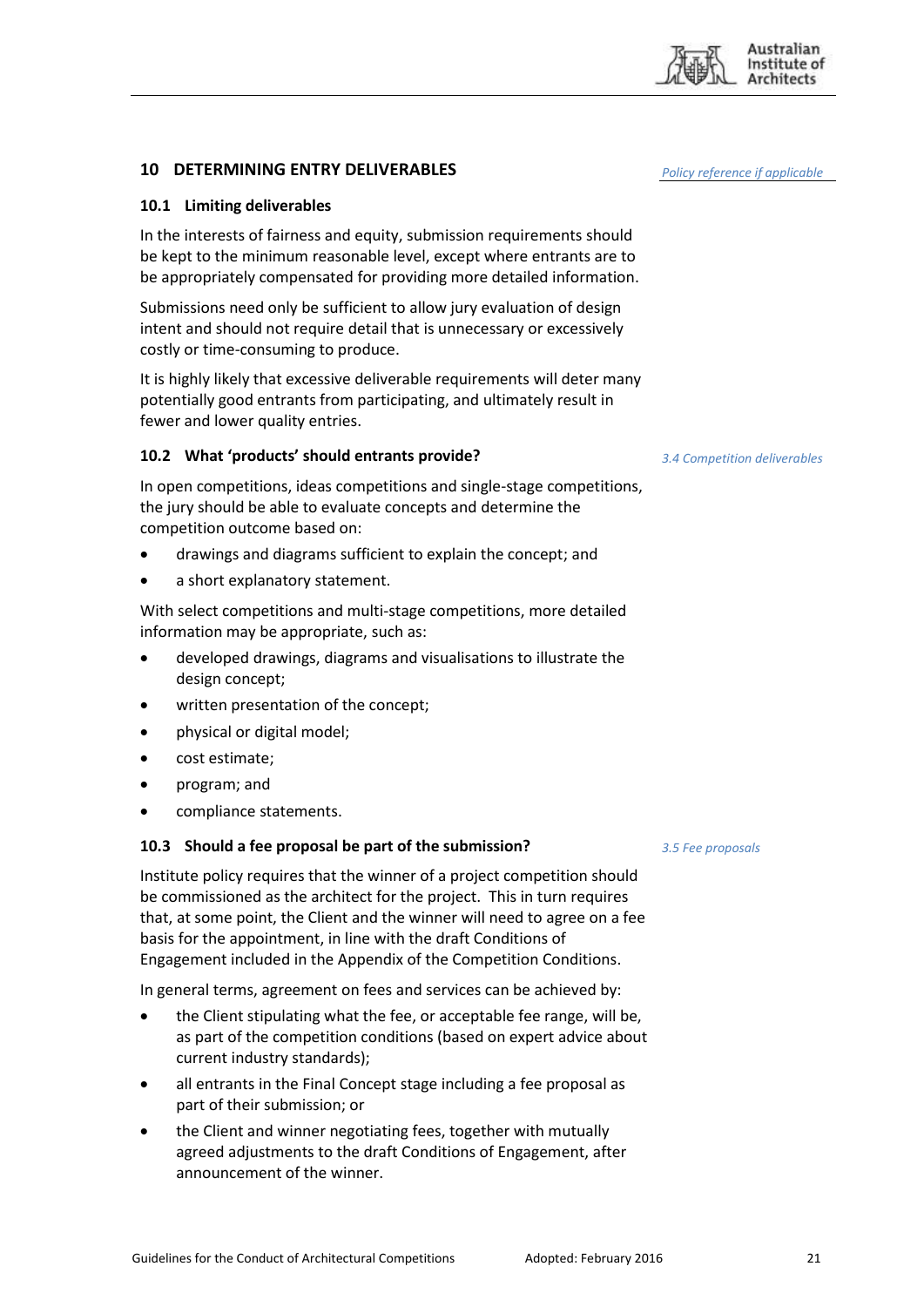## 10 DETERMINING ENTRY DELIVERABLES

*Policy reference if applicable*

### 10.1 Limiting deliverables

In the interests of fairness and equity, submission requirements should be kept to the minimum reasonable level, except where entrants are to be appropriately compensated for providing more detailed information.

Submissions need only be sufficient to allow jury evaluation of design intent and should not require detail that is unnecessary or excessively costly or time-consuming to produce.

It is highly likely that excessive deliverable requirements will deter many potentially good entrants from participating, and ultimately result in fewer and lower quality entries.

### 10.2 What 'products' should entrants provide?

*3.4 Competition deliverables*

In open competitions, ideas competitions and single-stage competitions, the jury should be able to evaluate concepts and determine the competition outcome based on:

- drawings and diagrams sufficient to explain the concept; and
- a short explanatory statement.

With select competitions and multi-stage competitions, more detailed information may be appropriate, such as:

- developed drawings, diagrams and visualisations to illustrate the design concept;
- written presentation of the concept;
- physical or digital model;
- cost estimate;
- program; and
- compliance statements.

### 10.3 Should a fee proposal be part of the submission?

*3.5 Fee proposals*

Institute policy requires that the winner of a project competition should be commissioned as the architect for the project. This in turn requires that, at some point, the Client and the winner will need to agree on a fee basis for the appointment, in line with the draft Conditions of Engagement included in the Appendix of the Competition Conditions.

In general terms, agreement on fees and services can be achieved by:

- the Client stipulating what the fee, or acceptable fee range, will be, as part of the competition conditions (based on expert advice about current industry standards);
- all entrants in the Final Concept stage including a fee proposal as part of their submission; or
- the Client and winner negotiating fees, together with mutually agreed adjustments to the draft Conditions of Engagement, after announcement of the winner.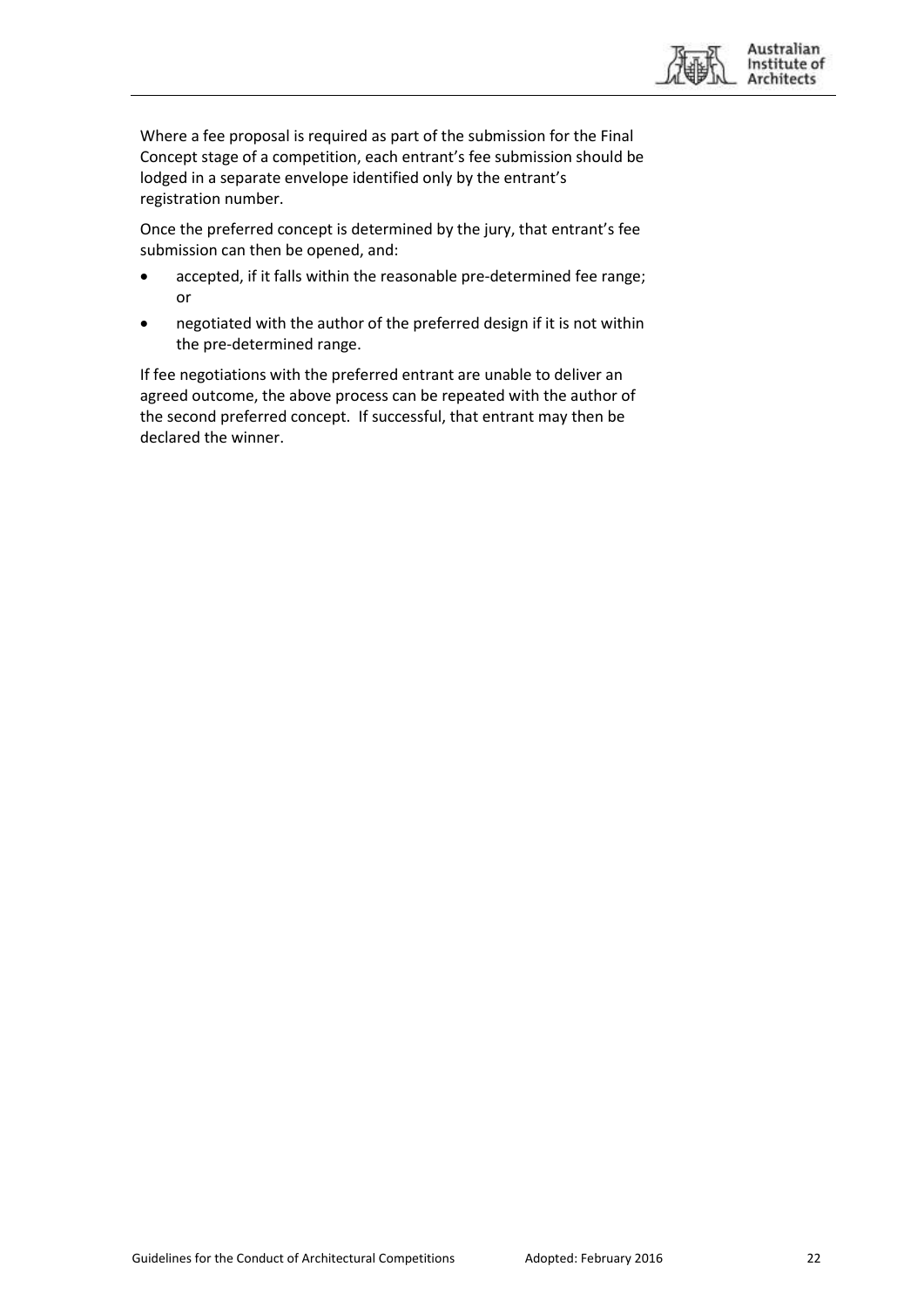Where a fee proposal is required as part of the submission for the Final Concept stage of a competition, each entrant's fee submission should be lodged in a separate envelope identified only by the entrant's registration number.

Once the preferred concept is determined by the jury, that entrant's fee submission can then be opened, and:

- accepted, if it falls within the reasonable pre-determined fee range; or
- negotiated with the author of the preferred design if it is not within the pre-determined range.

If fee negotiations with the preferred entrant are unable to deliver an agreed outcome, the above process can be repeated with the author of the second preferred concept. If successful, that entrant may then be declared the winner.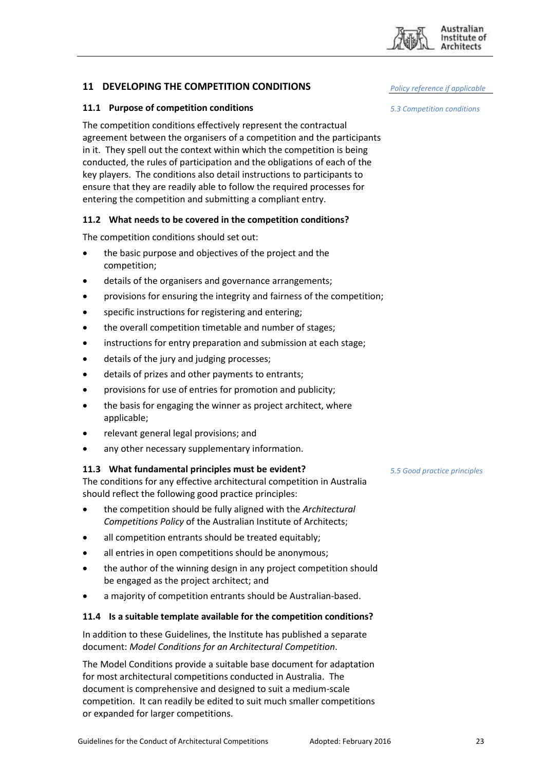## 11 DEVELOPING THE COMPETITION CONDITIONS

*Policy reference if applicable*

### 11.1 Purpose of competition conditions

*5.3 Competition conditions*

The competition conditions effectively represent the contractual agreement between the organisers of a competition and the participants in it. They spell out the context within which the competition is being conducted, the rules of participation and the obligations of each of the key players. The conditions also detail instructions to participants to ensure that they are readily able to follow the required processes for entering the competition and submitting a compliant entry.

### 11.2 What needs to be covered in the competition conditions?

The competition conditions should set out:

- the basic purpose and objectives of the project and the competition;
- details of the organisers and governance arrangements;
- provisions for ensuring the integrity and fairness of the competition;
- specific instructions for registering and entering;
- the overall competition timetable and number of stages;
- instructions for entry preparation and submission at each stage;
- details of the jury and judging processes;
- details of prizes and other payments to entrants;
- provisions for use of entries for promotion and publicity;
- the basis for engaging the winner as project architect, where applicable;
- relevant general legal provisions; and
- any other necessary supplementary information.

### 11.3 What fundamental principles must be evident?

*5.5 Good practice principles*

The conditions for any effective architectural competition in Australia should reflect the following good practice principles:

- the competition should be fully aligned with the *Architectural Competitions Policy* of the Australian Institute of Architects;
- all competition entrants should be treated equitably;
- all entries in open competitions should be anonymous;
- the author of the winning design in any project competition should be engaged as the project architect; and
- a majority of competition entrants should be Australian-based.

### 11.4 Is a suitable template available for the competition conditions?

In addition to these Guidelines, the Institute has published a separate document: *Model Conditions for an Architectural Competition*.

The Model Conditions provide a suitable base document for adaptation for most architectural competitions conducted in Australia. The document is comprehensive and designed to suit a medium-scale competition. It can readily be edited to suit much smaller competitions or expanded for larger competitions.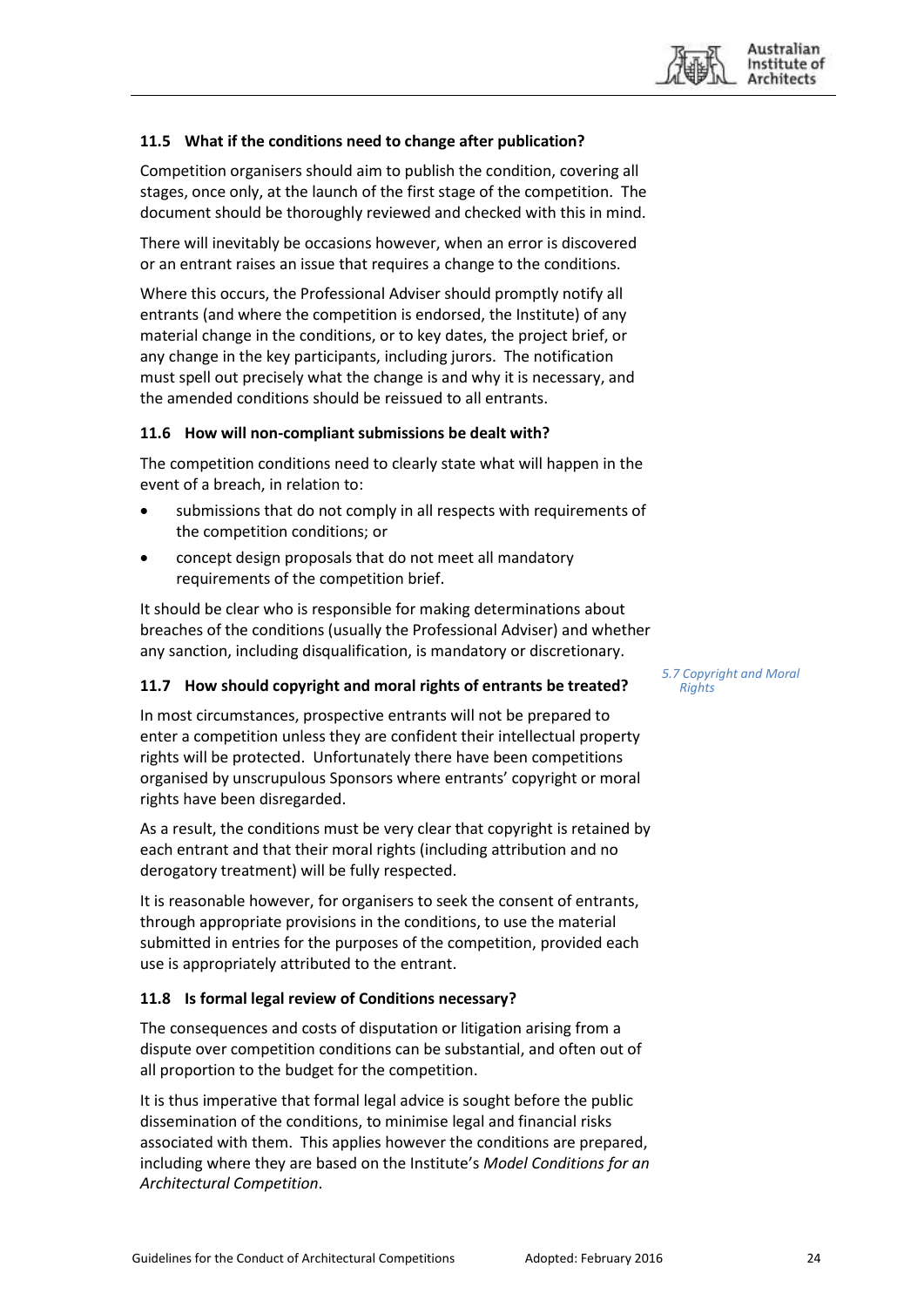### 11.5 What if the conditions need to change after publication?

Competition organisers should aim to publish the condition, covering all stages, once only, at the launch of the first stage of the competition. The document should be thoroughly reviewed and checked with this in mind.

There will inevitably be occasions however, when an error is discovered or an entrant raises an issue that requires a change to the conditions.

Where this occurs, the Professional Adviser should promptly notify all entrants (and where the competition is endorsed, the Institute) of any material change in the conditions, or to key dates, the project brief, or any change in the key participants, including jurors. The notification must spell out precisely what the change is and why it is necessary, and the amended conditions should be reissued to all entrants.

### 11.6 How will non-compliant submissions be dealt with?

The competition conditions need to clearly state what will happen in the event of a breach, in relation to:

- submissions that do not comply in all respects with requirements of the competition conditions; or
- concept design proposals that do not meet all mandatory requirements of the competition brief.

It should be clear who is responsible for making determinations about breaches of the conditions (usually the Professional Adviser) and whether any sanction, including disqualification, is mandatory or discretionary.

### 11.7 How should copyright and moral rights of entrants be treated?

*5.7 Copyright and Moral Rights*

In most circumstances, prospective entrants will not be prepared to enter a competition unless they are confident their intellectual property rights will be protected. Unfortunately there have been competitions organised by unscrupulous Sponsors where entrants' copyright or moral rights have been disregarded.

As a result, the conditions must be very clear that copyright is retained by each entrant and that their moral rights (including attribution and no derogatory treatment) will be fully respected.

It is reasonable however, for organisers to seek the consent of entrants, through appropriate provisions in the conditions, to use the material submitted in entries for the purposes of the competition, provided each use is appropriately attributed to the entrant.

### 11.8 Is formal legal review of Conditions necessary?

The consequences and costs of disputation or litigation arising from a dispute over competition conditions can be substantial, and often out of all proportion to the budget for the competition.

It is thus imperative that formal legal advice is sought before the public dissemination of the conditions, to minimise legal and financial risks associated with them. This applies however the conditions are prepared, including where they are based on the Institute's *Model Conditions for an Architectural Competition*.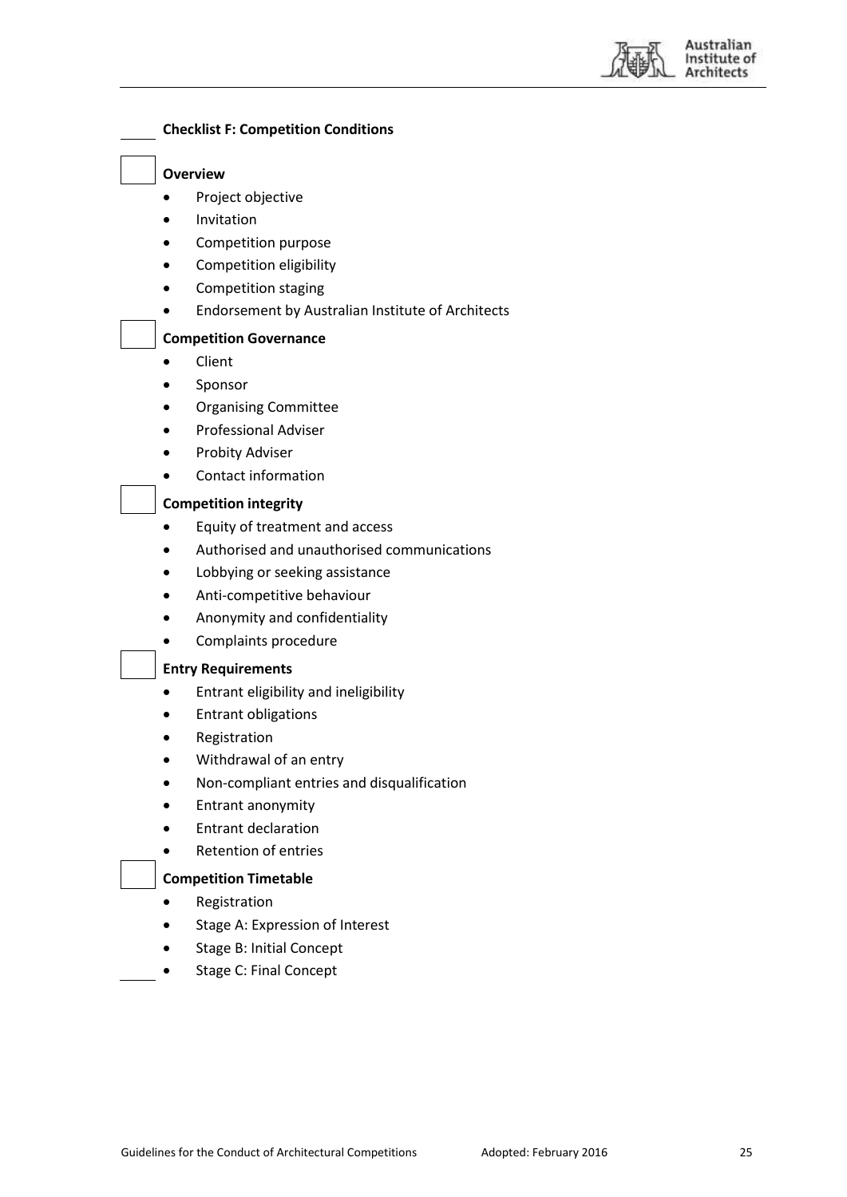**Checklist F: Competition Conditions**

**Overview**

- Project objective
- Invitation
- Competition purpose
- Competition eligibility
- Competition staging
- Endorsement by Australian Institute of Architects

**Competition Governance**

- Client
- Sponsor
- Organising Committee
- Professional Adviser
- Probity Adviser
- Contact information

**Competition integrity**

- Equity of treatment and access
- Authorised and unauthorised communications
- Lobbying or seeking assistance
- Anti-competitive behaviour
- Anonymity and confidentiality
- Complaints procedure

**Entry Requirements**

- Entrant eligibility and ineligibility
- Entrant obligations
- Registration
- Withdrawal of an entry
- Non-compliant entries and disqualification
- Entrant anonymity
- Entrant declaration
- Retention of entries

**Competition Timetable**

- Registration
- Stage A: Expression of Interest
- Stage B: Initial Concept
- Stage C: Final Concept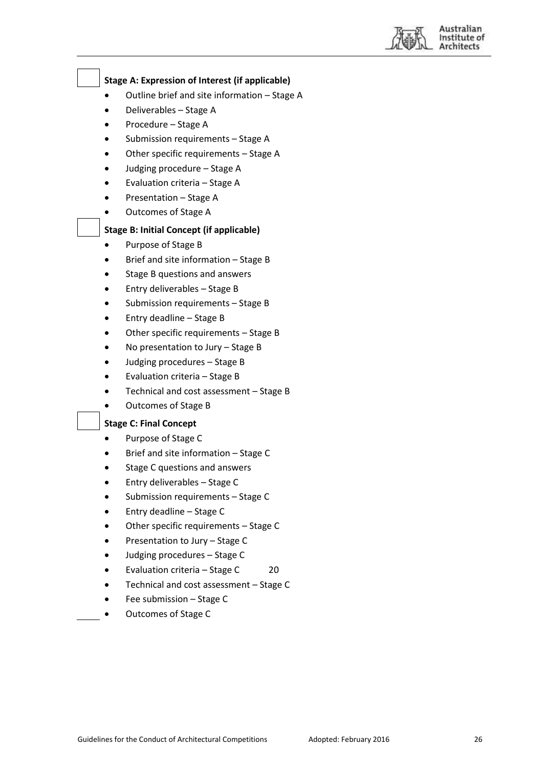**Stage A: Expression of Interest (if applicable)**

- Outline brief and site information – Stage A
- Deliverables – Stage A
- Procedure – Stage A
- Submission requirements – Stage A
- Other specific requirements – Stage A
- Judging procedure – Stage A
- Evaluation criteria – Stage A
- Presentation – Stage A
- Outcomes of Stage A

**Stage B: Initial Concept (if applicable)**

- Purpose of Stage B
- Brief and site information – Stage B
- Stage B questions and answers
- Entry deliverables – Stage B
- Submission requirements – Stage B
- Entry deadline – Stage B
- Other specific requirements – Stage B
- No presentation to Jury – Stage B
- Judging procedures – Stage B
- Evaluation criteria – Stage B
- Technical and cost assessment – Stage B
- Outcomes of Stage B

**Stage C: Final Concept**

- Purpose of Stage C
- Brief and site information – Stage C
- Stage C questions and answers
- Entry deliverables – Stage C
- Submission requirements – Stage C
- Entry deadline – Stage C
- Other specific requirements – Stage C
- Presentation to Jury – Stage C
- Judging procedures – Stage C
- Evaluation criteria – Stage C 20
- Technical and cost assessment – Stage C
- Fee submission – Stage C
- Outcomes of Stage C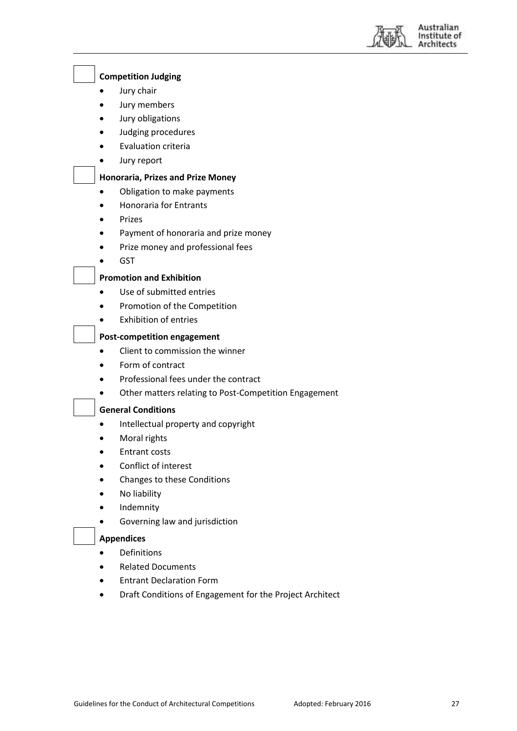**Competition Judging**

- Jury chair
- Jury members
- Jury obligations
- Judging procedures
- Evaluation criteria
- Jury report

**Honoraria, Prizes and Prize Money**

- Obligation to make payments
- Honoraria for Entrants
- Prizes
- Payment of honoraria and prize money
- Prize money and professional fees
- GST

**Promotion and Exhibition**

- Use of submitted entries
- Promotion of the Competition
- Exhibition of entries

**Post-competition engagement**

- Client to commission the winner
- Form of contract
- Professional fees under the contract
- Other matters relating to Post-Competition Engagement

**General Conditions**

- Intellectual property and copyright
- Moral rights
- Entrant costs
- Conflict of interest
- Changes to these Conditions
- No liability
- Indemnity
- Governing law and jurisdiction

**Appendices**

- Definitions
- Related Documents
- Entrant Declaration Form
- Draft Conditions of Engagement for the Project Architect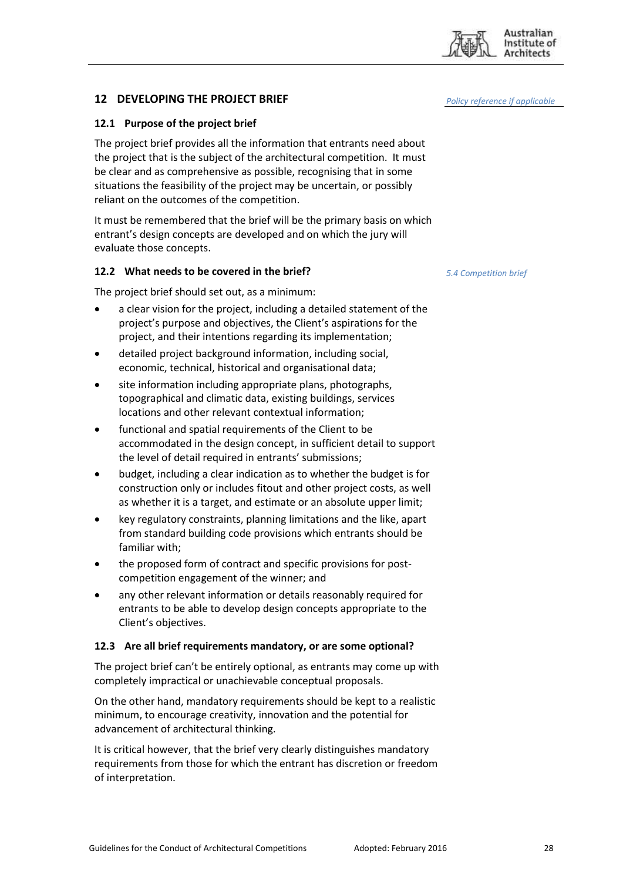## 12 DEVELOPING THE PROJECT BRIEF

*Policy reference if applicable*

### 12.1 Purpose of the project brief

The project brief provides all the information that entrants need about the project that is the subject of the architectural competition. It must be clear and as comprehensive as possible, recognising that in some situations the feasibility of the project may be uncertain, or possibly reliant on the outcomes of the competition.

It must be remembered that the brief will be the primary basis on which entrant's design concepts are developed and on which the jury will evaluate those concepts.

### 12.2 What needs to be covered in the brief?

*5.4 Competition brief*

The project brief should set out, as a minimum:

- a clear vision for the project, including a detailed statement of the project's purpose and objectives, the Client's aspirations for the project, and their intentions regarding its implementation;
- detailed project background information, including social, economic, technical, historical and organisational data;
- site information including appropriate plans, photographs, topographical and climatic data, existing buildings, services locations and other relevant contextual information;
- functional and spatial requirements of the Client to be accommodated in the design concept, in sufficient detail to support the level of detail required in entrants' submissions;
- budget, including a clear indication as to whether the budget is for construction only or includes fitout and other project costs, as well as whether it is a target, and estimate or an absolute upper limit;
- key regulatory constraints, planning limitations and the like, apart from standard building code provisions which entrants should be familiar with;
- the proposed form of contract and specific provisions for post-competition engagement of the winner; and
- any other relevant information or details reasonably required for entrants to be able to develop design concepts appropriate to the Client's objectives.

### 12.3 Are all brief requirements mandatory, or are some optional?

The project brief can't be entirely optional, as entrants may come up with completely impractical or unachievable conceptual proposals.

On the other hand, mandatory requirements should be kept to a realistic minimum, to encourage creativity, innovation and the potential for advancement of architectural thinking.

It is critical however, that the brief very clearly distinguishes mandatory requirements from those for which the entrant has discretion or freedom of interpretation.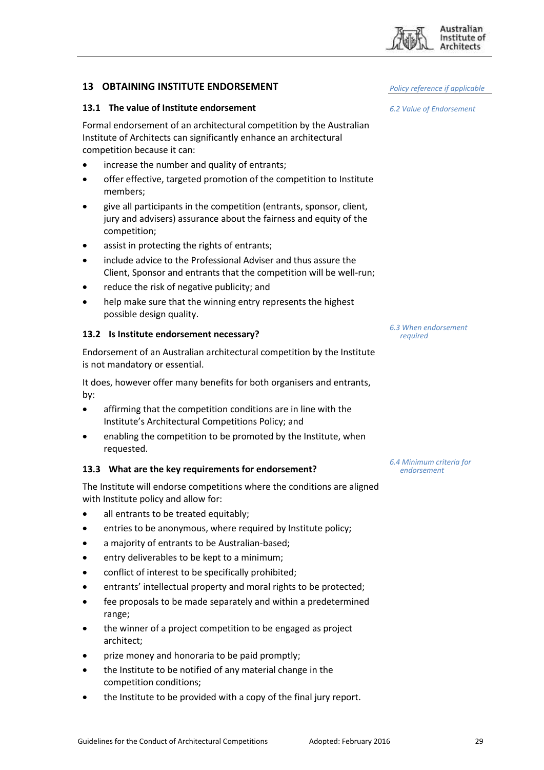## 13 OBTAINING INSTITUTE ENDORSEMENT

*Policy reference if applicable*

### 13.1 The value of Institute endorsement

*6.2 Value of Endorsement*

Formal endorsement of an architectural competition by the Australian Institute of Architects can significantly enhance an architectural competition because it can:

- increase the number and quality of entrants;
- offer effective, targeted promotion of the competition to Institute members;
- give all participants in the competition (entrants, sponsor, client, jury and advisers) assurance about the fairness and equity of the competition;
- assist in protecting the rights of entrants;
- include advice to the Professional Adviser and thus assure the Client, Sponsor and entrants that the competition will be well-run;
- reduce the risk of negative publicity; and
- help make sure that the winning entry represents the highest possible design quality.

### 13.2 Is Institute endorsement necessary?

*6.3 When endorsement required*

Endorsement of an Australian architectural competition by the Institute is not mandatory or essential.

It does, however offer many benefits for both organisers and entrants, by:

- affirming that the competition conditions are in line with the Institute's Architectural Competitions Policy; and
- enabling the competition to be promoted by the Institute, when requested.

### 13.3 What are the key requirements for endorsement?

*6.4 Minimum criteria for endorsement*

The Institute will endorse competitions where the conditions are aligned with Institute policy and allow for:

- all entrants to be treated equitably;
- entries to be anonymous, where required by Institute policy;
- a majority of entrants to be Australian-based;
- entry deliverables to be kept to a minimum;
- conflict of interest to be specifically prohibited;
- entrants' intellectual property and moral rights to be protected;
- fee proposals to be made separately and within a predetermined range;
- the winner of a project competition to be engaged as project architect;
- prize money and honoraria to be paid promptly;
- the Institute to be notified of any material change in the competition conditions;
- the Institute to be provided with a copy of the final jury report.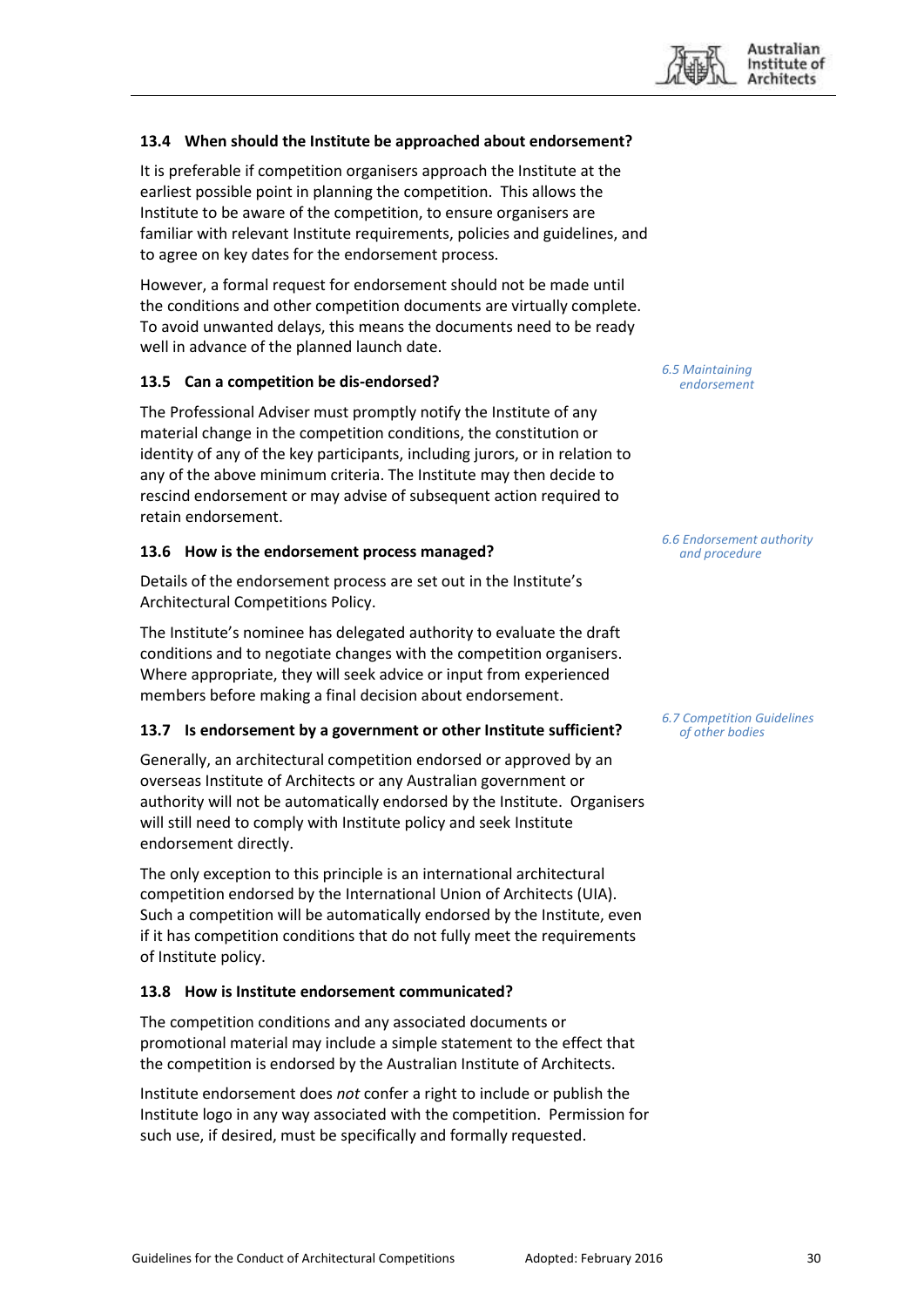### 13.4 When should the Institute be approached about endorsement?

It is preferable if competition organisers approach the Institute at the earliest possible point in planning the competition. This allows the Institute to be aware of the competition, to ensure organisers are familiar with relevant Institute requirements, policies and guidelines, and to agree on key dates for the endorsement process.

However, a formal request for endorsement should not be made until the conditions and other competition documents are virtually complete. To avoid unwanted delays, this means the documents need to be ready well in advance of the planned launch date.

### 13.5 Can a competition be dis-endorsed?

*6.5 Maintaining endorsement*

The Professional Adviser must promptly notify the Institute of any material change in the competition conditions, the constitution or identity of any of the key participants, including jurors, or in relation to any of the above minimum criteria. The Institute may then decide to rescind endorsement or may advise of subsequent action required to retain endorsement.

### 13.6 How is the endorsement process managed?

*6.6 Endorsement authority and procedure*

Details of the endorsement process are set out in the Institute's Architectural Competitions Policy.

The Institute's nominee has delegated authority to evaluate the draft conditions and to negotiate changes with the competition organisers. Where appropriate, they will seek advice or input from experienced members before making a final decision about endorsement.

### 13.7 Is endorsement by a government or other Institute sufficient?

*6.7 Competition Guidelines of other bodies*

Generally, an architectural competition endorsed or approved by an overseas Institute of Architects or any Australian government or authority will not be automatically endorsed by the Institute. Organisers will still need to comply with Institute policy and seek Institute endorsement directly.

The only exception to this principle is an international architectural competition endorsed by the International Union of Architects (UIA). Such a competition will be automatically endorsed by the Institute, even if it has competition conditions that do not fully meet the requirements of Institute policy.

### 13.8 How is Institute endorsement communicated?

The competition conditions and any associated documents or promotional material may include a simple statement to the effect that the competition is endorsed by the Australian Institute of Architects.

Institute endorsement does *not* confer a right to include or publish the Institute logo in any way associated with the competition. Permission for such use, if desired, must be specifically and formally requested.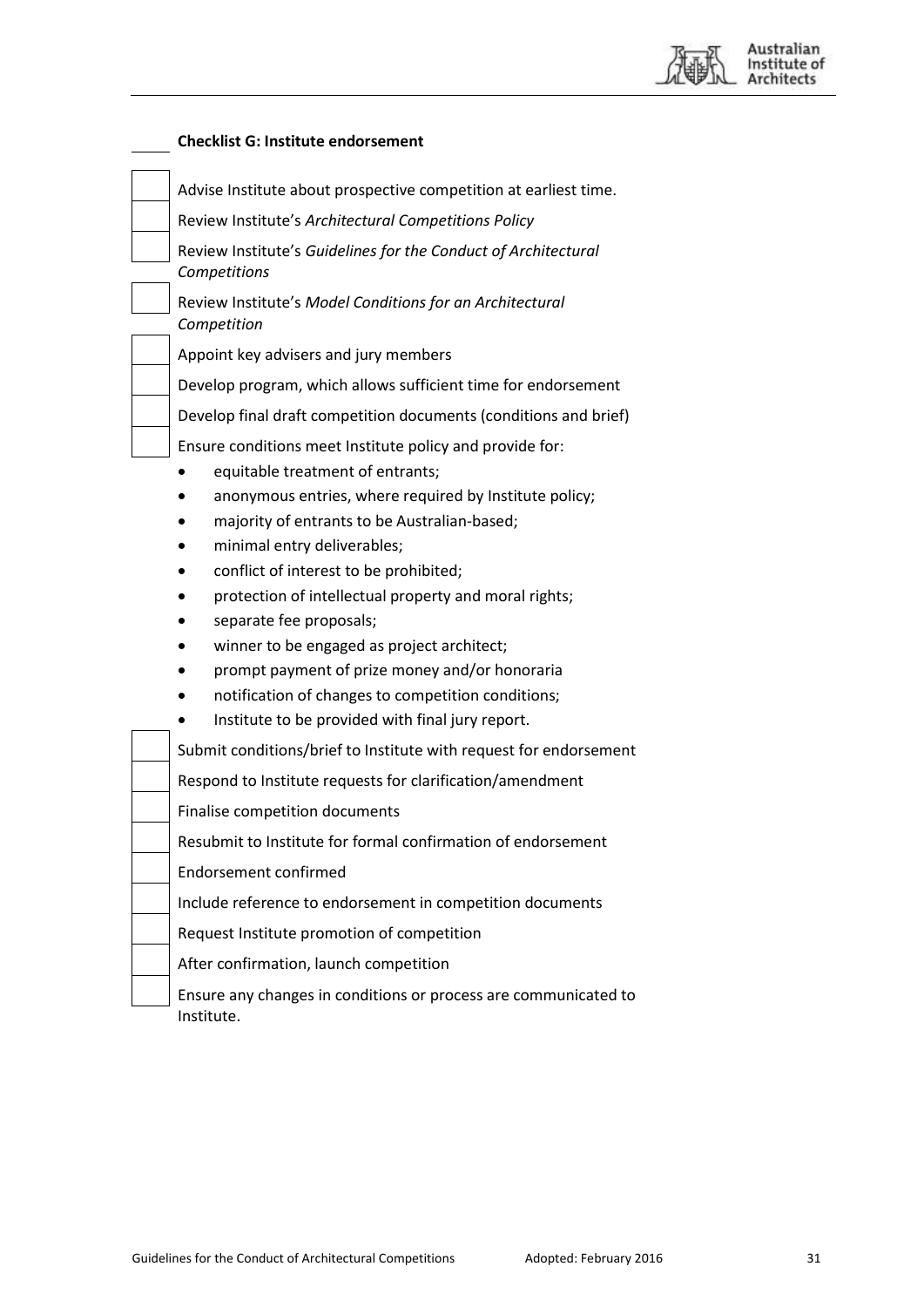### Checklist G: Institute endorsement

- [ ] Advise Institute about prospective competition at earliest time.
- [ ] Review Institute's *Architectural Competitions Policy*
- [ ] Review Institute's *Guidelines for the Conduct of Architectural Competitions*
- [ ] Review Institute's *Model Conditions for an Architectural Competition*
- [ ] Appoint key advisers and jury members
- [ ] Develop program, which allows sufficient time for endorsement
- [ ] Develop final draft competition documents (conditions and brief)
- [ ] Ensure conditions meet Institute policy and provide for:
  - equitable treatment of entrants;
  - anonymous entries, where required by Institute policy;
  - majority of entrants to be Australian-based;
  - minimal entry deliverables;
  - conflict of interest to be prohibited;
  - protection of intellectual property and moral rights;
  - separate fee proposals;
  - winner to be engaged as project architect;
  - prompt payment of prize money and/or honoraria
  - notification of changes to competition conditions;
  - Institute to be provided with final jury report.
- [ ] Submit conditions/brief to Institute with request for endorsement
- [ ] Respond to Institute requests for clarification/amendment
- [ ] Finalise competition documents
- [ ] Resubmit to Institute for formal confirmation of endorsement
- [ ] Endorsement confirmed
- [ ] Include reference to endorsement in competition documents
- [ ] Request Institute promotion of competition
- [ ] After confirmation, launch competition
- [ ] Ensure any changes in conditions or process are communicated to Institute.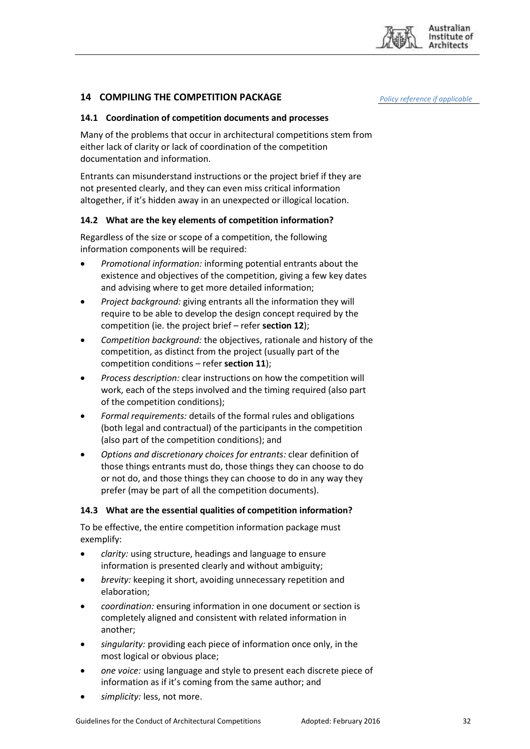## 14 COMPILING THE COMPETITION PACKAGE

*Policy reference if applicable*

### 14.1 Coordination of competition documents and processes

Many of the problems that occur in architectural competitions stem from either lack of clarity or lack of coordination of the competition documentation and information.

Entrants can misunderstand instructions or the project brief if they are not presented clearly, and they can even miss critical information altogether, if it's hidden away in an unexpected or illogical location.

### 14.2 What are the key elements of competition information?

Regardless of the size or scope of a competition, the following information components will be required:

- *Promotional information:* informing potential entrants about the existence and objectives of the competition, giving a few key dates and advising where to get more detailed information;
- *Project background:* giving entrants all the information they will require to be able to develop the design concept required by the competition (ie. the project brief – refer **section 12**);
- *Competition background:* the objectives, rationale and history of the competition, as distinct from the project (usually part of the competition conditions – refer **section 11**);
- *Process description:* clear instructions on how the competition will work, each of the steps involved and the timing required (also part of the competition conditions);
- *Formal requirements:* details of the formal rules and obligations (both legal and contractual) of the participants in the competition (also part of the competition conditions); and
- *Options and discretionary choices for entrants:* clear definition of those things entrants must do, those things they can choose to do or not do, and those things they can choose to do in any way they prefer (may be part of all the competition documents).

### 14.3 What are the essential qualities of competition information?

To be effective, the entire competition information package must exemplify:

- *clarity:* using structure, headings and language to ensure information is presented clearly and without ambiguity;
- *brevity:* keeping it short, avoiding unnecessary repetition and elaboration;
- *coordination:* ensuring information in one document or section is completely aligned and consistent with related information in another;
- *singularity:* providing each piece of information once only, in the most logical or obvious place;
- *one voice:* using language and style to present each discrete piece of information as if it's coming from the same author; and
- *simplicity:* less, not more.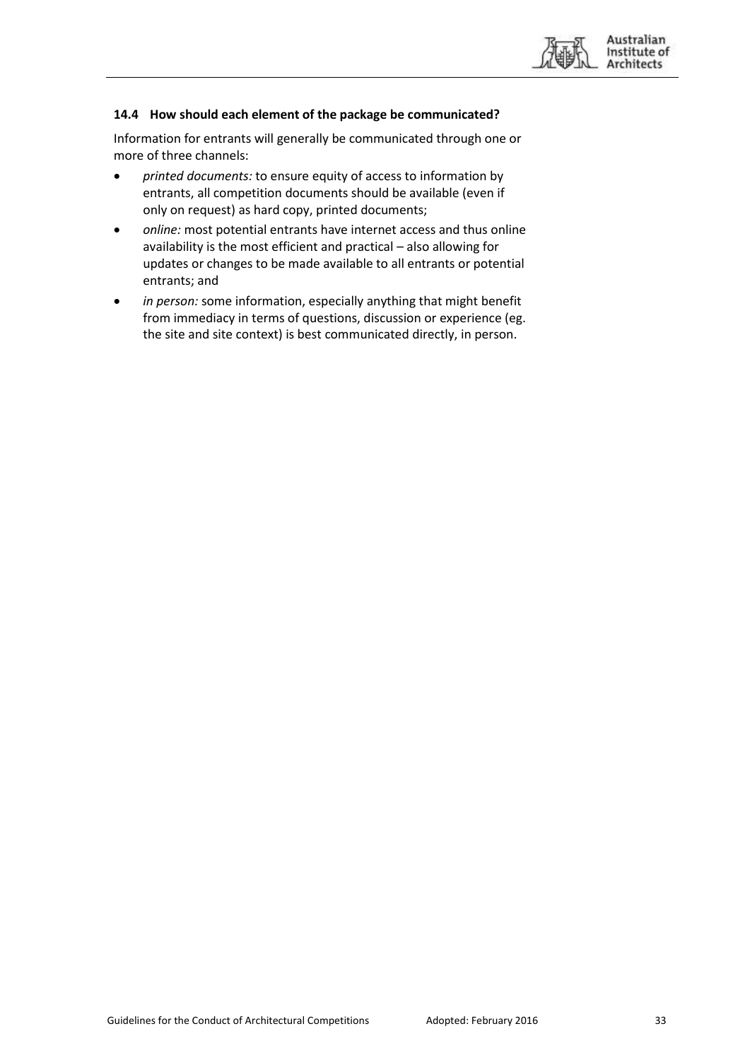### 14.4 How should each element of the package be communicated?

Information for entrants will generally be communicated through one or more of three channels:

- *printed documents:* to ensure equity of access to information by entrants, all competition documents should be available (even if only on request) as hard copy, printed documents;
- *online:* most potential entrants have internet access and thus online availability is the most efficient and practical – also allowing for updates or changes to be made available to all entrants or potential entrants; and
- *in person:* some information, especially anything that might benefit from immediacy in terms of questions, discussion or experience (eg. the site and site context) is best communicated directly, in person.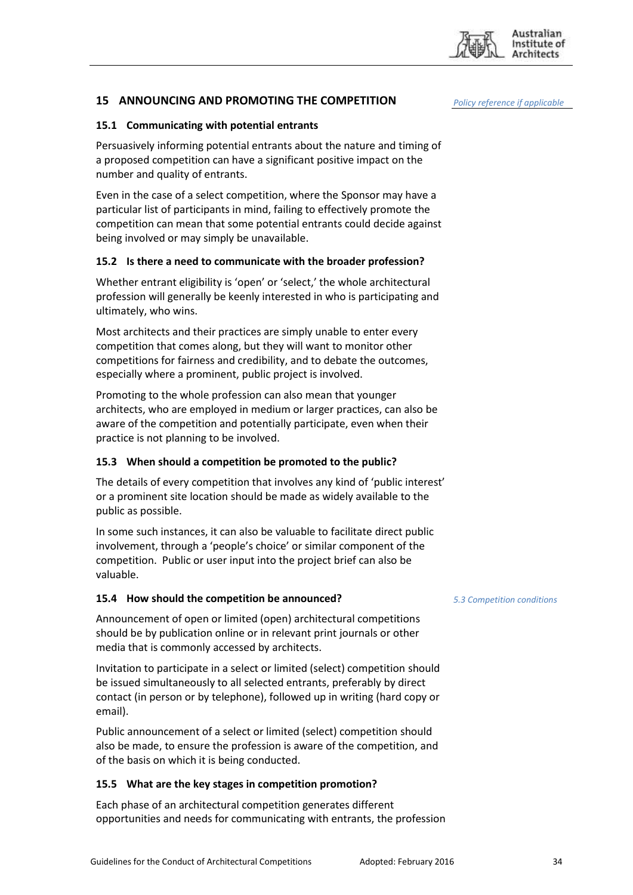## 15 ANNOUNCING AND PROMOTING THE COMPETITION

*Policy reference if applicable*

### 15.1 Communicating with potential entrants

Persuasively informing potential entrants about the nature and timing of a proposed competition can have a significant positive impact on the number and quality of entrants.

Even in the case of a select competition, where the Sponsor may have a particular list of participants in mind, failing to effectively promote the competition can mean that some potential entrants could decide against being involved or may simply be unavailable.

### 15.2 Is there a need to communicate with the broader profession?

Whether entrant eligibility is 'open' or 'select,' the whole architectural profession will generally be keenly interested in who is participating and ultimately, who wins.

Most architects and their practices are simply unable to enter every competition that comes along, but they will want to monitor other competitions for fairness and credibility, and to debate the outcomes, especially where a prominent, public project is involved.

Promoting to the whole profession can also mean that younger architects, who are employed in medium or larger practices, can also be aware of the competition and potentially participate, even when their practice is not planning to be involved.

### 15.3 When should a competition be promoted to the public?

The details of every competition that involves any kind of 'public interest' or a prominent site location should be made as widely available to the public as possible.

In some such instances, it can also be valuable to facilitate direct public involvement, through a 'people's choice' or similar component of the competition. Public or user input into the project brief can also be valuable.

### 15.4 How should the competition be announced?

*5.3 Competition conditions*

Announcement of open or limited (open) architectural competitions should be by publication online or in relevant print journals or other media that is commonly accessed by architects.

Invitation to participate in a select or limited (select) competition should be issued simultaneously to all selected entrants, preferably by direct contact (in person or by telephone), followed up in writing (hard copy or email).

Public announcement of a select or limited (select) competition should also be made, to ensure the profession is aware of the competition, and of the basis on which it is being conducted.

### 15.5 What are the key stages in competition promotion?

Each phase of an architectural competition generates different opportunities and needs for communicating with entrants, the profession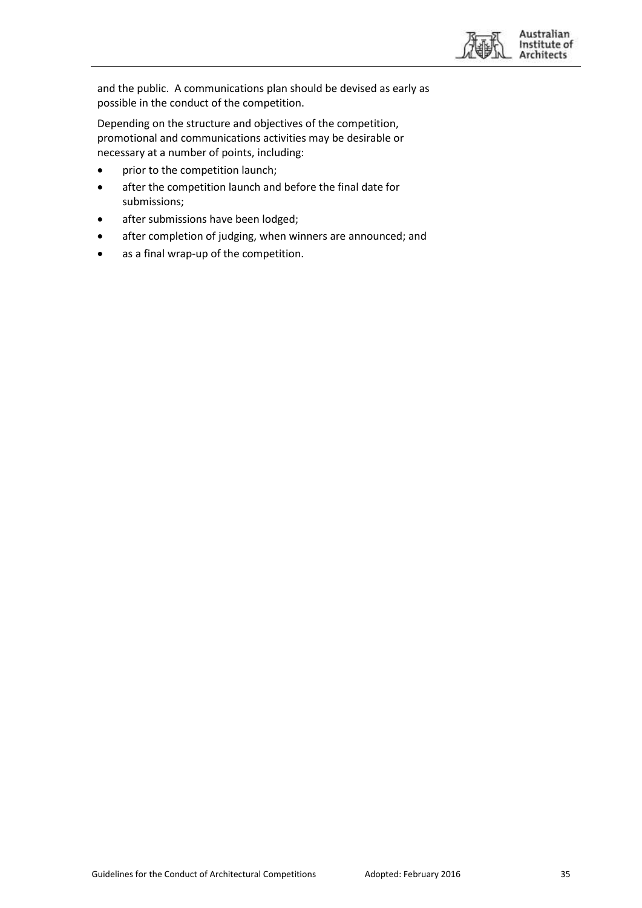and the public. A communications plan should be devised as early as possible in the conduct of the competition.

Depending on the structure and objectives of the competition, promotional and communications activities may be desirable or necessary at a number of points, including:

- prior to the competition launch;
- after the competition launch and before the final date for submissions;
- after submissions have been lodged;
- after completion of judging, when winners are announced; and
- as a final wrap-up of the competition.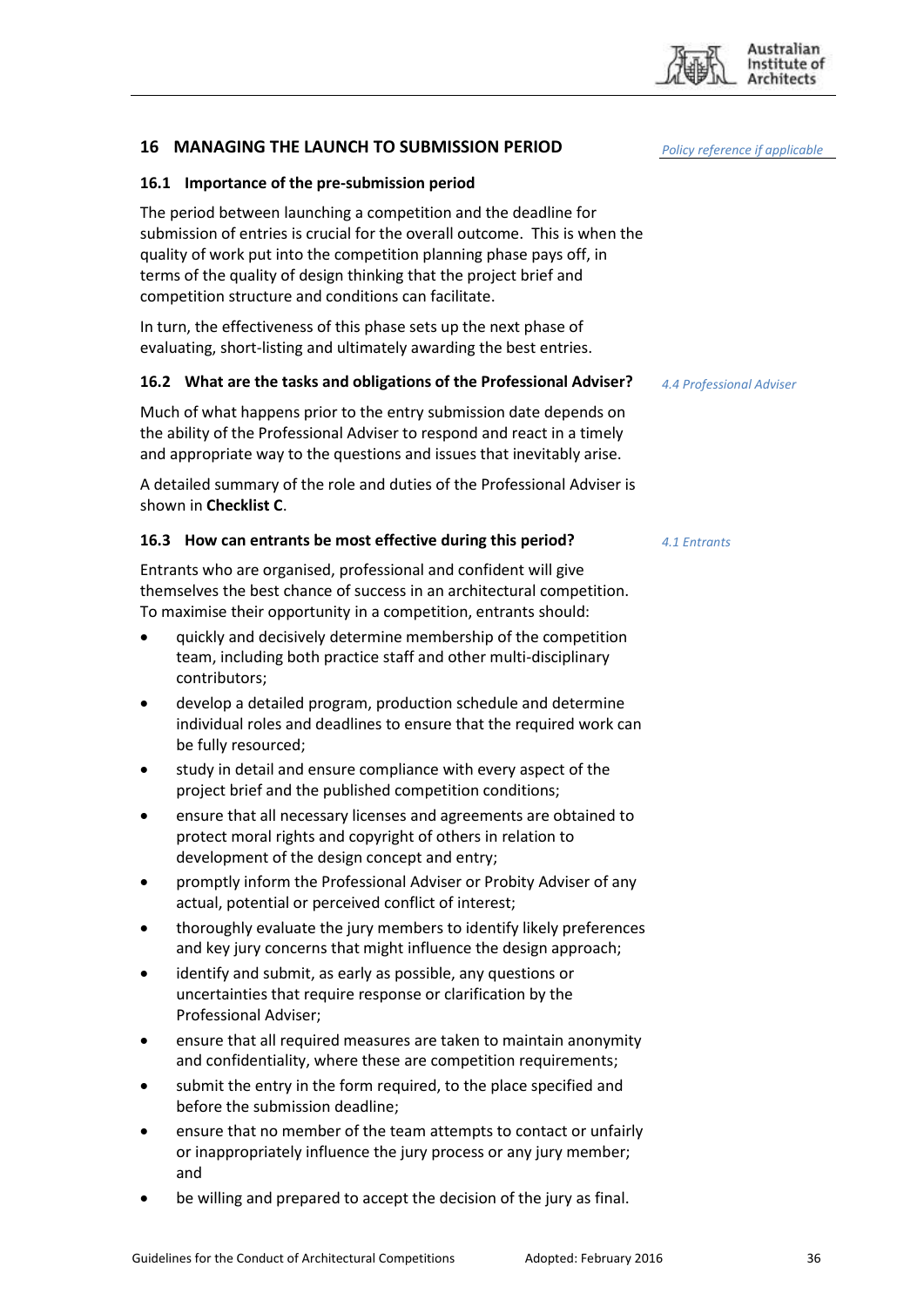## 16 MANAGING THE LAUNCH TO SUBMISSION PERIOD

*Policy reference if applicable*

### 16.1 Importance of the pre-submission period

The period between launching a competition and the deadline for submission of entries is crucial for the overall outcome. This is when the quality of work put into the competition planning phase pays off, in terms of the quality of design thinking that the project brief and competition structure and conditions can facilitate.

In turn, the effectiveness of this phase sets up the next phase of evaluating, short-listing and ultimately awarding the best entries.

### 16.2 What are the tasks and obligations of the Professional Adviser?

*4.4 Professional Adviser*

Much of what happens prior to the entry submission date depends on the ability of the Professional Adviser to respond and react in a timely and appropriate way to the questions and issues that inevitably arise.

A detailed summary of the role and duties of the Professional Adviser is shown in **Checklist C**.

### 16.3 How can entrants be most effective during this period?

*4.1 Entrants*

Entrants who are organised, professional and confident will give themselves the best chance of success in an architectural competition. To maximise their opportunity in a competition, entrants should:

- quickly and decisively determine membership of the competition team, including both practice staff and other multi-disciplinary contributors;
- develop a detailed program, production schedule and determine individual roles and deadlines to ensure that the required work can be fully resourced;
- study in detail and ensure compliance with every aspect of the project brief and the published competition conditions;
- ensure that all necessary licenses and agreements are obtained to protect moral rights and copyright of others in relation to development of the design concept and entry;
- promptly inform the Professional Adviser or Probity Adviser of any actual, potential or perceived conflict of interest;
- thoroughly evaluate the jury members to identify likely preferences and key jury concerns that might influence the design approach;
- identify and submit, as early as possible, any questions or uncertainties that require response or clarification by the Professional Adviser;
- ensure that all required measures are taken to maintain anonymity and confidentiality, where these are competition requirements;
- submit the entry in the form required, to the place specified and before the submission deadline;
- ensure that no member of the team attempts to contact or unfairly or inappropriately influence the jury process or any jury member; and
- be willing and prepared to accept the decision of the jury as final.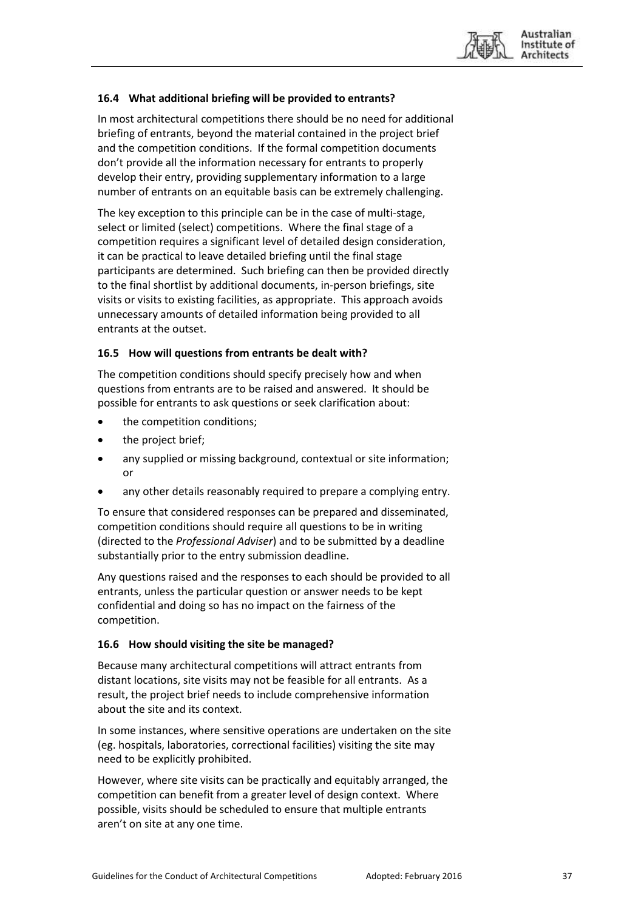### 16.4 What additional briefing will be provided to entrants?

In most architectural competitions there should be no need for additional briefing of entrants, beyond the material contained in the project brief and the competition conditions. If the formal competition documents don't provide all the information necessary for entrants to properly develop their entry, providing supplementary information to a large number of entrants on an equitable basis can be extremely challenging.

The key exception to this principle can be in the case of multi-stage, select or limited (select) competitions. Where the final stage of a competition requires a significant level of detailed design consideration, it can be practical to leave detailed briefing until the final stage participants are determined. Such briefing can then be provided directly to the final shortlist by additional documents, in-person briefings, site visits or visits to existing facilities, as appropriate. This approach avoids unnecessary amounts of detailed information being provided to all entrants at the outset.

### 16.5 How will questions from entrants be dealt with?

The competition conditions should specify precisely how and when questions from entrants are to be raised and answered. It should be possible for entrants to ask questions or seek clarification about:

- the competition conditions;
- the project brief;
- any supplied or missing background, contextual or site information; or
- any other details reasonably required to prepare a complying entry.

To ensure that considered responses can be prepared and disseminated, competition conditions should require all questions to be in writing (directed to the *Professional Adviser*) and to be submitted by a deadline substantially prior to the entry submission deadline.

Any questions raised and the responses to each should be provided to all entrants, unless the particular question or answer needs to be kept confidential and doing so has no impact on the fairness of the competition.

### 16.6 How should visiting the site be managed?

Because many architectural competitions will attract entrants from distant locations, site visits may not be feasible for all entrants. As a result, the project brief needs to include comprehensive information about the site and its context.

In some instances, where sensitive operations are undertaken on the site (eg. hospitals, laboratories, correctional facilities) visiting the site may need to be explicitly prohibited.

However, where site visits can be practically and equitably arranged, the competition can benefit from a greater level of design context. Where possible, visits should be scheduled to ensure that multiple entrants aren't on site at any one time.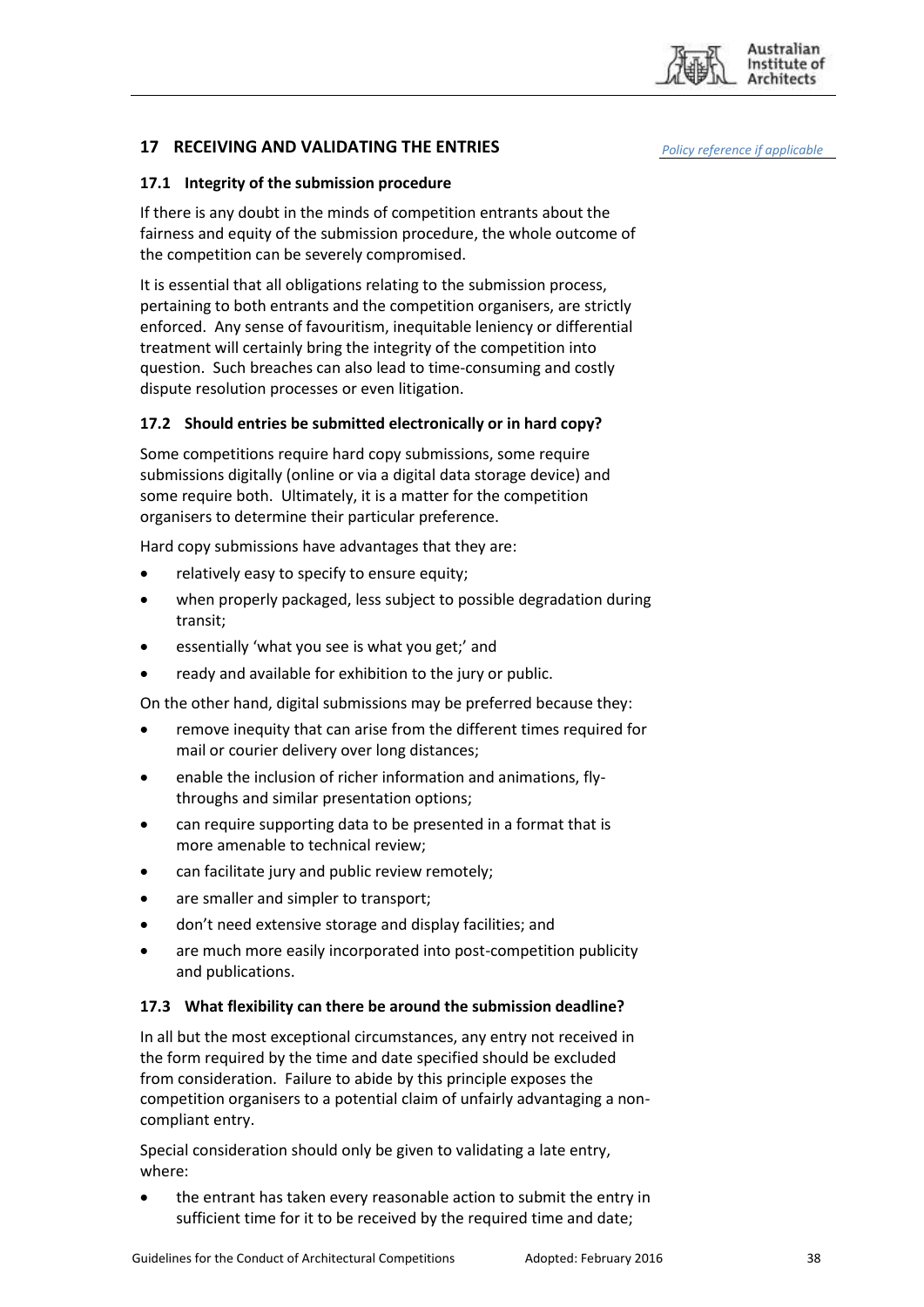## 17 RECEIVING AND VALIDATING THE ENTRIES

*Policy reference if applicable*

### 17.1 Integrity of the submission procedure

If there is any doubt in the minds of competition entrants about the fairness and equity of the submission procedure, the whole outcome of the competition can be severely compromised.

It is essential that all obligations relating to the submission process, pertaining to both entrants and the competition organisers, are strictly enforced. Any sense of favouritism, inequitable leniency or differential treatment will certainly bring the integrity of the competition into question. Such breaches can also lead to time-consuming and costly dispute resolution processes or even litigation.

### 17.2 Should entries be submitted electronically or in hard copy?

Some competitions require hard copy submissions, some require submissions digitally (online or via a digital data storage device) and some require both. Ultimately, it is a matter for the competition organisers to determine their particular preference.

Hard copy submissions have advantages that they are:

- relatively easy to specify to ensure equity;
- when properly packaged, less subject to possible degradation during transit;
- essentially 'what you see is what you get;' and
- ready and available for exhibition to the jury or public.

On the other hand, digital submissions may be preferred because they:

- remove inequity that can arise from the different times required for mail or courier delivery over long distances;
- enable the inclusion of richer information and animations, fly-throughs and similar presentation options;
- can require supporting data to be presented in a format that is more amenable to technical review;
- can facilitate jury and public review remotely;
- are smaller and simpler to transport;
- don't need extensive storage and display facilities; and
- are much more easily incorporated into post-competition publicity and publications.

### 17.3 What flexibility can there be around the submission deadline?

In all but the most exceptional circumstances, any entry not received in the form required by the time and date specified should be excluded from consideration. Failure to abide by this principle exposes the competition organisers to a potential claim of unfairly advantaging a non-compliant entry.

Special consideration should only be given to validating a late entry, where:

- the entrant has taken every reasonable action to submit the entry in sufficient time for it to be received by the required time and date;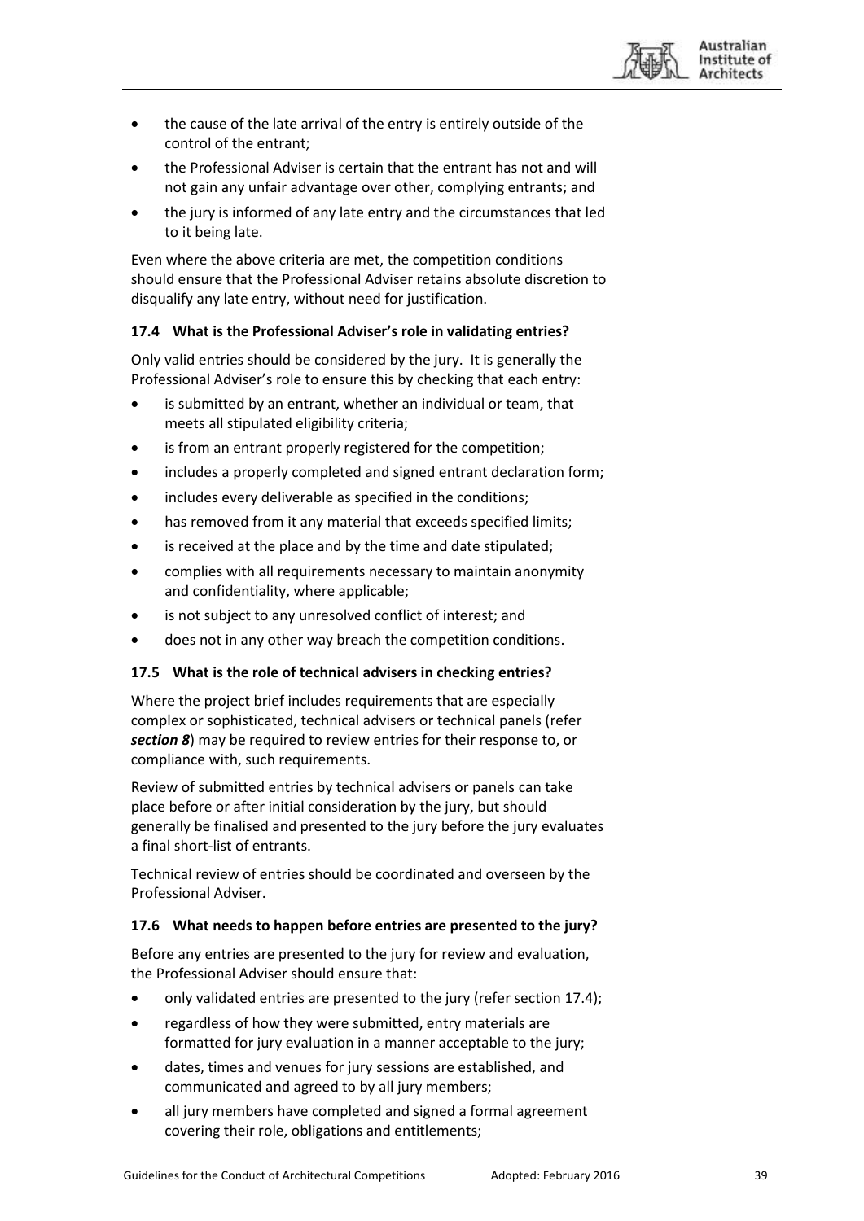- the cause of the late arrival of the entry is entirely outside of the control of the entrant;
- the Professional Adviser is certain that the entrant has not and will not gain any unfair advantage over other, complying entrants; and
- the jury is informed of any late entry and the circumstances that led to it being late.

Even where the above criteria are met, the competition conditions should ensure that the Professional Adviser retains absolute discretion to disqualify any late entry, without need for justification.

### 17.4 What is the Professional Adviser's role in validating entries?

Only valid entries should be considered by the jury. It is generally the Professional Adviser's role to ensure this by checking that each entry:

- is submitted by an entrant, whether an individual or team, that meets all stipulated eligibility criteria;
- is from an entrant properly registered for the competition;
- includes a properly completed and signed entrant declaration form;
- includes every deliverable as specified in the conditions;
- has removed from it any material that exceeds specified limits;
- is received at the place and by the time and date stipulated;
- complies with all requirements necessary to maintain anonymity and confidentiality, where applicable;
- is not subject to any unresolved conflict of interest; and
- does not in any other way breach the competition conditions.

### 17.5 What is the role of technical advisers in checking entries?

Where the project brief includes requirements that are especially complex or sophisticated, technical advisers or technical panels (refer ***section 8***) may be required to review entries for their response to, or compliance with, such requirements.

Review of submitted entries by technical advisers or panels can take place before or after initial consideration by the jury, but should generally be finalised and presented to the jury before the jury evaluates a final short-list of entrants.

Technical review of entries should be coordinated and overseen by the Professional Adviser.

### 17.6 What needs to happen before entries are presented to the jury?

Before any entries are presented to the jury for review and evaluation, the Professional Adviser should ensure that:

- only validated entries are presented to the jury (refer section 17.4);
- regardless of how they were submitted, entry materials are formatted for jury evaluation in a manner acceptable to the jury;
- dates, times and venues for jury sessions are established, and communicated and agreed to by all jury members;
- all jury members have completed and signed a formal agreement covering their role, obligations and entitlements;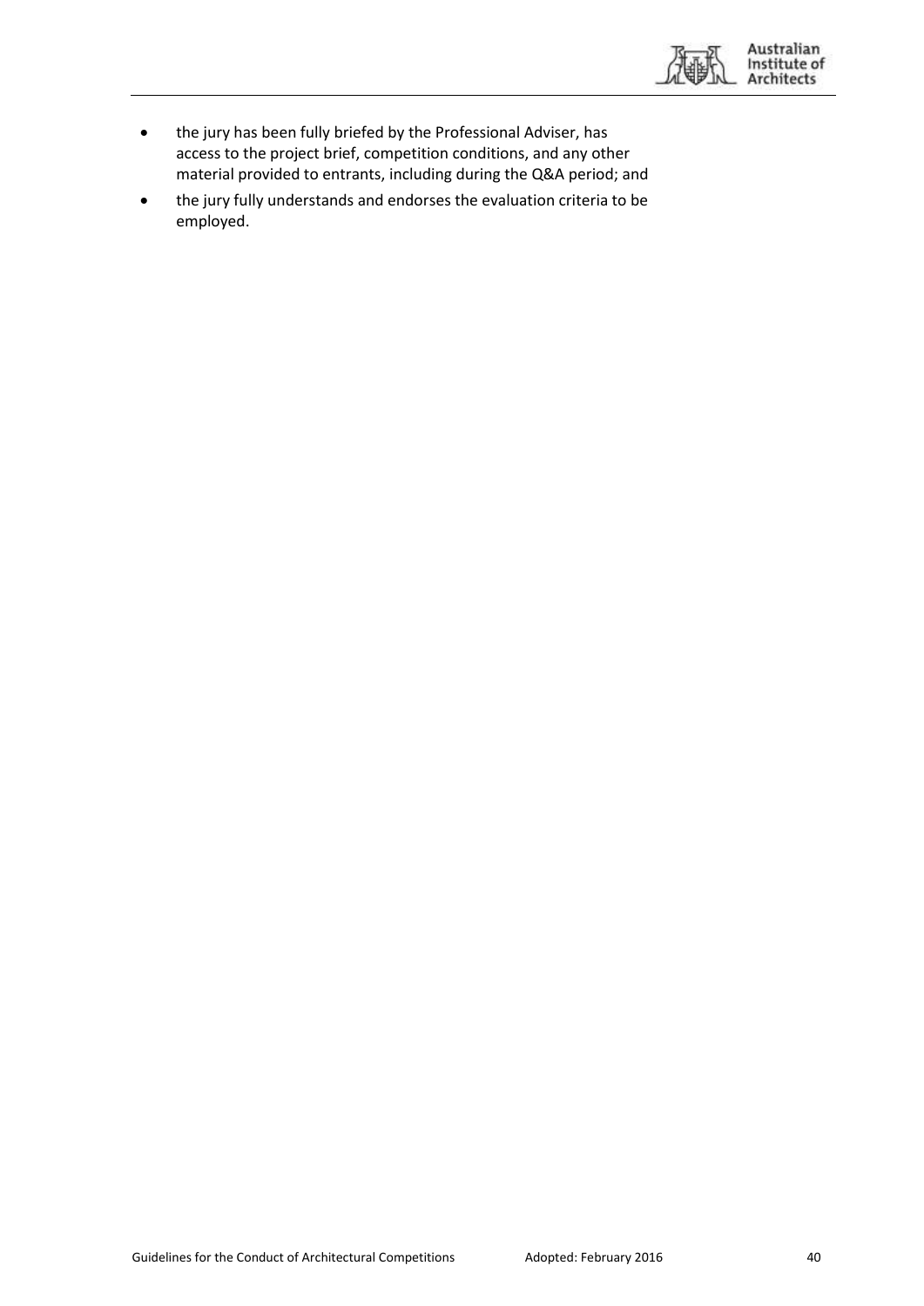- the jury has been fully briefed by the Professional Adviser, has access to the project brief, competition conditions, and any other material provided to entrants, including during the Q&A period; and
- the jury fully understands and endorses the evaluation criteria to be employed.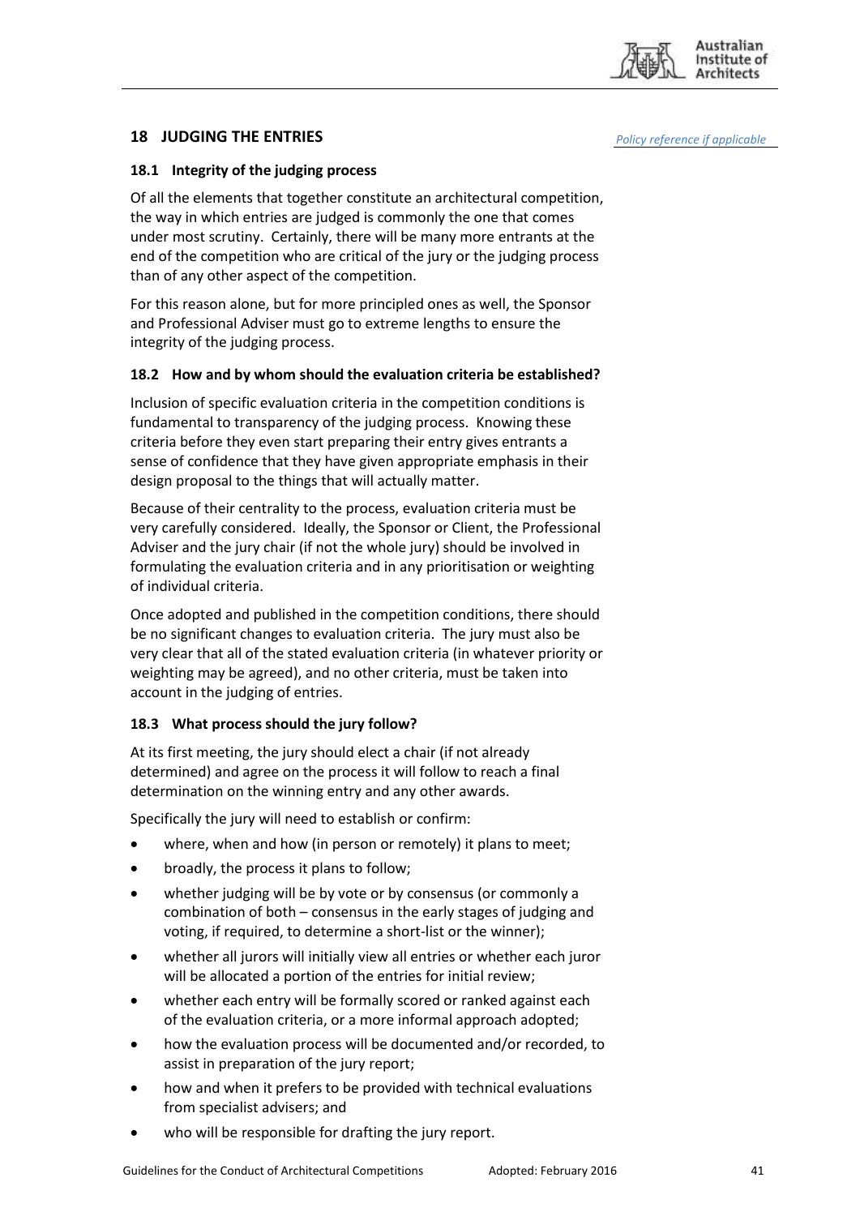## 18 JUDGING THE ENTRIES

*Policy reference if applicable*

### 18.1 Integrity of the judging process

Of all the elements that together constitute an architectural competition, the way in which entries are judged is commonly the one that comes under most scrutiny. Certainly, there will be many more entrants at the end of the competition who are critical of the jury or the judging process than of any other aspect of the competition.

For this reason alone, but for more principled ones as well, the Sponsor and Professional Adviser must go to extreme lengths to ensure the integrity of the judging process.

### 18.2 How and by whom should the evaluation criteria be established?

Inclusion of specific evaluation criteria in the competition conditions is fundamental to transparency of the judging process. Knowing these criteria before they even start preparing their entry gives entrants a sense of confidence that they have given appropriate emphasis in their design proposal to the things that will actually matter.

Because of their centrality to the process, evaluation criteria must be very carefully considered. Ideally, the Sponsor or Client, the Professional Adviser and the jury chair (if not the whole jury) should be involved in formulating the evaluation criteria and in any prioritisation or weighting of individual criteria.

Once adopted and published in the competition conditions, there should be no significant changes to evaluation criteria. The jury must also be very clear that all of the stated evaluation criteria (in whatever priority or weighting may be agreed), and no other criteria, must be taken into account in the judging of entries.

### 18.3 What process should the jury follow?

At its first meeting, the jury should elect a chair (if not already determined) and agree on the process it will follow to reach a final determination on the winning entry and any other awards.

Specifically the jury will need to establish or confirm:

- where, when and how (in person or remotely) it plans to meet;
- broadly, the process it plans to follow;
- whether judging will be by vote or by consensus (or commonly a combination of both – consensus in the early stages of judging and voting, if required, to determine a short-list or the winner);
- whether all jurors will initially view all entries or whether each juror will be allocated a portion of the entries for initial review;
- whether each entry will be formally scored or ranked against each of the evaluation criteria, or a more informal approach adopted;
- how the evaluation process will be documented and/or recorded, to assist in preparation of the jury report;
- how and when it prefers to be provided with technical evaluations from specialist advisers; and
- who will be responsible for drafting the jury report.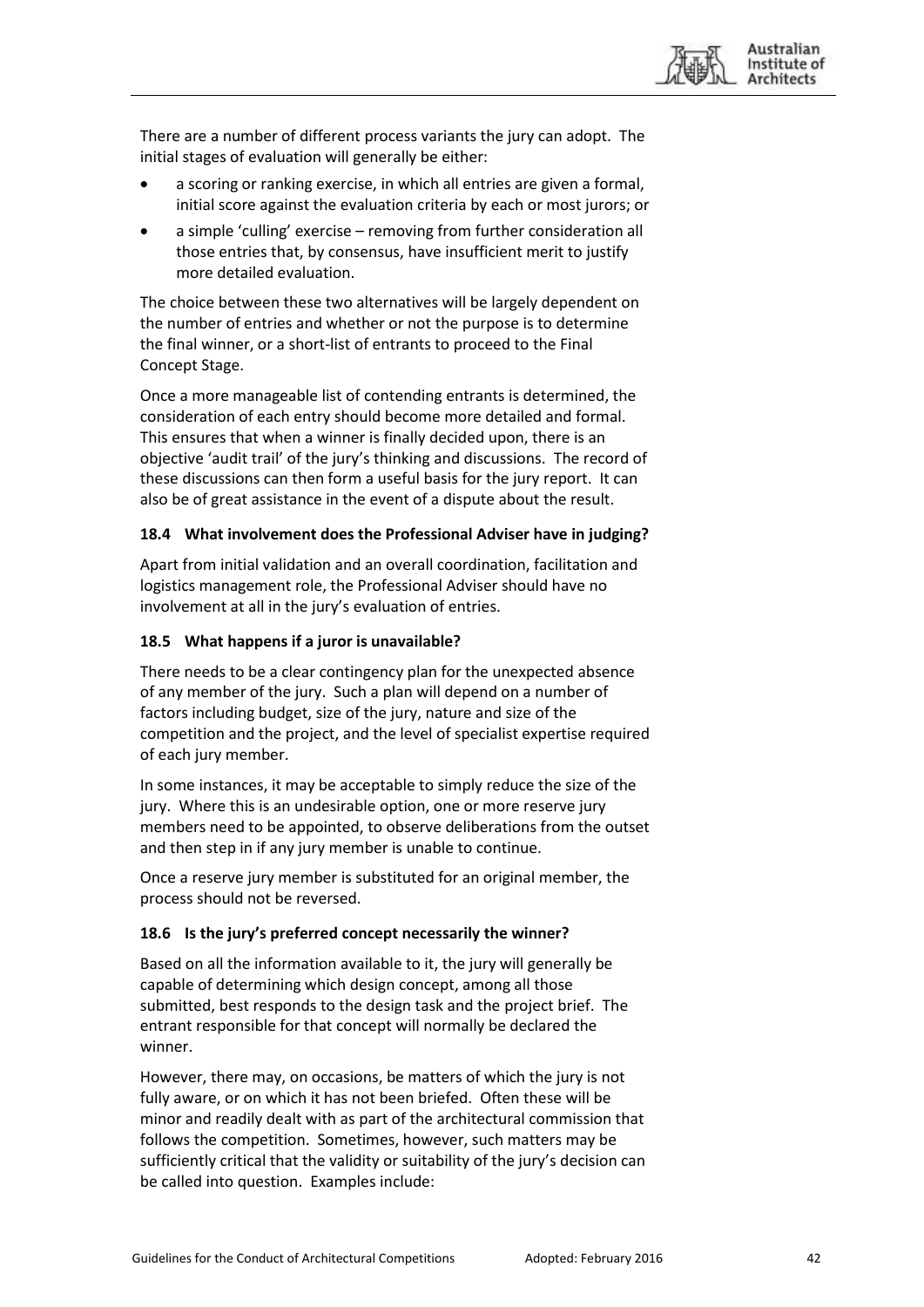There are a number of different process variants the jury can adopt. The initial stages of evaluation will generally be either:

- a scoring or ranking exercise, in which all entries are given a formal, initial score against the evaluation criteria by each or most jurors; or
- a simple 'culling' exercise – removing from further consideration all those entries that, by consensus, have insufficient merit to justify more detailed evaluation.

The choice between these two alternatives will be largely dependent on the number of entries and whether or not the purpose is to determine the final winner, or a short-list of entrants to proceed to the Final Concept Stage.

Once a more manageable list of contending entrants is determined, the consideration of each entry should become more detailed and formal. This ensures that when a winner is finally decided upon, there is an objective 'audit trail' of the jury's thinking and discussions. The record of these discussions can then form a useful basis for the jury report. It can also be of great assistance in the event of a dispute about the result.

### 18.4 What involvement does the Professional Adviser have in judging?

Apart from initial validation and an overall coordination, facilitation and logistics management role, the Professional Adviser should have no involvement at all in the jury's evaluation of entries.

### 18.5 What happens if a juror is unavailable?

There needs to be a clear contingency plan for the unexpected absence of any member of the jury. Such a plan will depend on a number of factors including budget, size of the jury, nature and size of the competition and the project, and the level of specialist expertise required of each jury member.

In some instances, it may be acceptable to simply reduce the size of the jury. Where this is an undesirable option, one or more reserve jury members need to be appointed, to observe deliberations from the outset and then step in if any jury member is unable to continue.

Once a reserve jury member is substituted for an original member, the process should not be reversed.

### 18.6 Is the jury's preferred concept necessarily the winner?

Based on all the information available to it, the jury will generally be capable of determining which design concept, among all those submitted, best responds to the design task and the project brief. The entrant responsible for that concept will normally be declared the winner.

However, there may, on occasions, be matters of which the jury is not fully aware, or on which it has not been briefed. Often these will be minor and readily dealt with as part of the architectural commission that follows the competition. Sometimes, however, such matters may be sufficiently critical that the validity or suitability of the jury's decision can be called into question. Examples include: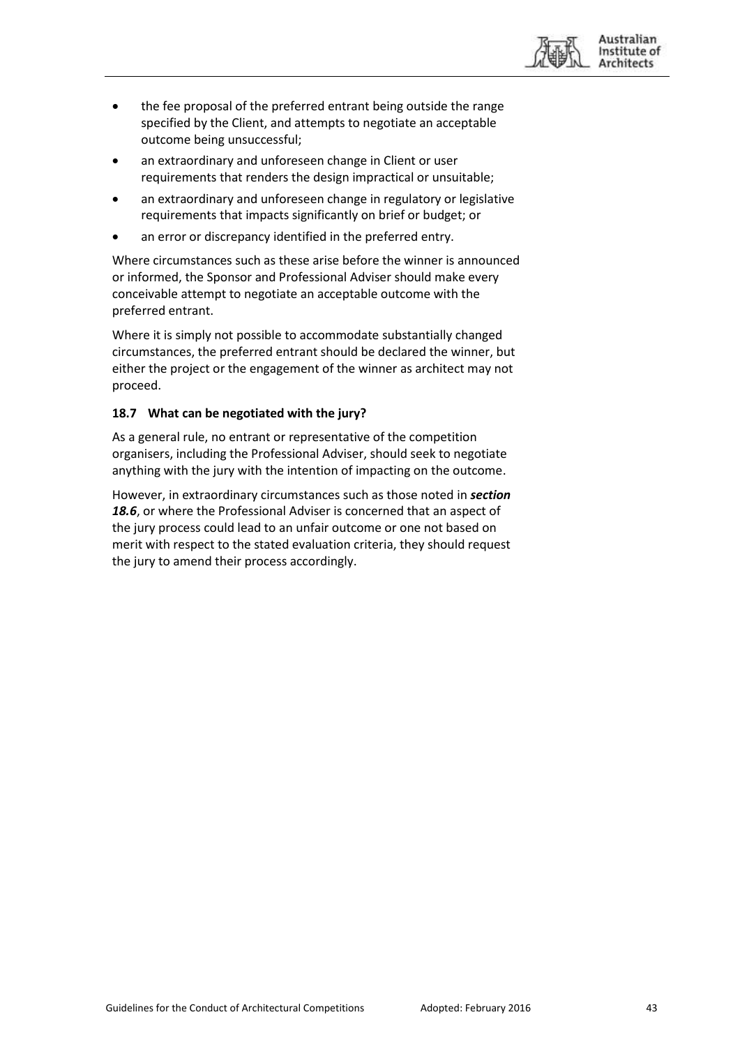- the fee proposal of the preferred entrant being outside the range specified by the Client, and attempts to negotiate an acceptable outcome being unsuccessful;
- an extraordinary and unforeseen change in Client or user requirements that renders the design impractical or unsuitable;
- an extraordinary and unforeseen change in regulatory or legislative requirements that impacts significantly on brief or budget; or
- an error or discrepancy identified in the preferred entry.

Where circumstances such as these arise before the winner is announced or informed, the Sponsor and Professional Adviser should make every conceivable attempt to negotiate an acceptable outcome with the preferred entrant.

Where it is simply not possible to accommodate substantially changed circumstances, the preferred entrant should be declared the winner, but either the project or the engagement of the winner as architect may not proceed.

### 18.7 What can be negotiated with the jury?

As a general rule, no entrant or representative of the competition organisers, including the Professional Adviser, should seek to negotiate anything with the jury with the intention of impacting on the outcome.

However, in extraordinary circumstances such as those noted in ***section 18.6***, or where the Professional Adviser is concerned that an aspect of the jury process could lead to an unfair outcome or one not based on merit with respect to the stated evaluation criteria, they should request the jury to amend their process accordingly.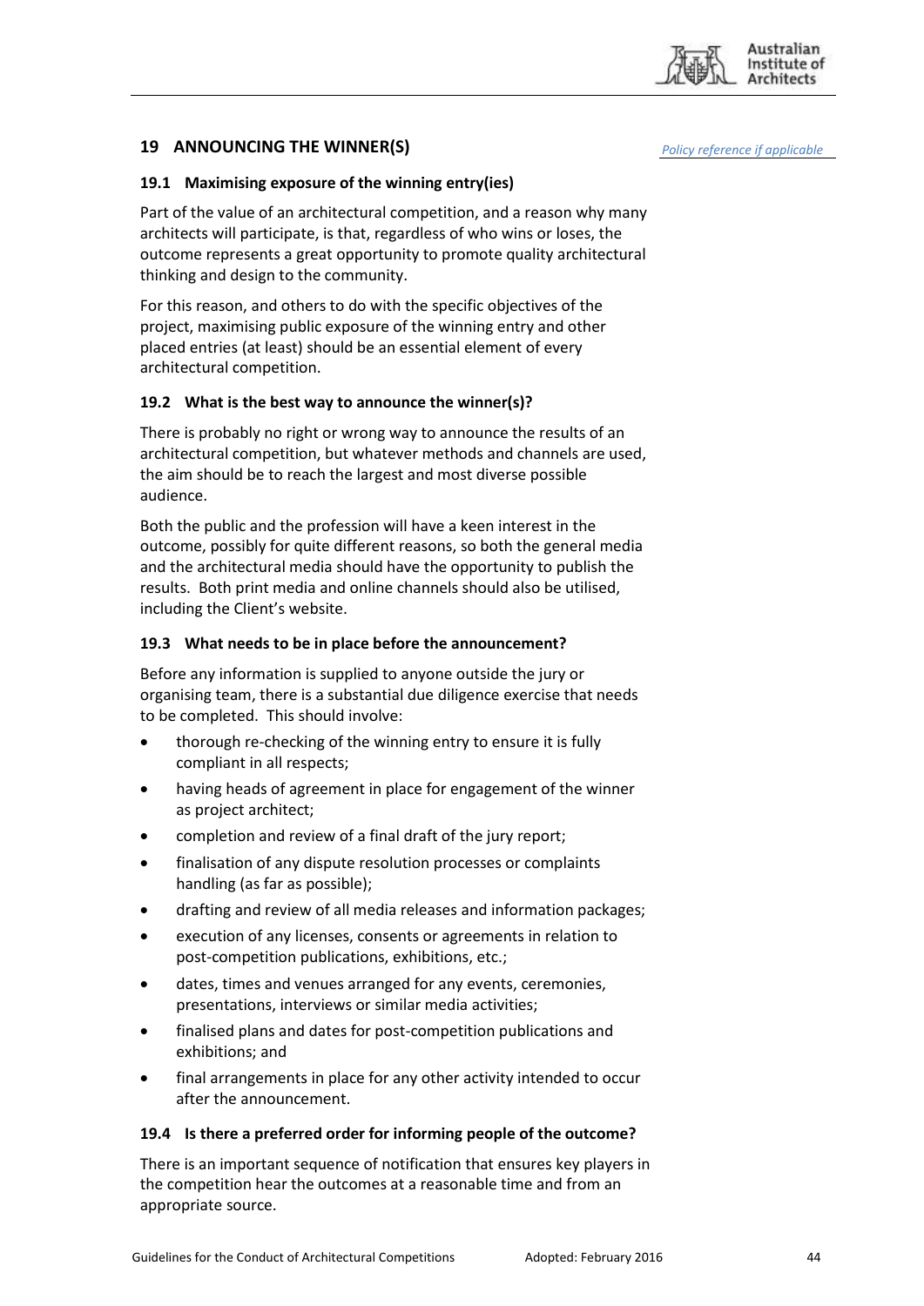## 19 ANNOUNCING THE WINNER(S)

*Policy reference if applicable*

### 19.1 Maximising exposure of the winning entry(ies)

Part of the value of an architectural competition, and a reason why many architects will participate, is that, regardless of who wins or loses, the outcome represents a great opportunity to promote quality architectural thinking and design to the community.

For this reason, and others to do with the specific objectives of the project, maximising public exposure of the winning entry and other placed entries (at least) should be an essential element of every architectural competition.

### 19.2 What is the best way to announce the winner(s)?

There is probably no right or wrong way to announce the results of an architectural competition, but whatever methods and channels are used, the aim should be to reach the largest and most diverse possible audience.

Both the public and the profession will have a keen interest in the outcome, possibly for quite different reasons, so both the general media and the architectural media should have the opportunity to publish the results. Both print media and online channels should also be utilised, including the Client's website.

### 19.3 What needs to be in place before the announcement?

Before any information is supplied to anyone outside the jury or organising team, there is a substantial due diligence exercise that needs to be completed. This should involve:

- thorough re-checking of the winning entry to ensure it is fully compliant in all respects;
- having heads of agreement in place for engagement of the winner as project architect;
- completion and review of a final draft of the jury report;
- finalisation of any dispute resolution processes or complaints handling (as far as possible);
- drafting and review of all media releases and information packages;
- execution of any licenses, consents or agreements in relation to post-competition publications, exhibitions, etc.;
- dates, times and venues arranged for any events, ceremonies, presentations, interviews or similar media activities;
- finalised plans and dates for post-competition publications and exhibitions; and
- final arrangements in place for any other activity intended to occur after the announcement.

### 19.4 Is there a preferred order for informing people of the outcome?

There is an important sequence of notification that ensures key players in the competition hear the outcomes at a reasonable time and from an appropriate source.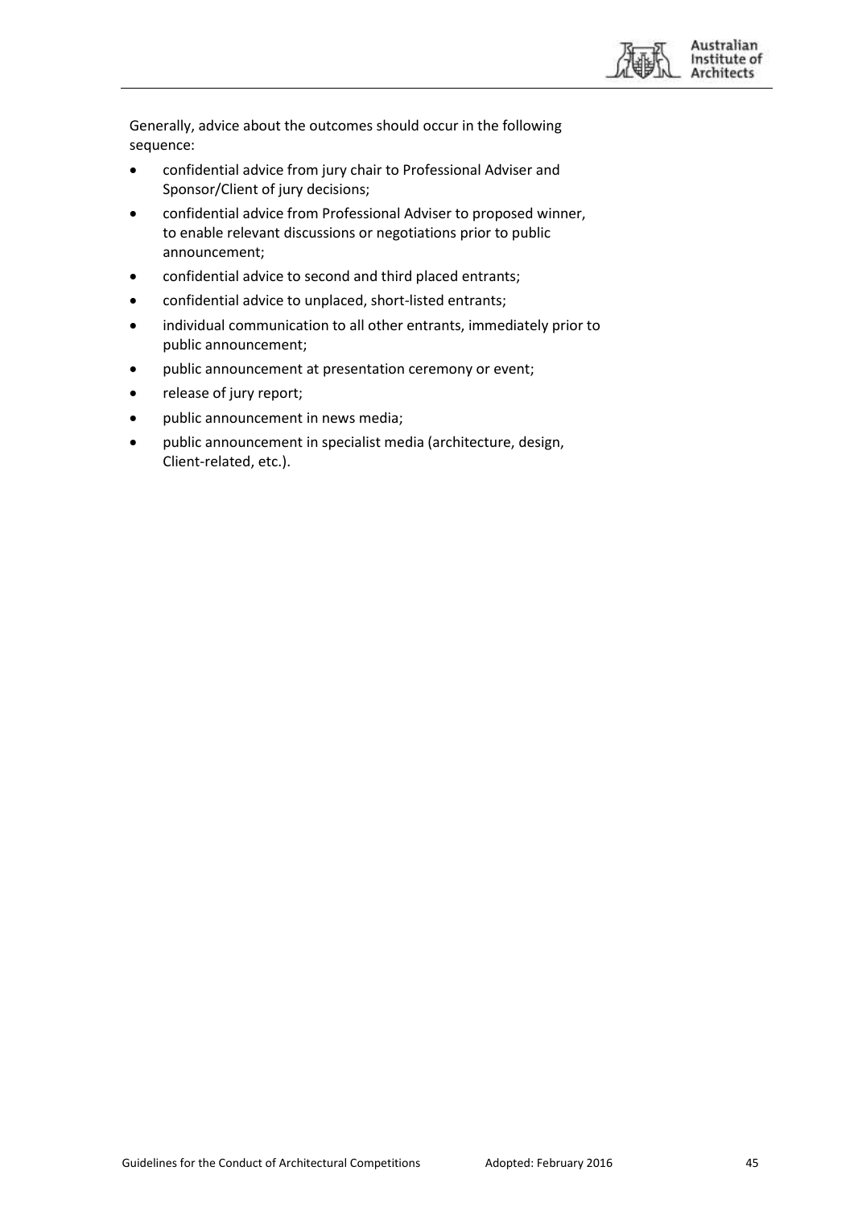Generally, advice about the outcomes should occur in the following sequence:

- confidential advice from jury chair to Professional Adviser and Sponsor/Client of jury decisions;
- confidential advice from Professional Adviser to proposed winner, to enable relevant discussions or negotiations prior to public announcement;
- confidential advice to second and third placed entrants;
- confidential advice to unplaced, short-listed entrants;
- individual communication to all other entrants, immediately prior to public announcement;
- public announcement at presentation ceremony or event;
- release of jury report;
- public announcement in news media;
- public announcement in specialist media (architecture, design, Client-related, etc.).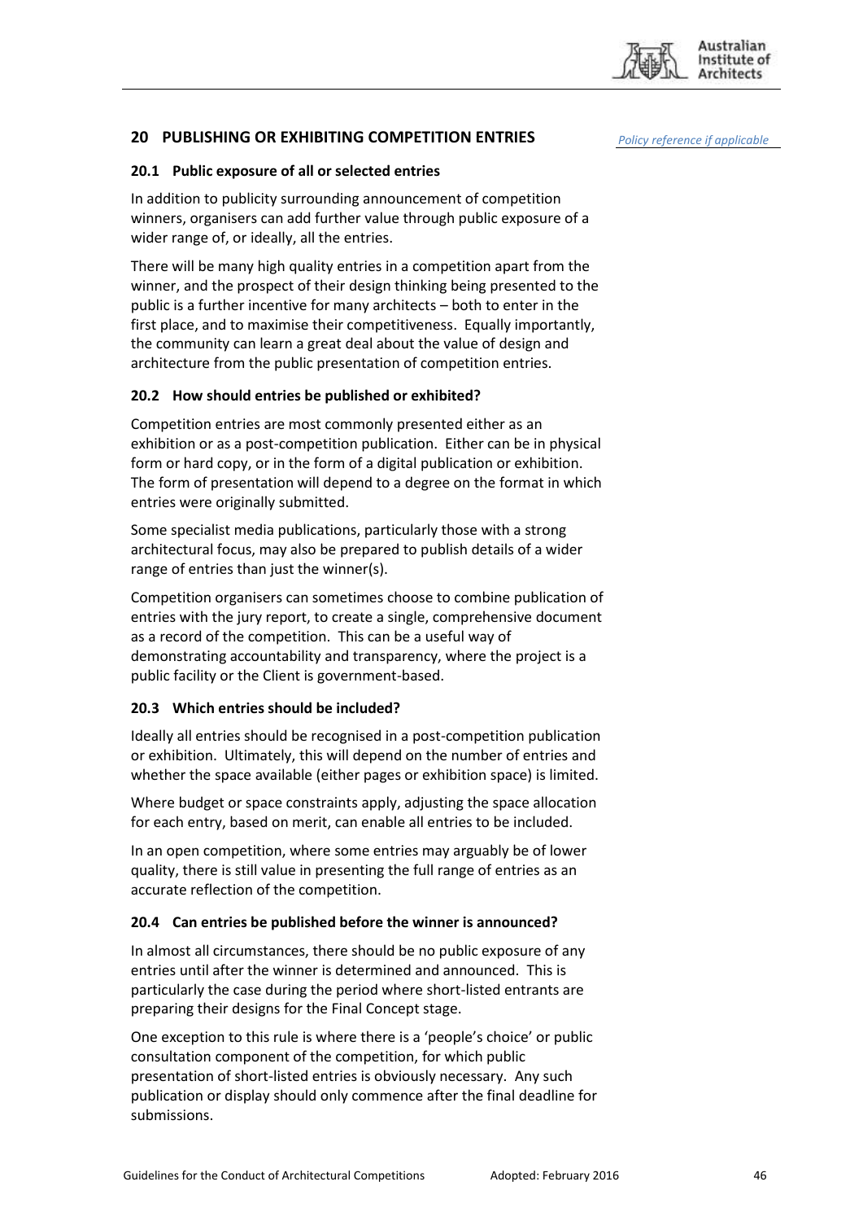## 20 PUBLISHING OR EXHIBITING COMPETITION ENTRIES

*Policy reference if applicable*

### 20.1 Public exposure of all or selected entries

In addition to publicity surrounding announcement of competition winners, organisers can add further value through public exposure of a wider range of, or ideally, all the entries.

There will be many high quality entries in a competition apart from the winner, and the prospect of their design thinking being presented to the public is a further incentive for many architects – both to enter in the first place, and to maximise their competitiveness. Equally importantly, the community can learn a great deal about the value of design and architecture from the public presentation of competition entries.

### 20.2 How should entries be published or exhibited?

Competition entries are most commonly presented either as an exhibition or as a post-competition publication. Either can be in physical form or hard copy, or in the form of a digital publication or exhibition. The form of presentation will depend to a degree on the format in which entries were originally submitted.

Some specialist media publications, particularly those with a strong architectural focus, may also be prepared to publish details of a wider range of entries than just the winner(s).

Competition organisers can sometimes choose to combine publication of entries with the jury report, to create a single, comprehensive document as a record of the competition. This can be a useful way of demonstrating accountability and transparency, where the project is a public facility or the Client is government-based.

### 20.3 Which entries should be included?

Ideally all entries should be recognised in a post-competition publication or exhibition. Ultimately, this will depend on the number of entries and whether the space available (either pages or exhibition space) is limited.

Where budget or space constraints apply, adjusting the space allocation for each entry, based on merit, can enable all entries to be included.

In an open competition, where some entries may arguably be of lower quality, there is still value in presenting the full range of entries as an accurate reflection of the competition.

### 20.4 Can entries be published before the winner is announced?

In almost all circumstances, there should be no public exposure of any entries until after the winner is determined and announced. This is particularly the case during the period where short-listed entrants are preparing their designs for the Final Concept stage.

One exception to this rule is where there is a 'people's choice' or public consultation component of the competition, for which public presentation of short-listed entries is obviously necessary. Any such publication or display should only commence after the final deadline for submissions.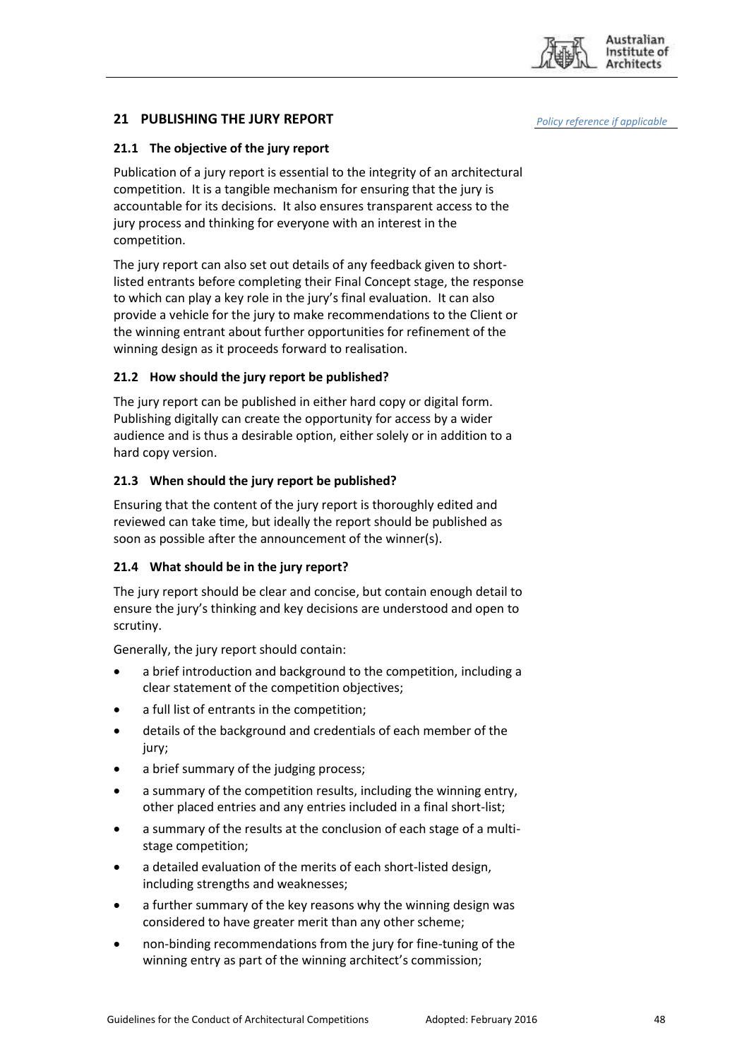## 21 PUBLISHING THE JURY REPORT

*Policy reference if applicable*

### 21.1 The objective of the jury report

Publication of a jury report is essential to the integrity of an architectural competition. It is a tangible mechanism for ensuring that the jury is accountable for its decisions. It also ensures transparent access to the jury process and thinking for everyone with an interest in the competition.

The jury report can also set out details of any feedback given to short-listed entrants before completing their Final Concept stage, the response to which can play a key role in the jury's final evaluation. It can also provide a vehicle for the jury to make recommendations to the Client or the winning entrant about further opportunities for refinement of the winning design as it proceeds forward to realisation.

### 21.2 How should the jury report be published?

The jury report can be published in either hard copy or digital form. Publishing digitally can create the opportunity for access by a wider audience and is thus a desirable option, either solely or in addition to a hard copy version.

### 21.3 When should the jury report be published?

Ensuring that the content of the jury report is thoroughly edited and reviewed can take time, but ideally the report should be published as soon as possible after the announcement of the winner(s).

### 21.4 What should be in the jury report?

The jury report should be clear and concise, but contain enough detail to ensure the jury's thinking and key decisions are understood and open to scrutiny.

Generally, the jury report should contain:

- a brief introduction and background to the competition, including a clear statement of the competition objectives;
- a full list of entrants in the competition;
- details of the background and credentials of each member of the jury;
- a brief summary of the judging process;
- a summary of the competition results, including the winning entry, other placed entries and any entries included in a final short-list;
- a summary of the results at the conclusion of each stage of a multi-stage competition;
- a detailed evaluation of the merits of each short-listed design, including strengths and weaknesses;
- a further summary of the key reasons why the winning design was considered to have greater merit than any other scheme;
- non-binding recommendations from the jury for fine-tuning of the winning entry as part of the winning architect's commission;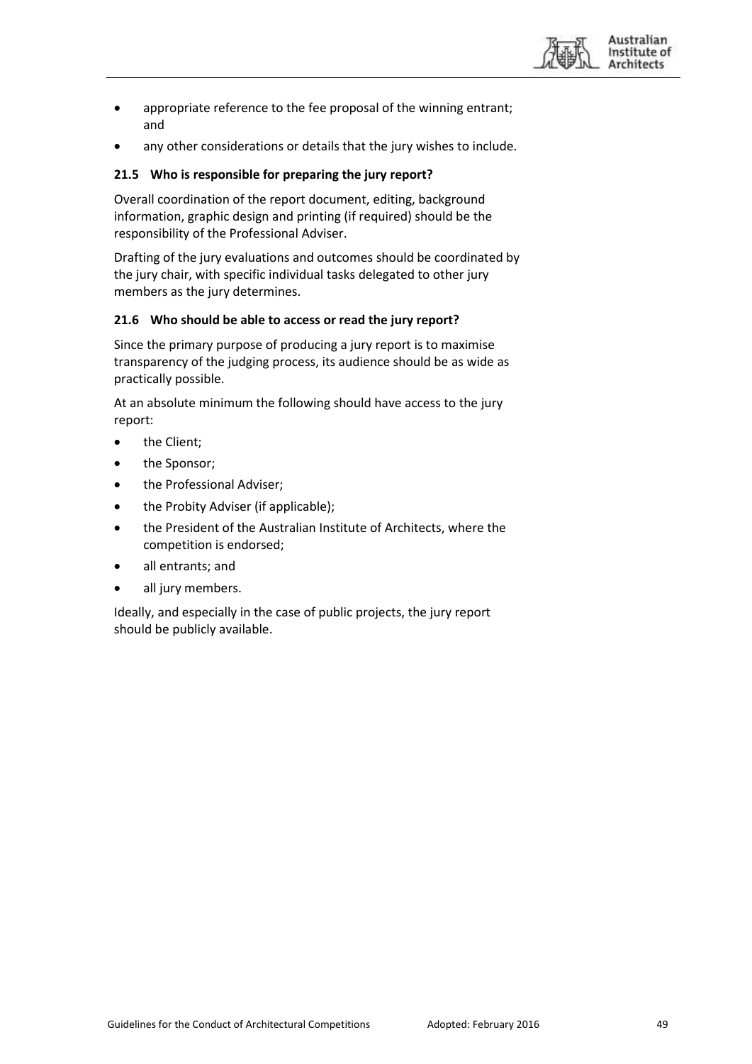- appropriate reference to the fee proposal of the winning entrant; and
- any other considerations or details that the jury wishes to include.

### 21.5 Who is responsible for preparing the jury report?

Overall coordination of the report document, editing, background information, graphic design and printing (if required) should be the responsibility of the Professional Adviser.

Drafting of the jury evaluations and outcomes should be coordinated by the jury chair, with specific individual tasks delegated to other jury members as the jury determines.

### 21.6 Who should be able to access or read the jury report?

Since the primary purpose of producing a jury report is to maximise transparency of the judging process, its audience should be as wide as practically possible.

At an absolute minimum the following should have access to the jury report:

- the Client;
- the Sponsor;
- the Professional Adviser;
- the Probity Adviser (if applicable);
- the President of the Australian Institute of Architects, where the competition is endorsed;
- all entrants; and
- all jury members.

Ideally, and especially in the case of public projects, the jury report should be publicly available.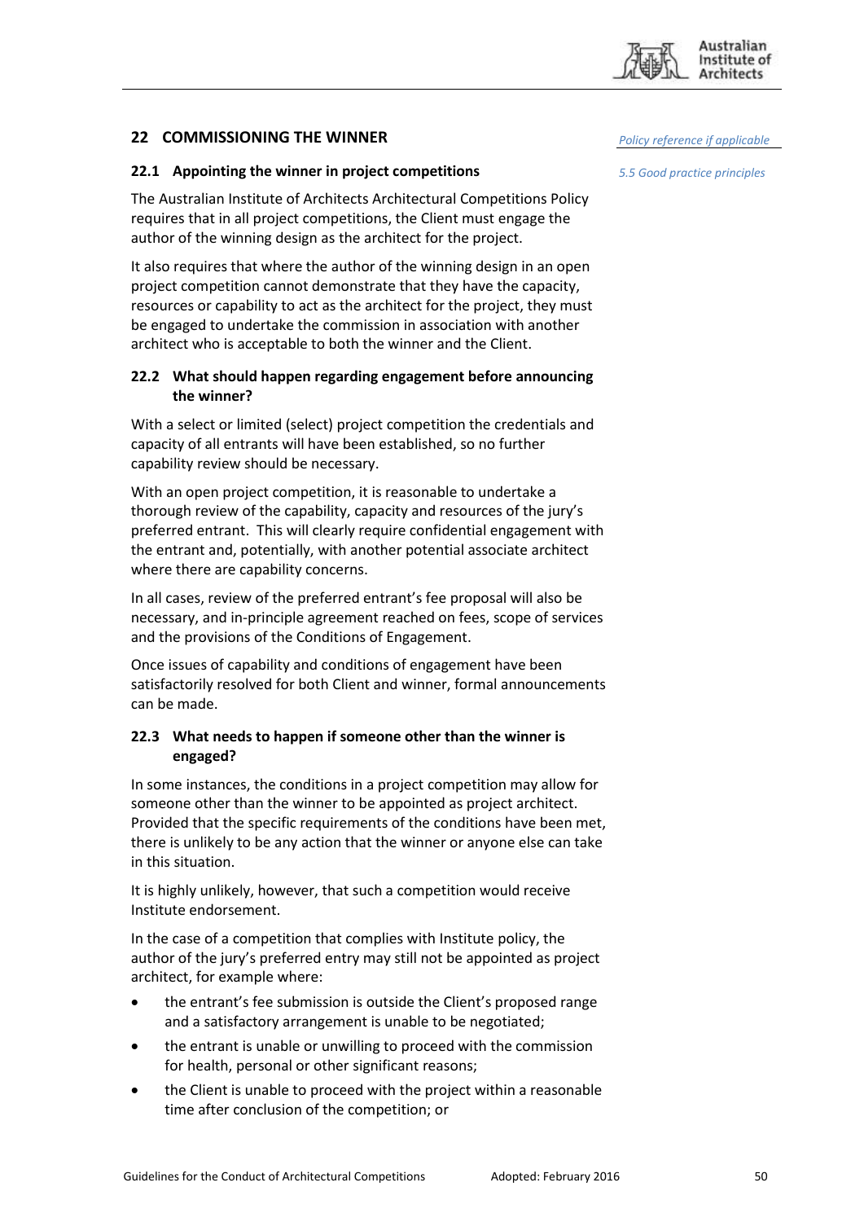## 22 COMMISSIONING THE WINNER

*Policy reference if applicable*

### 22.1 Appointing the winner in project competitions

*5.5 Good practice principles*

The Australian Institute of Architects Architectural Competitions Policy requires that in all project competitions, the Client must engage the author of the winning design as the architect for the project.

It also requires that where the author of the winning design in an open project competition cannot demonstrate that they have the capacity, resources or capability to act as the architect for the project, they must be engaged to undertake the commission in association with another architect who is acceptable to both the winner and the Client.

### 22.2 What should happen regarding engagement before announcing the winner?

With a select or limited (select) project competition the credentials and capacity of all entrants will have been established, so no further capability review should be necessary.

With an open project competition, it is reasonable to undertake a thorough review of the capability, capacity and resources of the jury's preferred entrant. This will clearly require confidential engagement with the entrant and, potentially, with another potential associate architect where there are capability concerns.

In all cases, review of the preferred entrant's fee proposal will also be necessary, and in-principle agreement reached on fees, scope of services and the provisions of the Conditions of Engagement.

Once issues of capability and conditions of engagement have been satisfactorily resolved for both Client and winner, formal announcements can be made.

### 22.3 What needs to happen if someone other than the winner is engaged?

In some instances, the conditions in a project competition may allow for someone other than the winner to be appointed as project architect. Provided that the specific requirements of the conditions have been met, there is unlikely to be any action that the winner or anyone else can take in this situation.

It is highly unlikely, however, that such a competition would receive Institute endorsement.

In the case of a competition that complies with Institute policy, the author of the jury's preferred entry may still not be appointed as project architect, for example where:

- the entrant's fee submission is outside the Client's proposed range and a satisfactory arrangement is unable to be negotiated;
- the entrant is unable or unwilling to proceed with the commission for health, personal or other significant reasons;
- the Client is unable to proceed with the project within a reasonable time after conclusion of the competition; or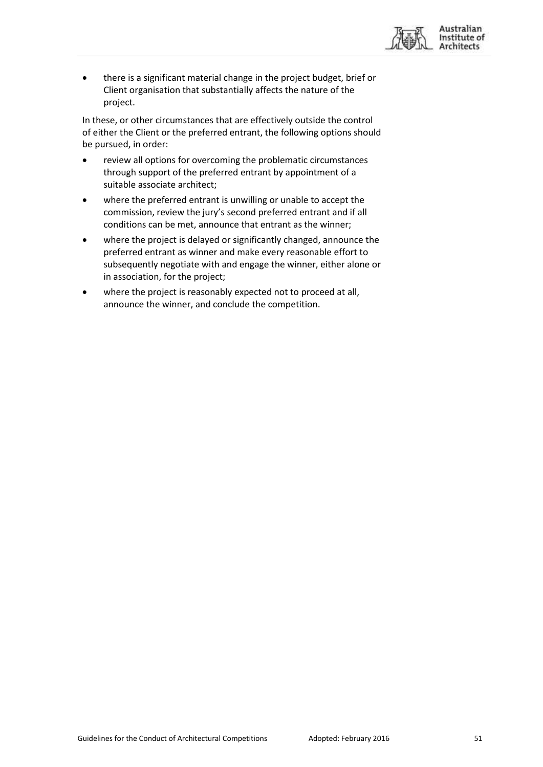- there is a significant material change in the project budget, brief or Client organisation that substantially affects the nature of the project.

In these, or other circumstances that are effectively outside the control of either the Client or the preferred entrant, the following options should be pursued, in order:

- review all options for overcoming the problematic circumstances through support of the preferred entrant by appointment of a suitable associate architect;
- where the preferred entrant is unwilling or unable to accept the commission, review the jury's second preferred entrant and if all conditions can be met, announce that entrant as the winner;
- where the project is delayed or significantly changed, announce the preferred entrant as winner and make every reasonable effort to subsequently negotiate with and engage the winner, either alone or in association, for the project;
- where the project is reasonably expected not to proceed at all, announce the winner, and conclude the competition.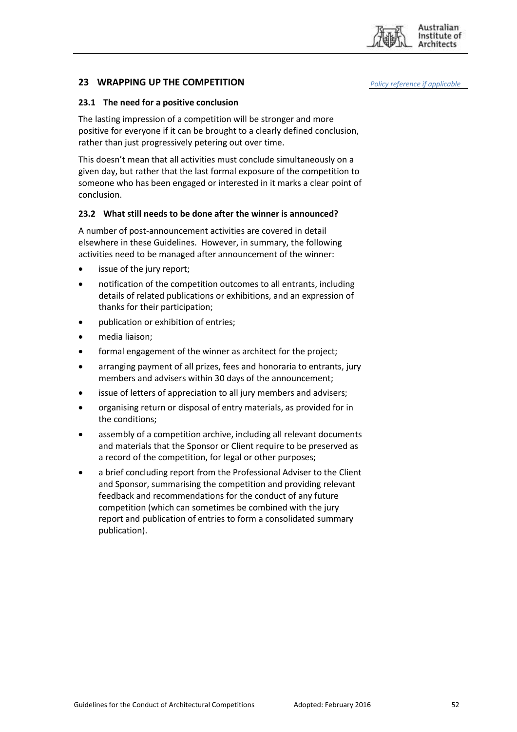## 23 WRAPPING UP THE COMPETITION

*Policy reference if applicable*

### 23.1 The need for a positive conclusion

The lasting impression of a competition will be stronger and more positive for everyone if it can be brought to a clearly defined conclusion, rather than just progressively petering out over time.

This doesn't mean that all activities must conclude simultaneously on a given day, but rather that the last formal exposure of the competition to someone who has been engaged or interested in it marks a clear point of conclusion.

### 23.2 What still needs to be done after the winner is announced?

A number of post-announcement activities are covered in detail elsewhere in these Guidelines. However, in summary, the following activities need to be managed after announcement of the winner:

- issue of the jury report;
- notification of the competition outcomes to all entrants, including details of related publications or exhibitions, and an expression of thanks for their participation;
- publication or exhibition of entries;
- media liaison;
- formal engagement of the winner as architect for the project;
- arranging payment of all prizes, fees and honoraria to entrants, jury members and advisers within 30 days of the announcement;
- issue of letters of appreciation to all jury members and advisers;
- organising return or disposal of entry materials, as provided for in the conditions;
- assembly of a competition archive, including all relevant documents and materials that the Sponsor or Client require to be preserved as a record of the competition, for legal or other purposes;
- a brief concluding report from the Professional Adviser to the Client and Sponsor, summarising the competition and providing relevant feedback and recommendations for the conduct of any future competition (which can sometimes be combined with the jury report and publication of entries to form a consolidated summary publication).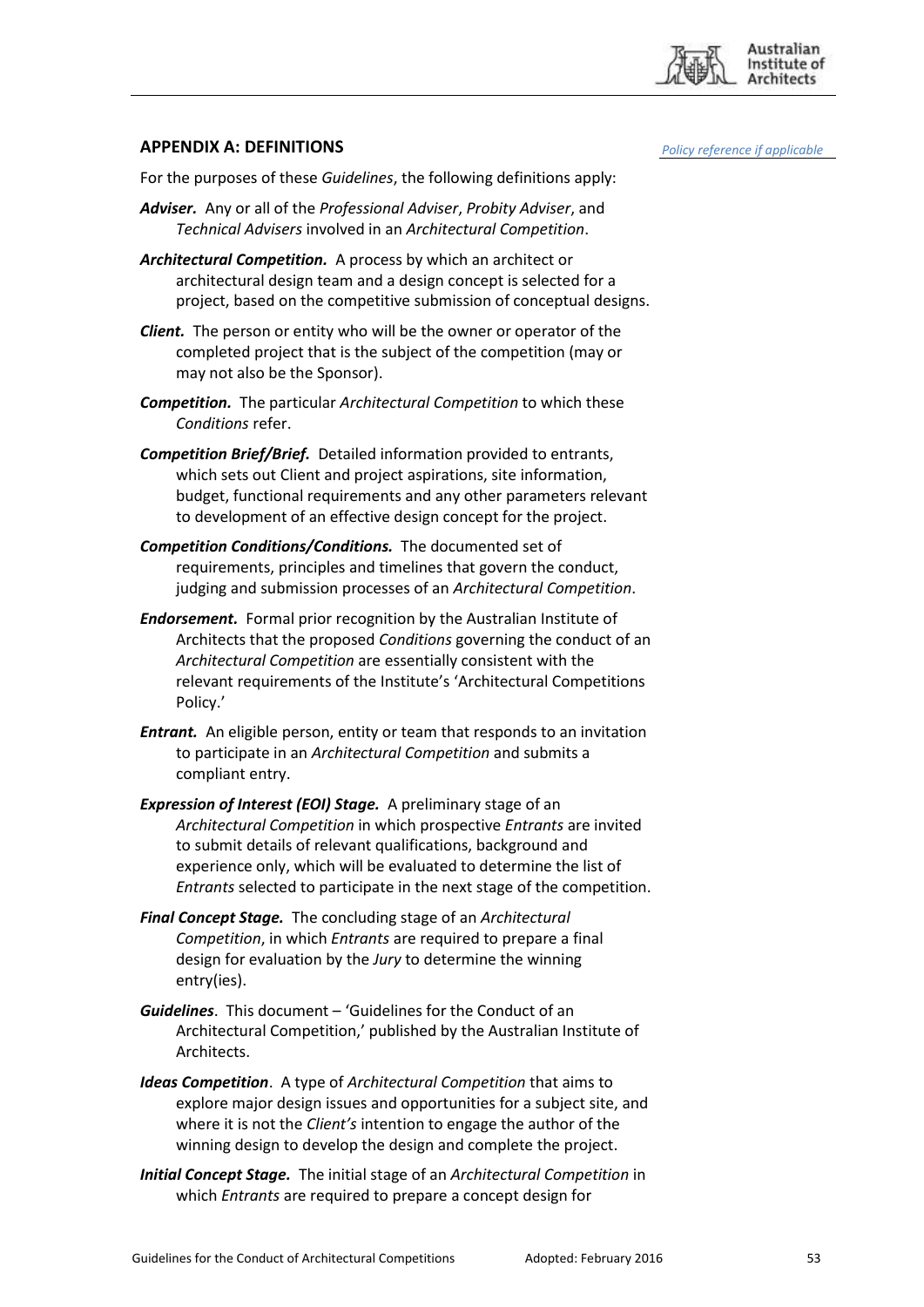## APPENDIX A: DEFINITIONS

*Policy reference if applicable*

For the purposes of these *Guidelines*, the following definitions apply:

***Adviser.*** Any or all of the *Professional Adviser*, *Probity Adviser*, and *Technical Advisers* involved in an *Architectural Competition*.

***Architectural Competition.*** A process by which an architect or architectural design team and a design concept is selected for a project, based on the competitive submission of conceptual designs.

***Client.*** The person or entity who will be the owner or operator of the completed project that is the subject of the competition (may or may not also be the Sponsor).

***Competition.*** The particular *Architectural Competition* to which these *Conditions* refer.

***Competition Brief/Brief.*** Detailed information provided to entrants, which sets out Client and project aspirations, site information, budget, functional requirements and any other parameters relevant to development of an effective design concept for the project.

***Competition Conditions/Conditions.*** The documented set of requirements, principles and timelines that govern the conduct, judging and submission processes of an *Architectural Competition*.

***Endorsement.*** Formal prior recognition by the Australian Institute of Architects that the proposed *Conditions* governing the conduct of an *Architectural Competition* are essentially consistent with the relevant requirements of the Institute's 'Architectural Competitions Policy.'

***Entrant.*** An eligible person, entity or team that responds to an invitation to participate in an *Architectural Competition* and submits a compliant entry.

***Expression of Interest (EOI) Stage.*** A preliminary stage of an *Architectural Competition* in which prospective *Entrants* are invited to submit details of relevant qualifications, background and experience only, which will be evaluated to determine the list of *Entrants* selected to participate in the next stage of the competition.

***Final Concept Stage.*** The concluding stage of an *Architectural Competition*, in which *Entrants* are required to prepare a final design for evaluation by the *Jury* to determine the winning entry(ies).

***Guidelines***. This document – 'Guidelines for the Conduct of an Architectural Competition,' published by the Australian Institute of Architects.

***Ideas Competition***. A type of *Architectural Competition* that aims to explore major design issues and opportunities for a subject site, and where it is not the *Client's* intention to engage the author of the winning design to develop the design and complete the project.

***Initial Concept Stage.*** The initial stage of an *Architectural Competition* in which *Entrants* are required to prepare a concept design for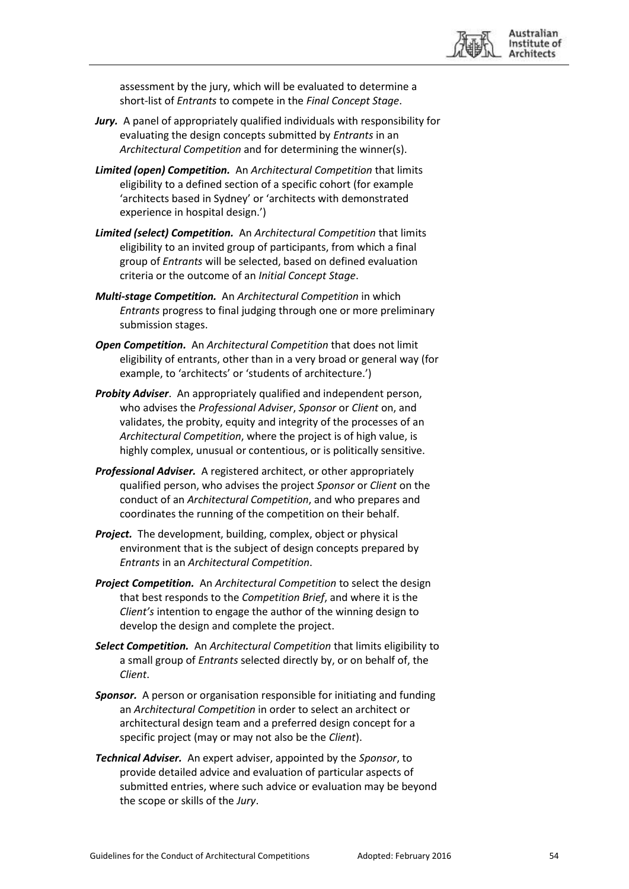assessment by the jury, which will be evaluated to determine a short-list of *Entrants* to compete in the *Final Concept Stage*.

***Jury.*** A panel of appropriately qualified individuals with responsibility for evaluating the design concepts submitted by *Entrants* in an *Architectural Competition* and for determining the winner(s).

***Limited (open) Competition.*** An *Architectural Competition* that limits eligibility to a defined section of a specific cohort (for example 'architects based in Sydney' or 'architects with demonstrated experience in hospital design.')

***Limited (select) Competition.*** An *Architectural Competition* that limits eligibility to an invited group of participants, from which a final group of *Entrants* will be selected, based on defined evaluation criteria or the outcome of an *Initial Concept Stage*.

***Multi-stage Competition.*** An *Architectural Competition* in which *Entrants* progress to final judging through one or more preliminary submission stages.

***Open Competition.*** An *Architectural Competition* that does not limit eligibility of entrants, other than in a very broad or general way (for example, to 'architects' or 'students of architecture.')

***Probity Adviser***. An appropriately qualified and independent person, who advises the *Professional Adviser*, *Sponsor* or *Client* on, and validates, the probity, equity and integrity of the processes of an *Architectural Competition*, where the project is of high value, is highly complex, unusual or contentious, or is politically sensitive.

***Professional Adviser.*** A registered architect, or other appropriately qualified person, who advises the project *Sponsor* or *Client* on the conduct of an *Architectural Competition*, and who prepares and coordinates the running of the competition on their behalf.

***Project.*** The development, building, complex, object or physical environment that is the subject of design concepts prepared by *Entrants* in an *Architectural Competition*.

***Project Competition.*** An *Architectural Competition* to select the design that best responds to the *Competition Brief*, and where it is the *Client's* intention to engage the author of the winning design to develop the design and complete the project.

***Select Competition.*** An *Architectural Competition* that limits eligibility to a small group of *Entrants* selected directly by, or on behalf of, the *Client*.

***Sponsor.*** A person or organisation responsible for initiating and funding an *Architectural Competition* in order to select an architect or architectural design team and a preferred design concept for a specific project (may or may not also be the *Client*).

***Technical Adviser.*** An expert adviser, appointed by the *Sponsor*, to provide detailed advice and evaluation of particular aspects of submitted entries, where such advice or evaluation may be beyond the scope or skills of the *Jury*.